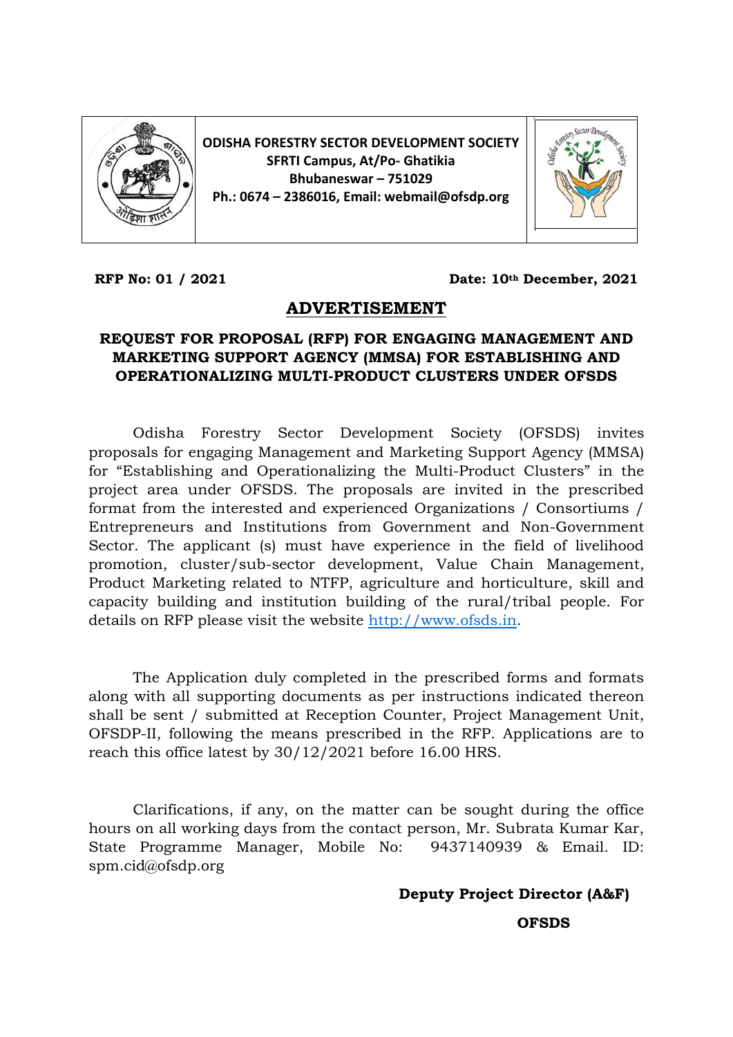**ODISHA FORESTRY SECTOR DEVELOPMENT SOCIETY**
**SFRTI Campus, At/Po- Ghatikia**
**Bhubaneswar – 751029**
**Ph.: 0674 – 2386016, Email: webmail@ofsdp.org**

**RFP No: 01 / 2021** **Date: 10th December, 2021**

# ADVERTISEMENT

## REQUEST FOR PROPOSAL (RFP) FOR ENGAGING MANAGEMENT AND MARKETING SUPPORT AGENCY (MMSA) FOR ESTABLISHING AND OPERATIONALIZING MULTI-PRODUCT CLUSTERS UNDER OFSDS

Odisha Forestry Sector Development Society (OFSDS) invites proposals for engaging Management and Marketing Support Agency (MMSA) for "Establishing and Operationalizing the Multi-Product Clusters" in the project area under OFSDS. The proposals are invited in the prescribed format from the interested and experienced Organizations / Consortiums / Entrepreneurs and Institutions from Government and Non-Government Sector. The applicant (s) must have experience in the field of livelihood promotion, cluster/sub-sector development, Value Chain Management, Product Marketing related to NTFP, agriculture and horticulture, skill and capacity building and institution building of the rural/tribal people. For details on RFP please visit the website http://www.ofsds.in.

The Application duly completed in the prescribed forms and formats along with all supporting documents as per instructions indicated thereon shall be sent / submitted at Reception Counter, Project Management Unit, OFSDP-II, following the means prescribed in the RFP. Applications are to reach this office latest by 30/12/2021 before 16.00 HRS.

Clarifications, if any, on the matter can be sought during the office hours on all working days from the contact person, Mr. Subrata Kumar Kar, State Programme Manager, Mobile No: 9437140939 & Email. ID: spm.cid@ofsdp.org

**Deputy Project Director (A&F)**

**OFSDS**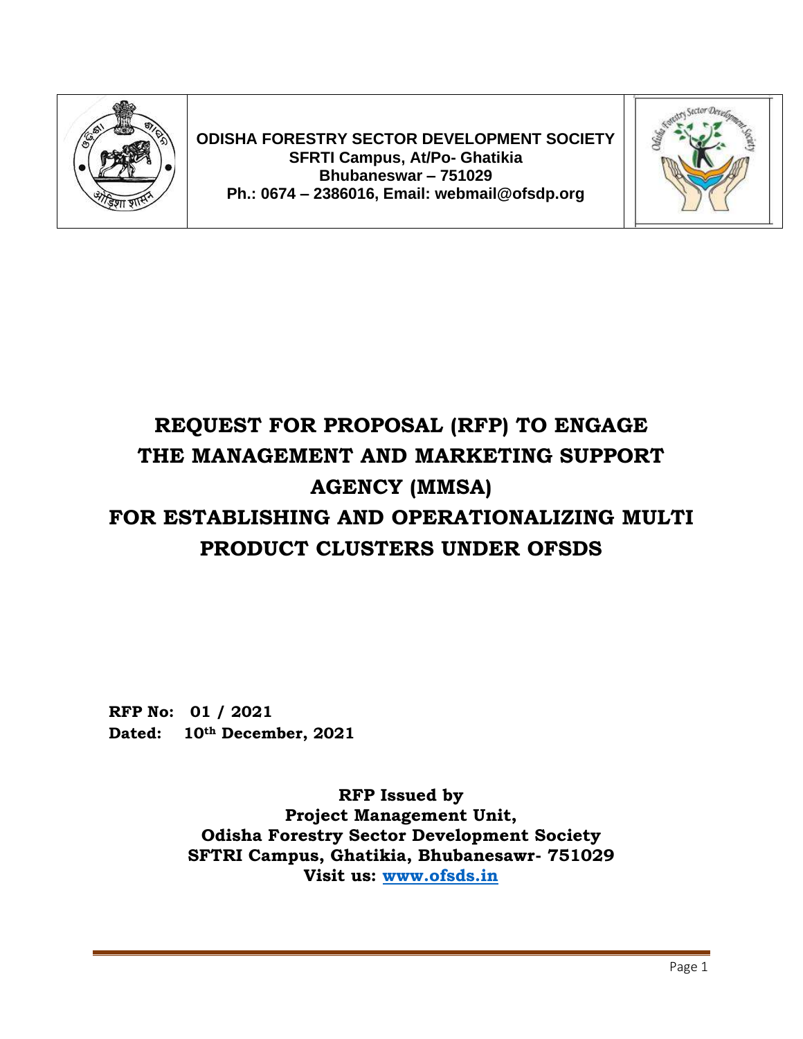ODISHA FORESTRY SECTOR DEVELOPMENT SOCIETY
SFRTI Campus, At/Po- Ghatikia
Bhubaneswar – 751029
Ph.: 0674 – 2386016, Email: webmail@ofsdp.org

# REQUEST FOR PROPOSAL (RFP) TO ENGAGE THE MANAGEMENT AND MARKETING SUPPORT AGENCY (MMSA) FOR ESTABLISHING AND OPERATIONALIZING MULTI PRODUCT CLUSTERS UNDER OFSDS

**RFP No: 01 / 2021**
**Dated: 10th December, 2021**

**RFP Issued by**
**Project Management Unit,**
**Odisha Forestry Sector Development Society**
**SFTRI Campus, Ghatikia, Bhubanesawr- 751029**
**Visit us: www.ofsds.in**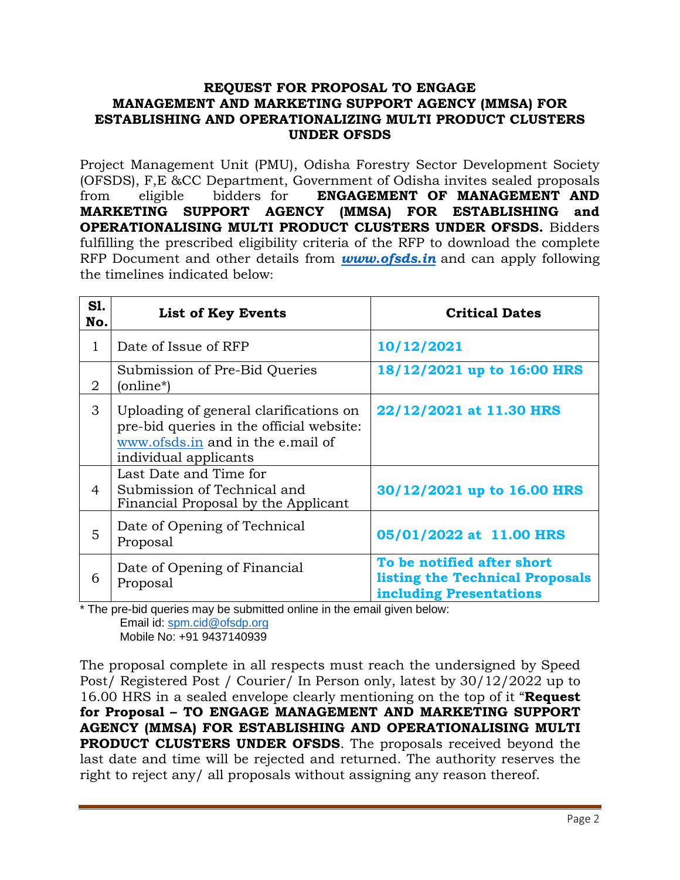**REQUEST FOR PROPOSAL TO ENGAGE MANAGEMENT AND MARKETING SUPPORT AGENCY (MMSA) FOR ESTABLISHING AND OPERATIONALIZING MULTI PRODUCT CLUSTERS UNDER OFSDS**

Project Management Unit (PMU), Odisha Forestry Sector Development Society (OFSDS), F,E &CC Department, Government of Odisha invites sealed proposals from eligible bidders for **ENGAGEMENT OF MANAGEMENT AND MARKETING SUPPORT AGENCY (MMSA) FOR ESTABLISHING and OPERATIONALISING MULTI PRODUCT CLUSTERS UNDER OFSDS.** Bidders fulfilling the prescribed eligibility criteria of the RFP to download the complete RFP Document and other details from ***www.ofsds.in*** and can apply following the timelines indicated below:

| Sl. No. | List of Key Events | Critical Dates |
|---|---|---|
| 1 | Date of Issue of RFP | **10/12/2021** |
| 2 | Submission of Pre-Bid Queries (online*) | **18/12/2021 up to 16:00 HRS** |
| 3 | Uploading of general clarifications on pre-bid queries in the official website: www.ofsds.in and in the e.mail of individual applicants | **22/12/2021 at 11.30 HRS** |
| 4 | Last Date and Time for Submission of Technical and Financial Proposal by the Applicant | **30/12/2021 up to 16.00 HRS** |
| 5 | Date of Opening of Technical Proposal | **05/01/2022 at 11.00 HRS** |
| 6 | Date of Opening of Financial Proposal | **To be notified after short listing the Technical Proposals including Presentations** |

\* The pre-bid queries may be submitted online in the email given below:
Email id: spm.cid@ofsdp.org
Mobile No: +91 9437140939

The proposal complete in all respects must reach the undersigned by Speed Post/ Registered Post / Courier/ In Person only, latest by 30/12/2022 up to 16.00 HRS in a sealed envelope clearly mentioning on the top of it "**Request for Proposal – TO ENGAGE MANAGEMENT AND MARKETING SUPPORT AGENCY (MMSA) FOR ESTABLISHING AND OPERATIONALISING MULTI PRODUCT CLUSTERS UNDER OFSDS**. The proposals received beyond the last date and time will be rejected and returned. The authority reserves the right to reject any/ all proposals without assigning any reason thereof.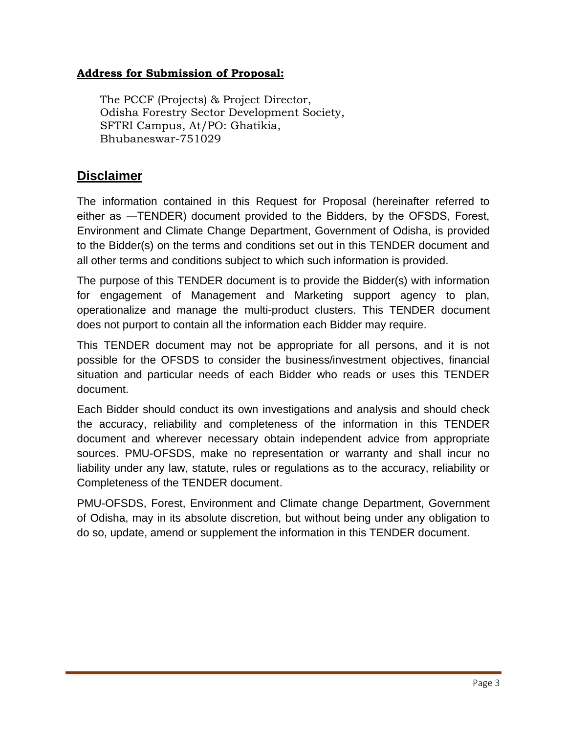**Address for Submission of Proposal:**

The PCCF (Projects) & Project Director,
Odisha Forestry Sector Development Society,
SFTRI Campus, At/PO: Ghatikia,
Bhubaneswar-751029

## Disclaimer

The information contained in this Request for Proposal (hereinafter referred to either as —TENDER) document provided to the Bidders, by the OFSDS, Forest, Environment and Climate Change Department, Government of Odisha, is provided to the Bidder(s) on the terms and conditions set out in this TENDER document and all other terms and conditions subject to which such information is provided.

The purpose of this TENDER document is to provide the Bidder(s) with information for engagement of Management and Marketing support agency to plan, operationalize and manage the multi-product clusters. This TENDER document does not purport to contain all the information each Bidder may require.

This TENDER document may not be appropriate for all persons, and it is not possible for the OFSDS to consider the business/investment objectives, financial situation and particular needs of each Bidder who reads or uses this TENDER document.

Each Bidder should conduct its own investigations and analysis and should check the accuracy, reliability and completeness of the information in this TENDER document and wherever necessary obtain independent advice from appropriate sources. PMU-OFSDS, make no representation or warranty and shall incur no liability under any law, statute, rules or regulations as to the accuracy, reliability or Completeness of the TENDER document.

PMU-OFSDS, Forest, Environment and Climate change Department, Government of Odisha, may in its absolute discretion, but without being under any obligation to do so, update, amend or supplement the information in this TENDER document.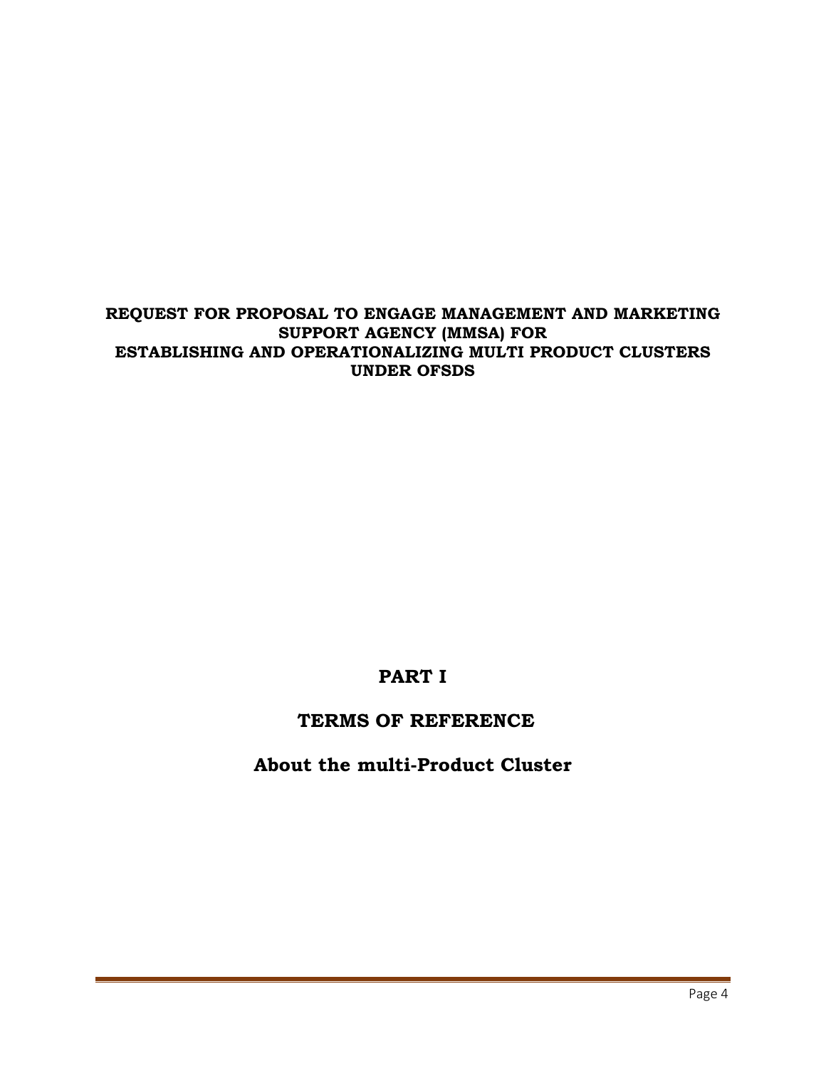**REQUEST FOR PROPOSAL TO ENGAGE MANAGEMENT AND MARKETING SUPPORT AGENCY (MMSA) FOR ESTABLISHING AND OPERATIONALIZING MULTI PRODUCT CLUSTERS UNDER OFSDS**

# PART I

# TERMS OF REFERENCE

## About the multi-Product Cluster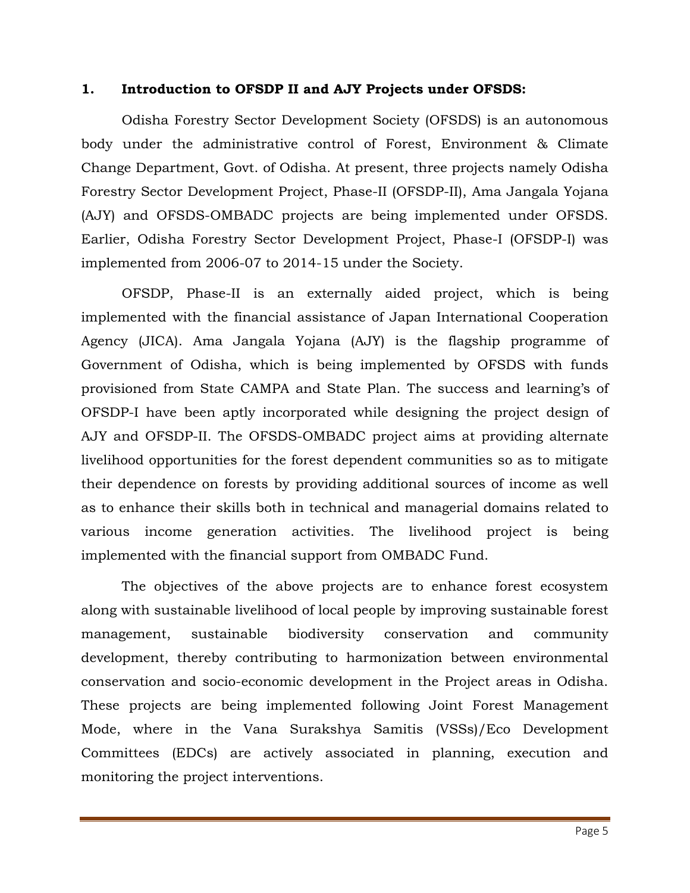## 1. Introduction to OFSDP II and AJY Projects under OFSDS:

Odisha Forestry Sector Development Society (OFSDS) is an autonomous body under the administrative control of Forest, Environment & Climate Change Department, Govt. of Odisha. At present, three projects namely Odisha Forestry Sector Development Project, Phase-II (OFSDP-II), Ama Jangala Yojana (AJY) and OFSDS-OMBADC projects are being implemented under OFSDS. Earlier, Odisha Forestry Sector Development Project, Phase-I (OFSDP-I) was implemented from 2006-07 to 2014-15 under the Society.

OFSDP, Phase-II is an externally aided project, which is being implemented with the financial assistance of Japan International Cooperation Agency (JICA). Ama Jangala Yojana (AJY) is the flagship programme of Government of Odisha, which is being implemented by OFSDS with funds provisioned from State CAMPA and State Plan. The success and learning's of OFSDP-I have been aptly incorporated while designing the project design of AJY and OFSDP-II. The OFSDS-OMBADC project aims at providing alternate livelihood opportunities for the forest dependent communities so as to mitigate their dependence on forests by providing additional sources of income as well as to enhance their skills both in technical and managerial domains related to various income generation activities. The livelihood project is being implemented with the financial support from OMBADC Fund.

The objectives of the above projects are to enhance forest ecosystem along with sustainable livelihood of local people by improving sustainable forest management, sustainable biodiversity conservation and community development, thereby contributing to harmonization between environmental conservation and socio-economic development in the Project areas in Odisha. These projects are being implemented following Joint Forest Management Mode, where in the Vana Surakshya Samitis (VSSs)/Eco Development Committees (EDCs) are actively associated in planning, execution and monitoring the project interventions.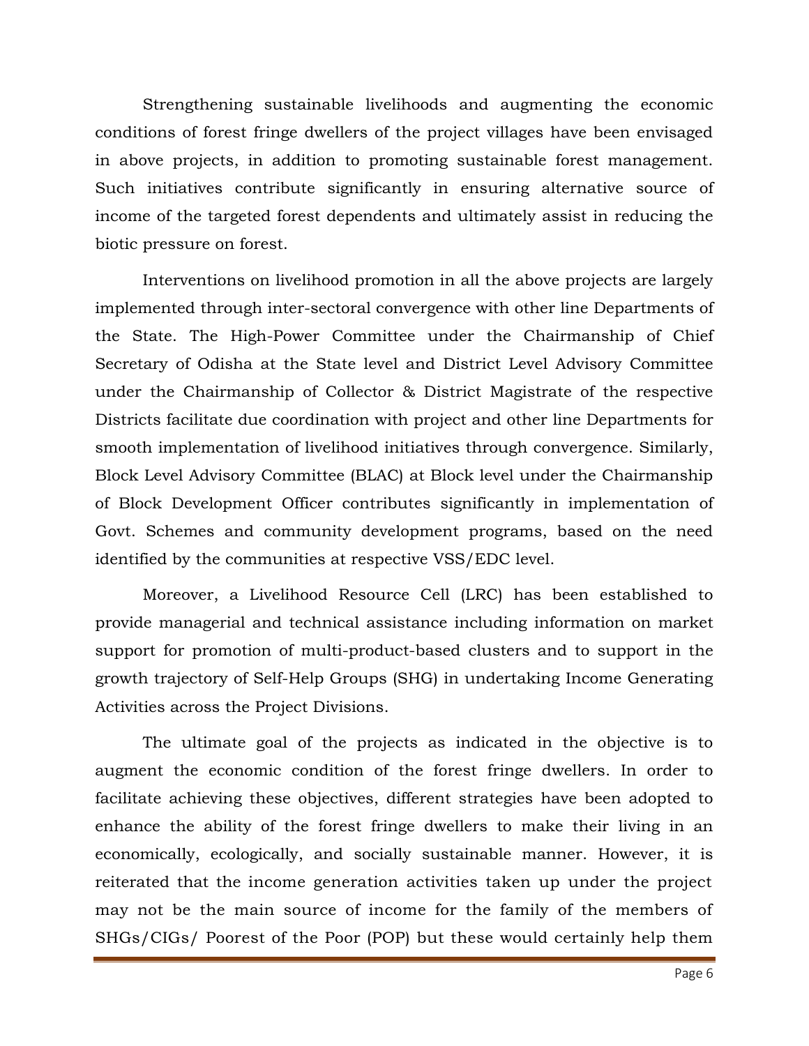Strengthening sustainable livelihoods and augmenting the economic conditions of forest fringe dwellers of the project villages have been envisaged in above projects, in addition to promoting sustainable forest management. Such initiatives contribute significantly in ensuring alternative source of income of the targeted forest dependents and ultimately assist in reducing the biotic pressure on forest.

Interventions on livelihood promotion in all the above projects are largely implemented through inter-sectoral convergence with other line Departments of the State. The High-Power Committee under the Chairmanship of Chief Secretary of Odisha at the State level and District Level Advisory Committee under the Chairmanship of Collector & District Magistrate of the respective Districts facilitate due coordination with project and other line Departments for smooth implementation of livelihood initiatives through convergence. Similarly, Block Level Advisory Committee (BLAC) at Block level under the Chairmanship of Block Development Officer contributes significantly in implementation of Govt. Schemes and community development programs, based on the need identified by the communities at respective VSS/EDC level.

Moreover, a Livelihood Resource Cell (LRC) has been established to provide managerial and technical assistance including information on market support for promotion of multi-product-based clusters and to support in the growth trajectory of Self-Help Groups (SHG) in undertaking Income Generating Activities across the Project Divisions.

The ultimate goal of the projects as indicated in the objective is to augment the economic condition of the forest fringe dwellers. In order to facilitate achieving these objectives, different strategies have been adopted to enhance the ability of the forest fringe dwellers to make their living in an economically, ecologically, and socially sustainable manner. However, it is reiterated that the income generation activities taken up under the project may not be the main source of income for the family of the members of SHGs/CIGs/ Poorest of the Poor (POP) but these would certainly help them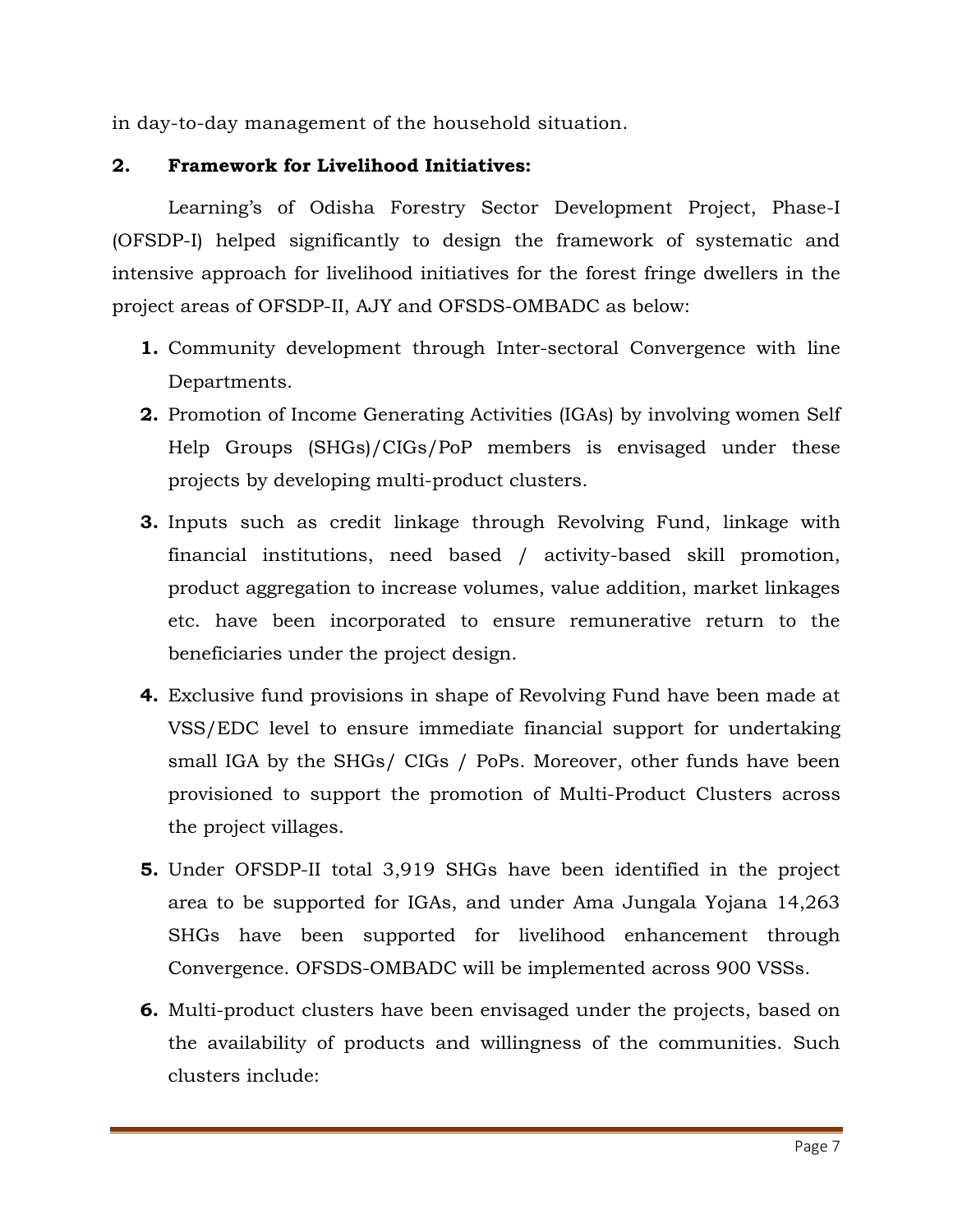in day-to-day management of the household situation.

**2. Framework for Livelihood Initiatives:**

Learning's of Odisha Forestry Sector Development Project, Phase-I (OFSDP-I) helped significantly to design the framework of systematic and intensive approach for livelihood initiatives for the forest fringe dwellers in the project areas of OFSDP-II, AJY and OFSDS-OMBADC as below:

1. Community development through Inter-sectoral Convergence with line Departments.
2. Promotion of Income Generating Activities (IGAs) by involving women Self Help Groups (SHGs)/CIGs/PoP members is envisaged under these projects by developing multi-product clusters.
3. Inputs such as credit linkage through Revolving Fund, linkage with financial institutions, need based / activity-based skill promotion, product aggregation to increase volumes, value addition, market linkages etc. have been incorporated to ensure remunerative return to the beneficiaries under the project design.
4. Exclusive fund provisions in shape of Revolving Fund have been made at VSS/EDC level to ensure immediate financial support for undertaking small IGA by the SHGs/ CIGs / PoPs. Moreover, other funds have been provisioned to support the promotion of Multi-Product Clusters across the project villages.
5. Under OFSDP-II total 3,919 SHGs have been identified in the project area to be supported for IGAs, and under Ama Jungala Yojana 14,263 SHGs have been supported for livelihood enhancement through Convergence. OFSDS-OMBADC will be implemented across 900 VSSs.
6. Multi-product clusters have been envisaged under the projects, based on the availability of products and willingness of the communities. Such clusters include: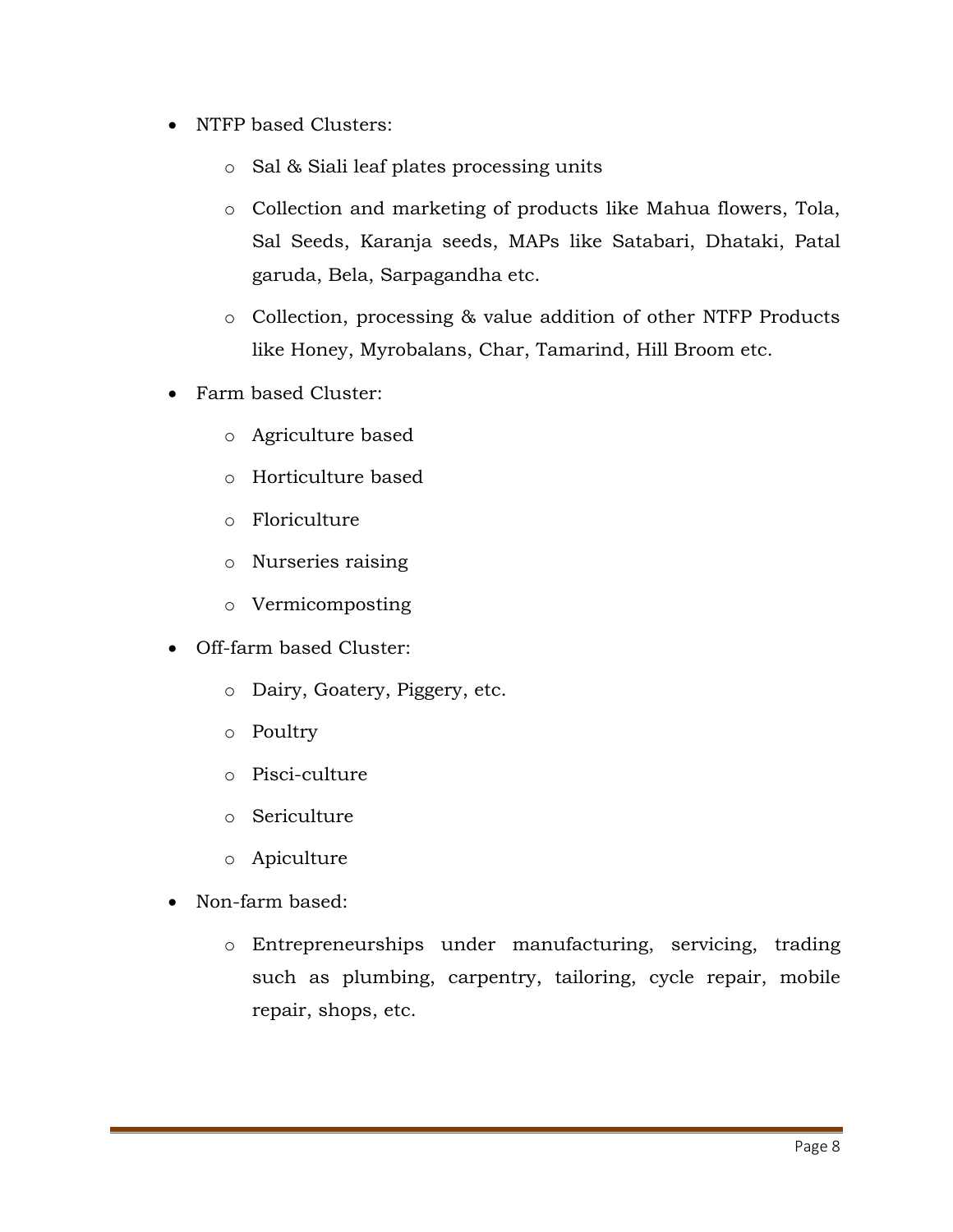- NTFP based Clusters:
  - Sal & Siali leaf plates processing units
  - Collection and marketing of products like Mahua flowers, Tola, Sal Seeds, Karanja seeds, MAPs like Satabari, Dhataki, Patal garuda, Bela, Sarpagandha etc.
  - Collection, processing & value addition of other NTFP Products like Honey, Myrobalans, Char, Tamarind, Hill Broom etc.
- Farm based Cluster:
  - Agriculture based
  - Horticulture based
  - Floriculture
  - Nurseries raising
  - Vermicomposting
- Off-farm based Cluster:
  - Dairy, Goatery, Piggery, etc.
  - Poultry
  - Pisci-culture
  - Sericulture
  - Apiculture
- Non-farm based:
  - Entrepreneurships under manufacturing, servicing, trading such as plumbing, carpentry, tailoring, cycle repair, mobile repair, shops, etc.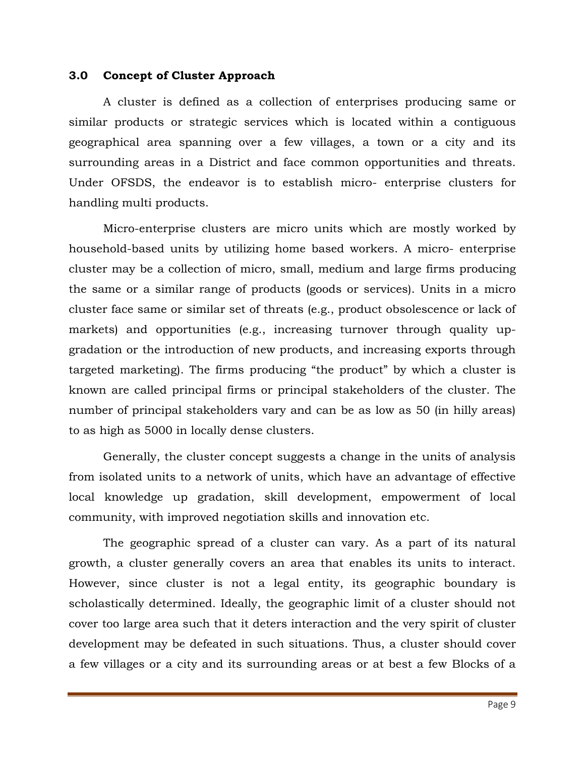## 3.0 Concept of Cluster Approach

A cluster is defined as a collection of enterprises producing same or similar products or strategic services which is located within a contiguous geographical area spanning over a few villages, a town or a city and its surrounding areas in a District and face common opportunities and threats. Under OFSDS, the endeavor is to establish micro- enterprise clusters for handling multi products.

Micro-enterprise clusters are micro units which are mostly worked by household-based units by utilizing home based workers. A micro- enterprise cluster may be a collection of micro, small, medium and large firms producing the same or a similar range of products (goods or services). Units in a micro cluster face same or similar set of threats (e.g., product obsolescence or lack of markets) and opportunities (e.g., increasing turnover through quality up-gradation or the introduction of new products, and increasing exports through targeted marketing). The firms producing "the product" by which a cluster is known are called principal firms or principal stakeholders of the cluster. The number of principal stakeholders vary and can be as low as 50 (in hilly areas) to as high as 5000 in locally dense clusters.

Generally, the cluster concept suggests a change in the units of analysis from isolated units to a network of units, which have an advantage of effective local knowledge up gradation, skill development, empowerment of local community, with improved negotiation skills and innovation etc.

The geographic spread of a cluster can vary. As a part of its natural growth, a cluster generally covers an area that enables its units to interact. However, since cluster is not a legal entity, its geographic boundary is scholastically determined. Ideally, the geographic limit of a cluster should not cover too large area such that it deters interaction and the very spirit of cluster development may be defeated in such situations. Thus, a cluster should cover a few villages or a city and its surrounding areas or at best a few Blocks of a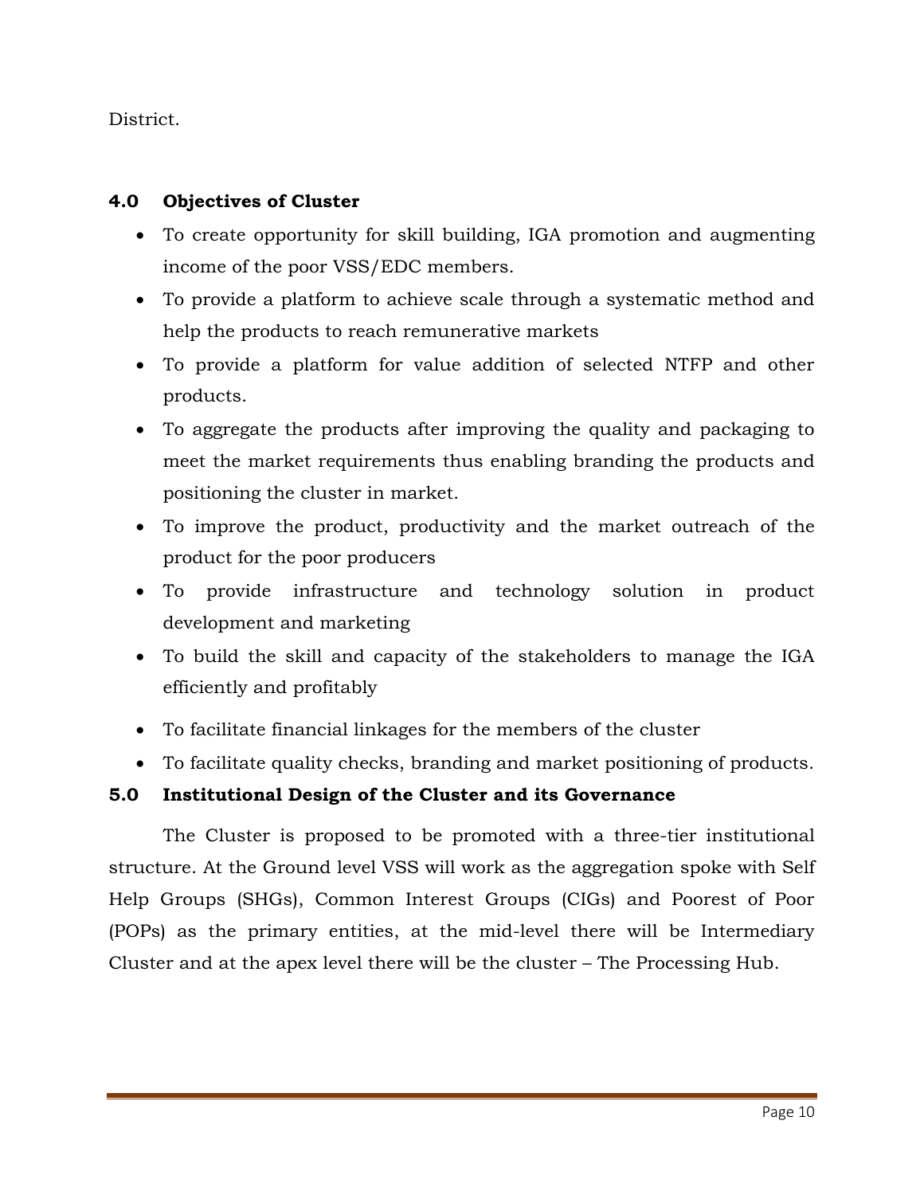District.

## 4.0 Objectives of Cluster

- To create opportunity for skill building, IGA promotion and augmenting income of the poor VSS/EDC members.
- To provide a platform to achieve scale through a systematic method and help the products to reach remunerative markets
- To provide a platform for value addition of selected NTFP and other products.
- To aggregate the products after improving the quality and packaging to meet the market requirements thus enabling branding the products and positioning the cluster in market.
- To improve the product, productivity and the market outreach of the product for the poor producers
- To provide infrastructure and technology solution in product development and marketing
- To build the skill and capacity of the stakeholders to manage the IGA efficiently and profitably
- To facilitate financial linkages for the members of the cluster
- To facilitate quality checks, branding and market positioning of products.

## 5.0 Institutional Design of the Cluster and its Governance

The Cluster is proposed to be promoted with a three-tier institutional structure. At the Ground level VSS will work as the aggregation spoke with Self Help Groups (SHGs), Common Interest Groups (CIGs) and Poorest of Poor (POPs) as the primary entities, at the mid-level there will be Intermediary Cluster and at the apex level there will be the cluster – The Processing Hub.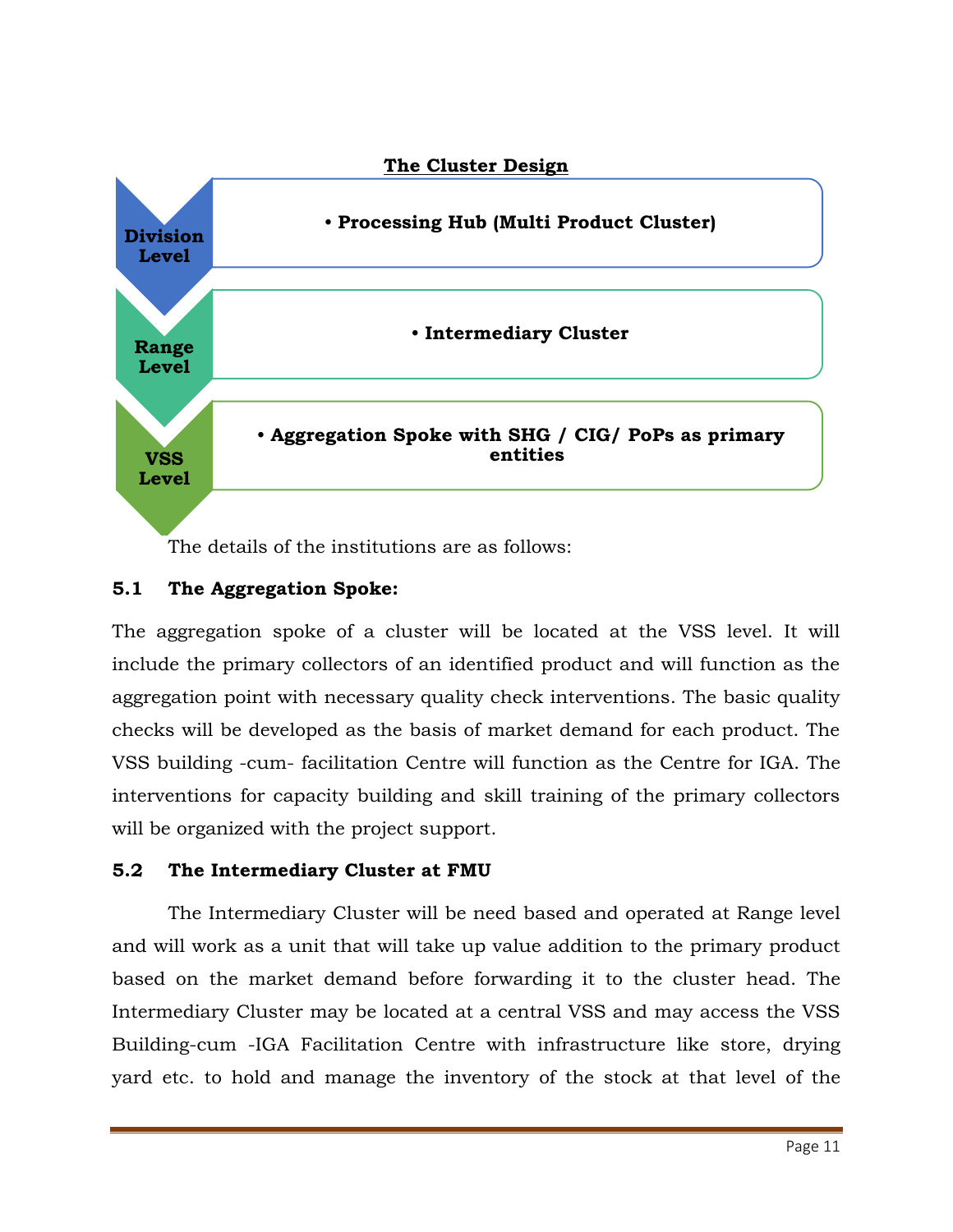**The Cluster Design**

| Level | Description |
|---|---|
| **Division Level** | • **Processing Hub (Multi Product Cluster)** |
| **Range Level** | • **Intermediary Cluster** |
| **VSS Level** | • **Aggregation Spoke with SHG / CIG/ PoPs as primary entities** |

The details of the institutions are as follows:

### 5.1 The Aggregation Spoke:

The aggregation spoke of a cluster will be located at the VSS level. It will include the primary collectors of an identified product and will function as the aggregation point with necessary quality check interventions. The basic quality checks will be developed as the basis of market demand for each product. The VSS building -cum- facilitation Centre will function as the Centre for IGA. The interventions for capacity building and skill training of the primary collectors will be organized with the project support.

### 5.2 The Intermediary Cluster at FMU

The Intermediary Cluster will be need based and operated at Range level and will work as a unit that will take up value addition to the primary product based on the market demand before forwarding it to the cluster head. The Intermediary Cluster may be located at a central VSS and may access the VSS Building-cum -IGA Facilitation Centre with infrastructure like store, drying yard etc. to hold and manage the inventory of the stock at that level of the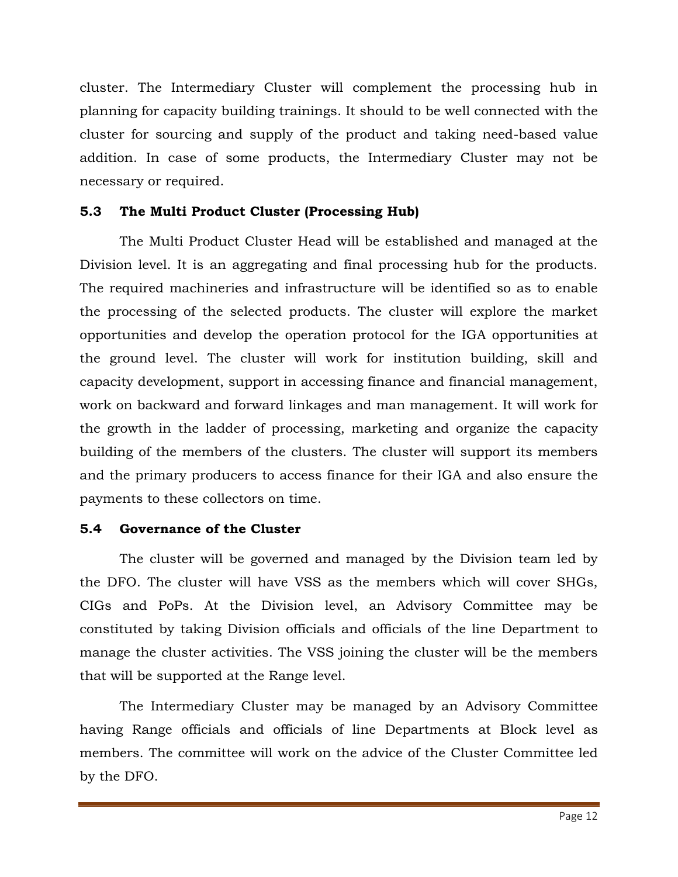cluster. The Intermediary Cluster will complement the processing hub in planning for capacity building trainings. It should to be well connected with the cluster for sourcing and supply of the product and taking need-based value addition. In case of some products, the Intermediary Cluster may not be necessary or required.

### 5.3 The Multi Product Cluster (Processing Hub)

The Multi Product Cluster Head will be established and managed at the Division level. It is an aggregating and final processing hub for the products. The required machineries and infrastructure will be identified so as to enable the processing of the selected products. The cluster will explore the market opportunities and develop the operation protocol for the IGA opportunities at the ground level. The cluster will work for institution building, skill and capacity development, support in accessing finance and financial management, work on backward and forward linkages and man management. It will work for the growth in the ladder of processing, marketing and organize the capacity building of the members of the clusters. The cluster will support its members and the primary producers to access finance for their IGA and also ensure the payments to these collectors on time.

### 5.4 Governance of the Cluster

The cluster will be governed and managed by the Division team led by the DFO. The cluster will have VSS as the members which will cover SHGs, CIGs and PoPs. At the Division level, an Advisory Committee may be constituted by taking Division officials and officials of the line Department to manage the cluster activities. The VSS joining the cluster will be the members that will be supported at the Range level.

The Intermediary Cluster may be managed by an Advisory Committee having Range officials and officials of line Departments at Block level as members. The committee will work on the advice of the Cluster Committee led by the DFO.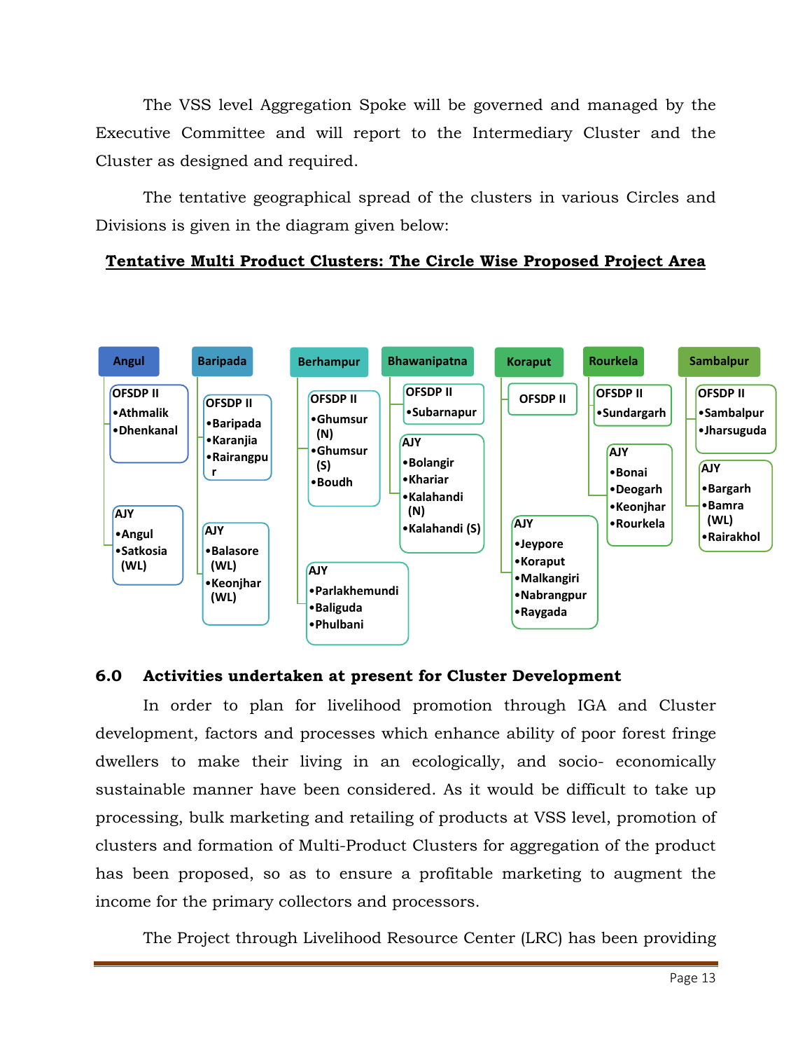The VSS level Aggregation Spoke will be governed and managed by the Executive Committee and will report to the Intermediary Cluster and the Cluster as designed and required.

The tentative geographical spread of the clusters in various Circles and Divisions is given in the diagram given below:

**Tentative Multi Product Clusters: The Circle Wise Proposed Project Area**

**Angul**
- OFSDP II
  - Athmalik
  - Dhenkanal
- AJY
  - Angul
  - Satkosia (WL)

**Baripada**
- OFSDP II
  - Baripada
  - Karanjia
  - Rairangpur
- AJY
  - Balasore (WL)
  - Keonjhar (WL)

**Berhampur**
- OFSDP II
  - Ghumsur (N)
  - Ghumsur (S)
  - Boudh
- AJY
  - Parlakhemundi
  - Baliguda
  - Phulbani

**Bhawanipatna**
- OFSDP II
  - Subarnapur
- AJY
  - Bolangir
  - Khariar
  - Kalahandi (N)
  - Kalahandi (S)

**Koraput**
- OFSDP II
- AJY
  - Jeypore
  - Koraput
  - Malkangiri
  - Nabrangpur
  - Raygada

**Rourkela**
- OFSDP II
  - Sundargarh
- AJY
  - Bonai
  - Deogarh
  - Keonjhar
  - Rourkela

**Sambalpur**
- OFSDP II
  - Sambalpur
  - Jharsuguda
- AJY
  - Bargarh
  - Bamra (WL)
  - Rairakhol

## 6.0 Activities undertaken at present for Cluster Development

In order to plan for livelihood promotion through IGA and Cluster development, factors and processes which enhance ability of poor forest fringe dwellers to make their living in an ecologically, and socio- economically sustainable manner have been considered. As it would be difficult to take up processing, bulk marketing and retailing of products at VSS level, promotion of clusters and formation of Multi-Product Clusters for aggregation of the product has been proposed, so as to ensure a profitable marketing to augment the income for the primary collectors and processors.

The Project through Livelihood Resource Center (LRC) has been providing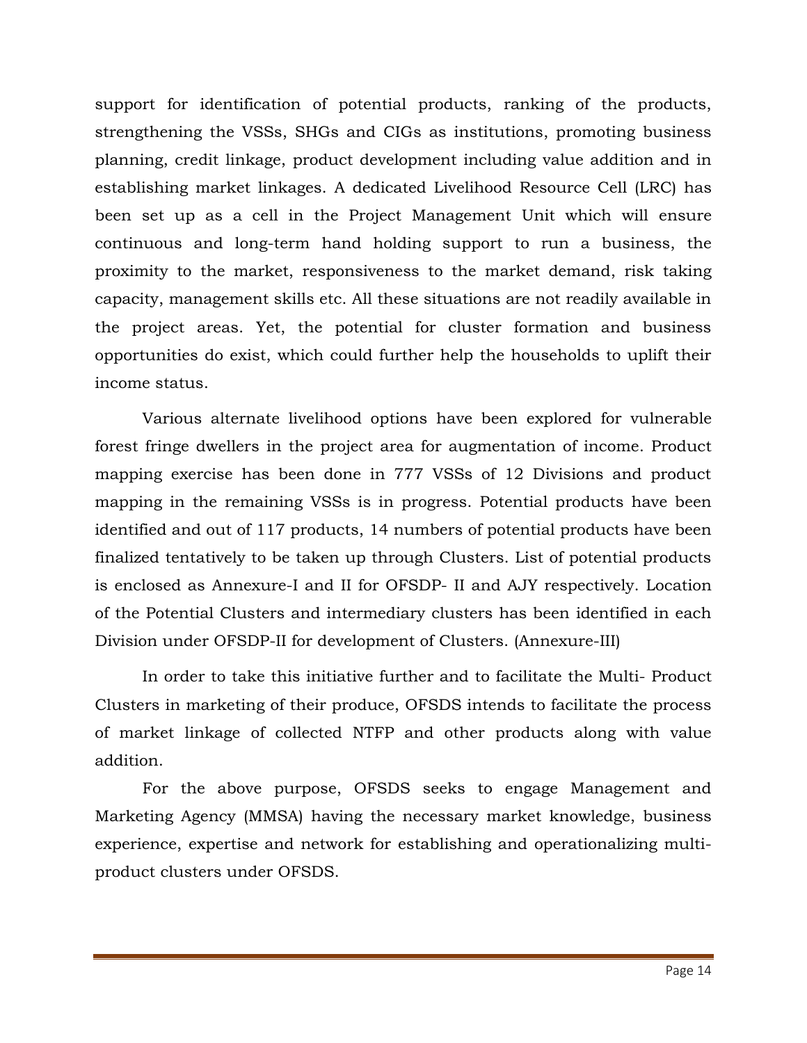support for identification of potential products, ranking of the products, strengthening the VSSs, SHGs and CIGs as institutions, promoting business planning, credit linkage, product development including value addition and in establishing market linkages. A dedicated Livelihood Resource Cell (LRC) has been set up as a cell in the Project Management Unit which will ensure continuous and long-term hand holding support to run a business, the proximity to the market, responsiveness to the market demand, risk taking capacity, management skills etc. All these situations are not readily available in the project areas. Yet, the potential for cluster formation and business opportunities do exist, which could further help the households to uplift their income status.

Various alternate livelihood options have been explored for vulnerable forest fringe dwellers in the project area for augmentation of income. Product mapping exercise has been done in 777 VSSs of 12 Divisions and product mapping in the remaining VSSs is in progress. Potential products have been identified and out of 117 products, 14 numbers of potential products have been finalized tentatively to be taken up through Clusters. List of potential products is enclosed as Annexure-I and II for OFSDP- II and AJY respectively. Location of the Potential Clusters and intermediary clusters has been identified in each Division under OFSDP-II for development of Clusters. (Annexure-III)

In order to take this initiative further and to facilitate the Multi- Product Clusters in marketing of their produce, OFSDS intends to facilitate the process of market linkage of collected NTFP and other products along with value addition.

For the above purpose, OFSDS seeks to engage Management and Marketing Agency (MMSA) having the necessary market knowledge, business experience, expertise and network for establishing and operationalizing multi-product clusters under OFSDS.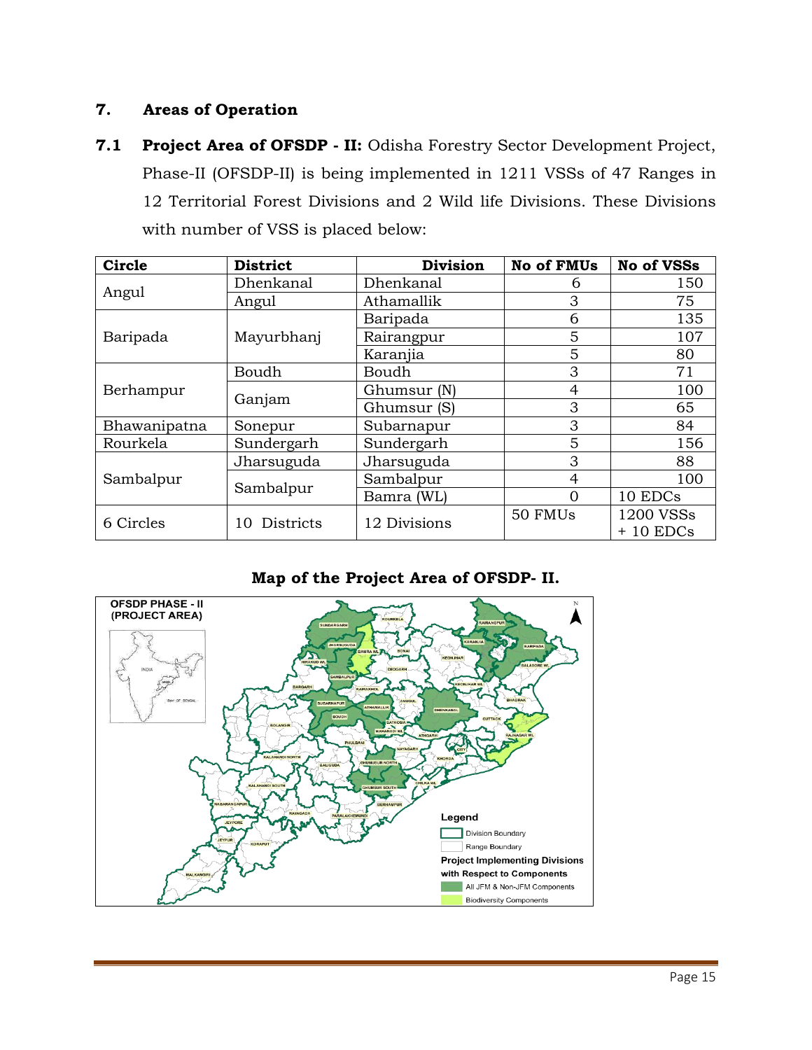## 7. Areas of Operation

**7.1 Project Area of OFSDP - II:** Odisha Forestry Sector Development Project, Phase-II (OFSDP-II) is being implemented in 1211 VSSs of 47 Ranges in 12 Territorial Forest Divisions and 2 Wild life Divisions. These Divisions with number of VSS is placed below:

| Circle | District | Division | No of FMUs | No of VSSs |
|---|---|---|---|---|
| Angul | Dhenkanal | Dhenkanal | 6 | 150 |
| | Angul | Athamallik | 3 | 75 |
| Baripada | Mayurbhanj | Baripada | 6 | 135 |
| | | Rairangpur | 5 | 107 |
| | | Karanjia | 5 | 80 |
| Berhampur | Boudh | Boudh | 3 | 71 |
| | Ganjam | Ghumsur (N) | 4 | 100 |
| | | Ghumsur (S) | 3 | 65 |
| Bhawanipatna | Sonepur | Subarnapur | 3 | 84 |
| Rourkela | Sundergarh | Sundergarh | 5 | 156 |
| Sambalpur | Jharsuguda | Jharsuguda | 3 | 88 |
| | Sambalpur | Sambalpur | 4 | 100 |
| | | Bamra (WL) | 0 | 10 EDCs |
| 6 Circles | 10 Districts | 12 Divisions | 50 FMUs | 1200 VSSs + 10 EDCs |

**Map of the Project Area of OFSDP- II.**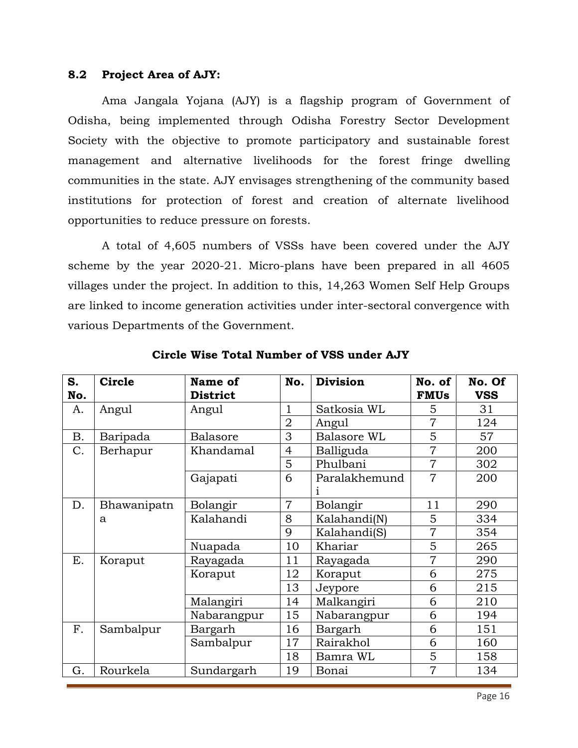### 8.2 Project Area of AJY:

Ama Jangala Yojana (AJY) is a flagship program of Government of Odisha, being implemented through Odisha Forestry Sector Development Society with the objective to promote participatory and sustainable forest management and alternative livelihoods for the forest fringe dwelling communities in the state. AJY envisages strengthening of the community based institutions for protection of forest and creation of alternate livelihood opportunities to reduce pressure on forests.

A total of 4,605 numbers of VSSs have been covered under the AJY scheme by the year 2020-21. Micro-plans have been prepared in all 4605 villages under the project. In addition to this, 14,263 Women Self Help Groups are linked to income generation activities under inter-sectoral convergence with various Departments of the Government.

**Circle Wise Total Number of VSS under AJY**

| S. No. | Circle | Name of District | No. | Division | No. of FMUs | No. Of VSS |
|---|---|---|---|---|---|---|
| A. | Angul | Angul | 1 | Satkosia WL | 5 | 31 |
| | | | 2 | Angul | 7 | 124 |
| B. | Baripada | Balasore | 3 | Balasore WL | 5 | 57 |
| C. | Berhapur | Khandamal | 4 | Balliguda | 7 | 200 |
| | | | 5 | Phulbani | 7 | 302 |
| | | Gajapati | 6 | Paralakhemundi | 7 | 200 |
| D. | Bhawanipatna | Bolangir | 7 | Bolangir | 11 | 290 |
| | | Kalahandi | 8 | Kalahandi(N) | 5 | 334 |
| | | | 9 | Kalahandi(S) | 7 | 354 |
| | | Nuapada | 10 | Khariar | 5 | 265 |
| E. | Koraput | Rayagada | 11 | Rayagada | 7 | 290 |
| | | Koraput | 12 | Koraput | 6 | 275 |
| | | | 13 | Jeypore | 6 | 215 |
| | | Malangiri | 14 | Malkangiri | 6 | 210 |
| | | Nabarangpur | 15 | Nabarangpur | 6 | 194 |
| F. | Sambalpur | Bargarh | 16 | Bargarh | 6 | 151 |
| | | Sambalpur | 17 | Rairakhol | 6 | 160 |
| | | | 18 | Bamra WL | 5 | 158 |
| G. | Rourkela | Sundargarh | 19 | Bonai | 7 | 134 |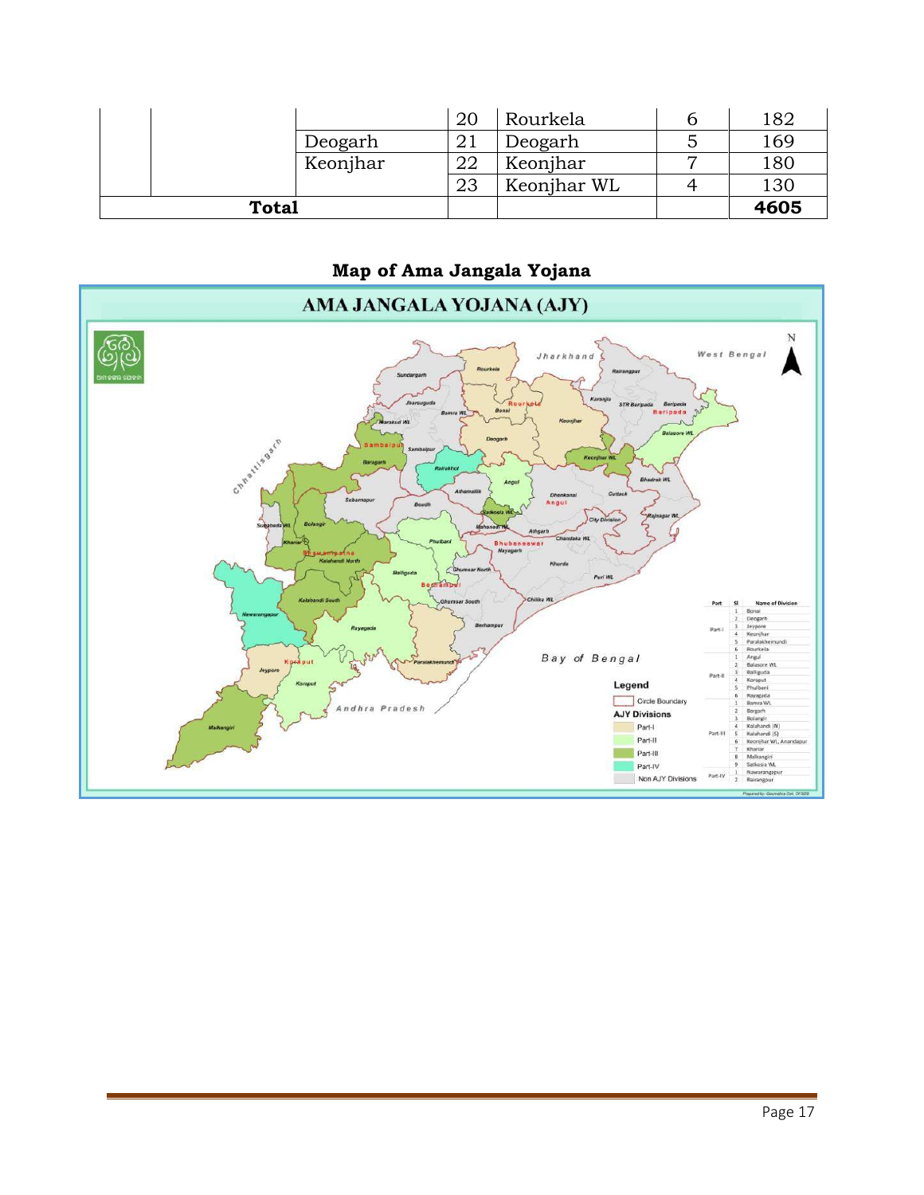| | | | 20 | Rourkela | 6 | 182 |
|---|---|---|---|---|---|---|
| | | Deogarh | 21 | Deogarh | 5 | 169 |
| | | Keonjhar | 22 | Keonjhar | 7 | 180 |
| | | | 23 | Keonjhar WL | 4 | 130 |
| **Total** | | | | | | **4605** |

## Map of Ama Jangala Yojana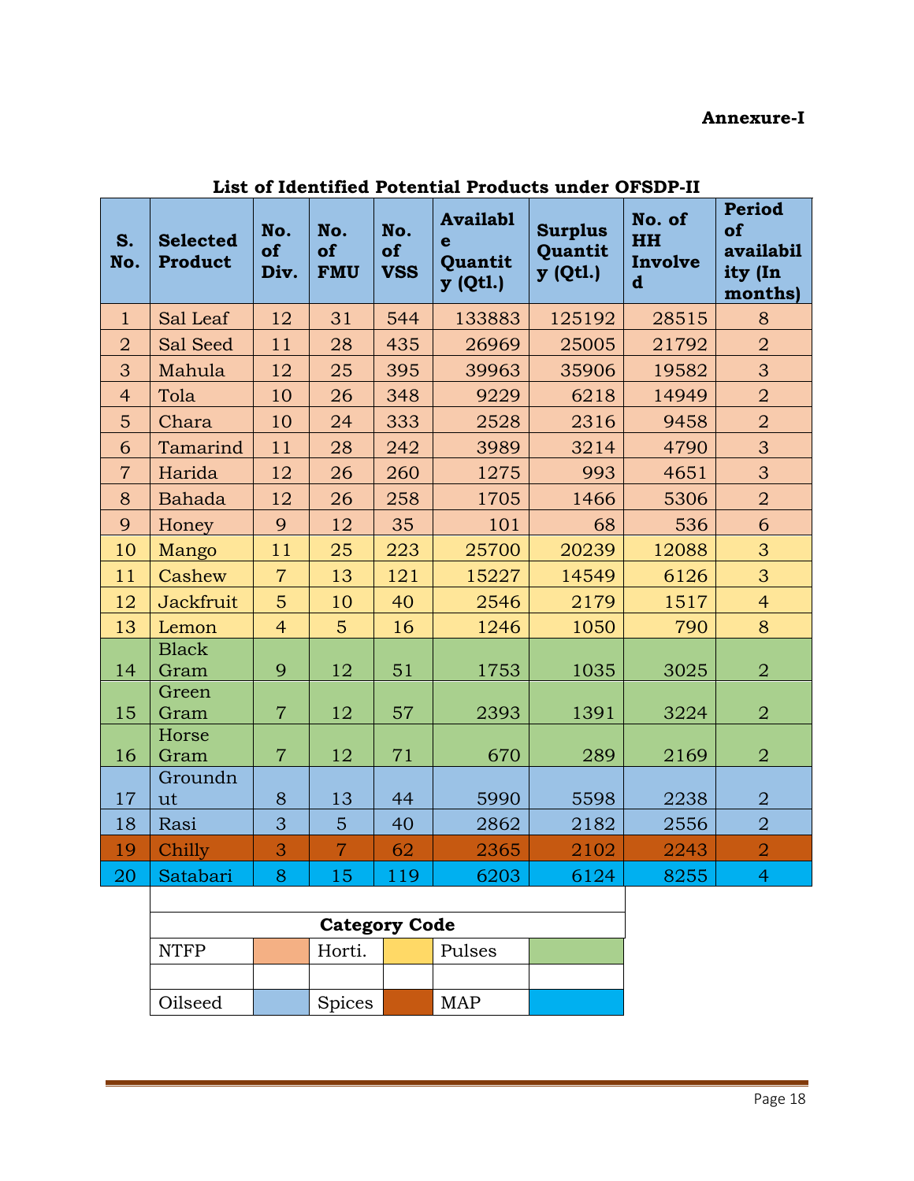**Annexure-I**

**List of Identified Potential Products under OFSDP-II**

| S. No. | Selected Product | No. of Div. | No. of FMU | No. of VSS | Available Quantity (Qtl.) | Surplus Quantity (Qtl.) | No. of HH Involved | Period of availability (In months) |
|---|---|---|---|---|---|---|---|---|
| 1 | Sal Leaf | 12 | 31 | 544 | 133883 | 125192 | 28515 | 8 |
| 2 | Sal Seed | 11 | 28 | 435 | 26969 | 25005 | 21792 | 2 |
| 3 | Mahula | 12 | 25 | 395 | 39963 | 35906 | 19582 | 3 |
| 4 | Tola | 10 | 26 | 348 | 9229 | 6218 | 14949 | 2 |
| 5 | Chara | 10 | 24 | 333 | 2528 | 2316 | 9458 | 2 |
| 6 | Tamarind | 11 | 28 | 242 | 3989 | 3214 | 4790 | 3 |
| 7 | Harida | 12 | 26 | 260 | 1275 | 993 | 4651 | 3 |
| 8 | Bahada | 12 | 26 | 258 | 1705 | 1466 | 5306 | 2 |
| 9 | Honey | 9 | 12 | 35 | 101 | 68 | 536 | 6 |
| 10 | Mango | 11 | 25 | 223 | 25700 | 20239 | 12088 | 3 |
| 11 | Cashew | 7 | 13 | 121 | 15227 | 14549 | 6126 | 3 |
| 12 | Jackfruit | 5 | 10 | 40 | 2546 | 2179 | 1517 | 4 |
| 13 | Lemon | 4 | 5 | 16 | 1246 | 1050 | 790 | 8 |
| 14 | Black Gram | 9 | 12 | 51 | 1753 | 1035 | 3025 | 2 |
| 15 | Green Gram | 7 | 12 | 57 | 2393 | 1391 | 3224 | 2 |
| 16 | Horse Gram | 7 | 12 | 71 | 670 | 289 | 2169 | 2 |
| 17 | Groundnut | 8 | 13 | 44 | 5990 | 5598 | 2238 | 2 |
| 18 | Rasi | 3 | 5 | 40 | 2862 | 2182 | 2556 | 2 |
| 19 | Chilly | 3 | 7 | 62 | 2365 | 2102 | 2243 | 2 |
| 20 | Satabari | 8 | 15 | 119 | 6203 | 6124 | 8255 | 4 |

**Category Code**

| Category | | | | | |
|---|---|---|---|---|---|
| NTFP | (rows 1–9) | Horti. | (rows 10–13) | Pulses | (rows 14–16) |
| Oilseed | (rows 17–18) | Spices | (row 19) | MAP | (row 20) |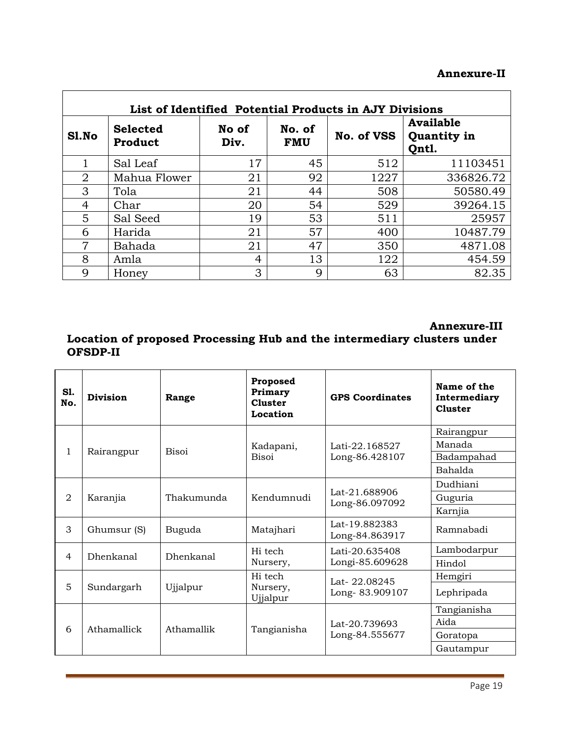**Annexure-II**

| List of Identified Potential Products in AJY Divisions | | | | | |
|---|---|---|---|---|---|
| **Sl.No** | **Selected Product** | **No of Div.** | **No. of FMU** | **No. of VSS** | **Available Quantity in Qntl.** |
| 1 | Sal Leaf | 17 | 45 | 512 | 11103451 |
| 2 | Mahua Flower | 21 | 92 | 1227 | 336826.72 |
| 3 | Tola | 21 | 44 | 508 | 50580.49 |
| 4 | Char | 20 | 54 | 529 | 39264.15 |
| 5 | Sal Seed | 19 | 53 | 511 | 25957 |
| 6 | Harida | 21 | 57 | 400 | 10487.79 |
| 7 | Bahada | 21 | 47 | 350 | 4871.08 |
| 8 | Amla | 4 | 13 | 122 | 454.59 |
| 9 | Honey | 3 | 9 | 63 | 82.35 |

**Annexure-III**

**Location of proposed Processing Hub and the intermediary clusters under OFSDP-II**

| Sl. No. | Division | Range | Proposed Primary Cluster Location | GPS Coordinates | Name of the Intermediary Cluster |
|---|---|---|---|---|---|
| 1 | Rairangpur | Bisoi | Kadapani, Bisoi | Lati-22.168527 Long-86.428107 | Rairangpur |
| | | | | | Manada |
| | | | | | Badampahad |
| | | | | | Bahalda |
| 2 | Karanjia | Thakumunda | Kendumnudi | Lat-21.688906 Long-86.097092 | Dudhiani |
| | | | | | Guguria |
| | | | | | Karnjia |
| 3 | Ghumsur (S) | Buguda | Matajhari | Lat-19.882383 Long-84.863917 | Ramnabadi |
| 4 | Dhenkanal | Dhenkanal | Hi tech Nursery, | Lati-20.635408 Longi-85.609628 | Lambodarpur |
| | | | | | Hindol |
| 5 | Sundargarh | Ujjalpur | Hi tech Nursery, Ujjalpur | Lat- 22.08245 Long- 83.909107 | Hemgiri |
| | | | | | Lephripada |
| 6 | Athamallick | Athamallik | Tangianisha | Lat-20.739693 Long-84.555677 | Tangianisha |
| | | | | | Aida |
| | | | | | Goratopa |
| | | | | | Gautampur |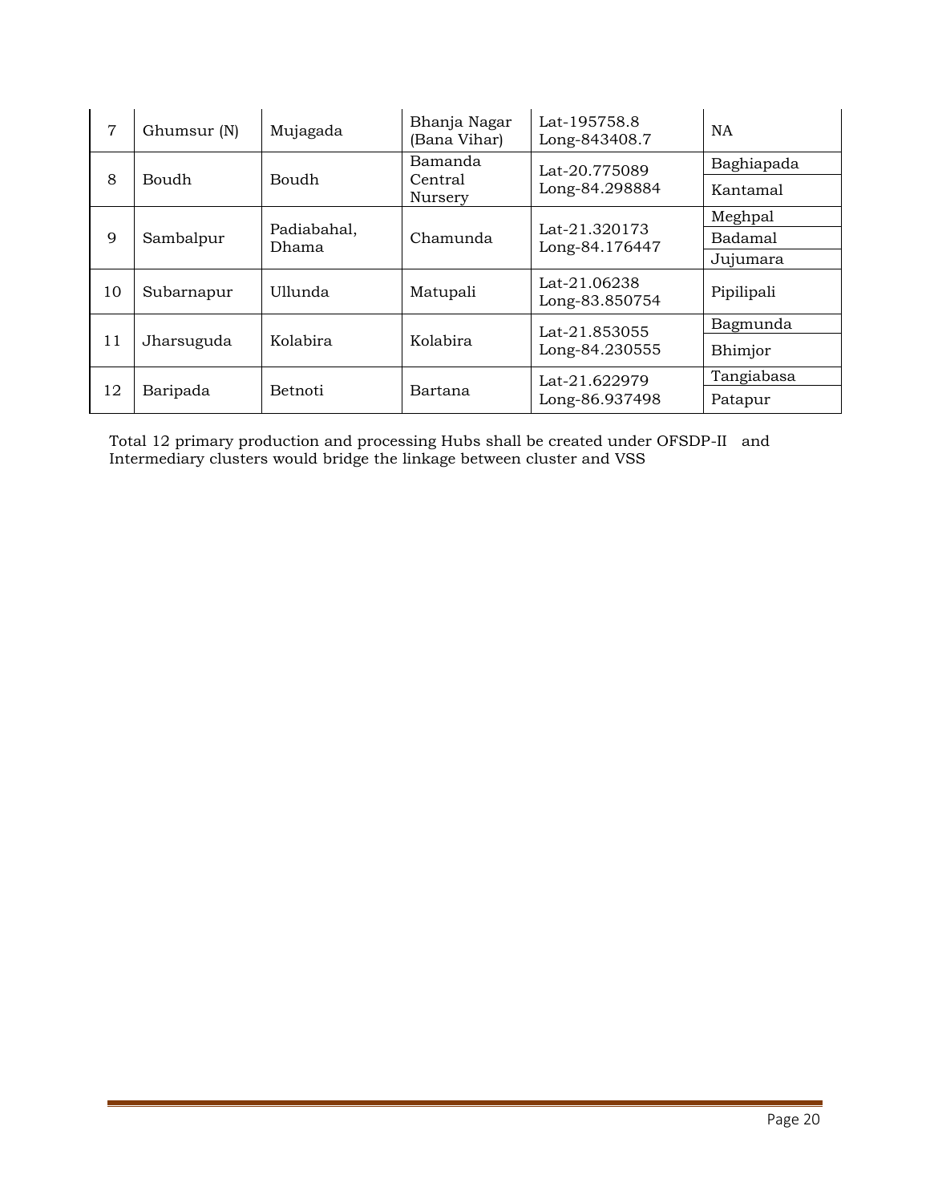| 7 | Ghumsur (N) | Mujagada | Bhanja Nagar (Bana Vihar) | Lat-195758.8 Long-843408.7 | NA |
|---|---|---|---|---|---|
| 8 | Boudh | Boudh | Bamanda Central Nursery | Lat-20.775089 Long-84.298884 | Baghiapada |
| | | | | | Kantamal |
| 9 | Sambalpur | Padiabahal, Dhama | Chamunda | Lat-21.320173 Long-84.176447 | Meghpal |
| | | | | | Badamal |
| | | | | | Jujumara |
| 10 | Subarnapur | Ullunda | Matupali | Lat-21.06238 Long-83.850754 | Pipilipali |
| 11 | Jharsuguda | Kolabira | Kolabira | Lat-21.853055 Long-84.230555 | Bagmunda |
| | | | | | Bhimjor |
| 12 | Baripada | Betnoti | Bartana | Lat-21.622979 Long-86.937498 | Tangiabasa |
| | | | | | Patapur |

Total 12 primary production and processing Hubs shall be created under OFSDP-II and Intermediary clusters would bridge the linkage between cluster and VSS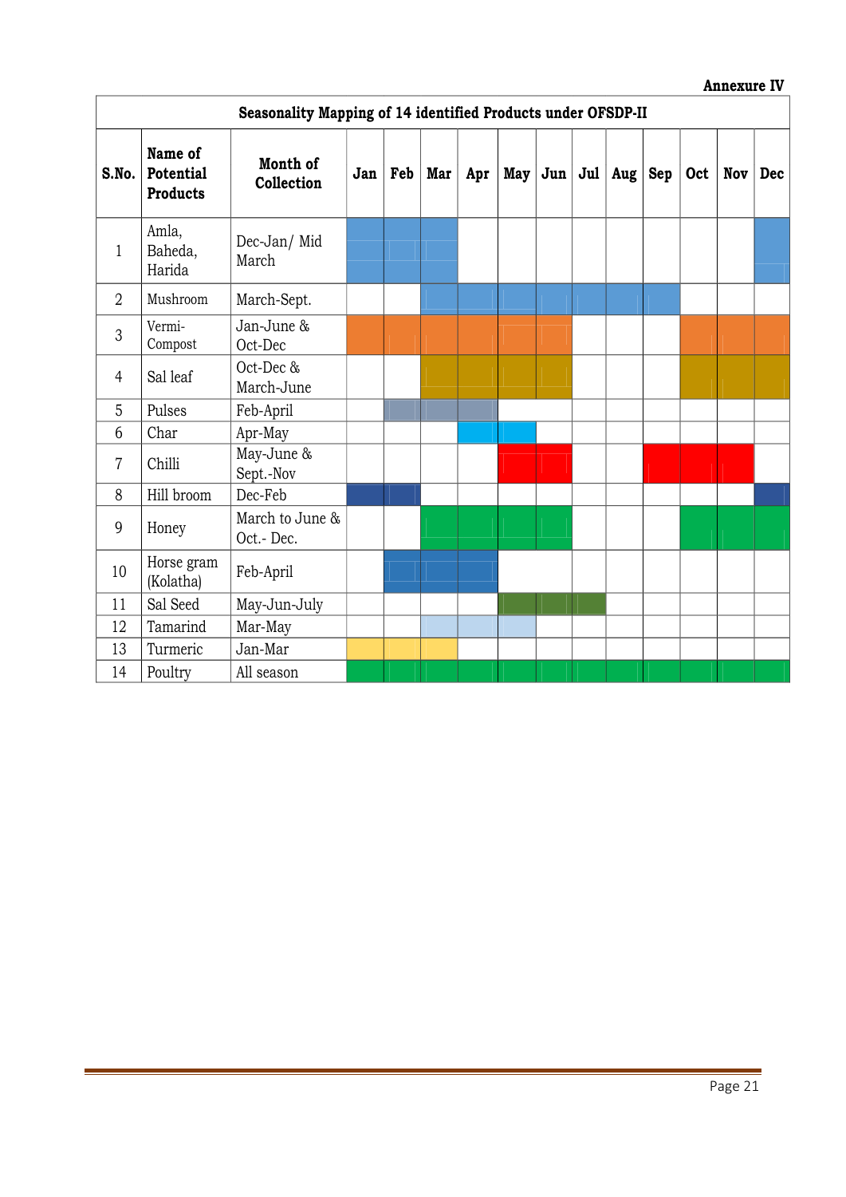**Annexure IV**

| Seasonality Mapping of 14 identified Products under OFSDP-II | | | | | | | | | | | | | | |
|---|---|---|---|---|---|---|---|---|---|---|---|---|---|---|
| **S.No.** | **Name of Potential Products** | **Month of Collection** | **Jan** | **Feb** | **Mar** | **Apr** | **May** | **Jun** | **Jul** | **Aug** | **Sep** | **Oct** | **Nov** | **Dec** |
| 1 | Amla, Baheda, Harida | Dec-Jan/ Mid March | | | | | | | | | | | | |
| 2 | Mushroom | March-Sept. | | | | | | | | | | | | |
| 3 | Vermi-Compost | Jan-June & Oct-Dec | | | | | | | | | | | | |
| 4 | Sal leaf | Oct-Dec & March-June | | | | | | | | | | | | |
| 5 | Pulses | Feb-April | | | | | | | | | | | | |
| 6 | Char | Apr-May | | | | | | | | | | | | |
| 7 | Chilli | May-June & Sept.-Nov | | | | | | | | | | | | |
| 8 | Hill broom | Dec-Feb | | | | | | | | | | | | |
| 9 | Honey | March to June & Oct.- Dec. | | | | | | | | | | | | |
| 10 | Horse gram (Kolatha) | Feb-April | | | | | | | | | | | | |
| 11 | Sal Seed | May-Jun-July | | | | | | | | | | | | |
| 12 | Tamarind | Mar-May | | | | | | | | | | | | |
| 13 | Turmeric | Jan-Mar | | | | | | | | | | | | |
| 14 | Poultry | All season | | | | | | | | | | | | |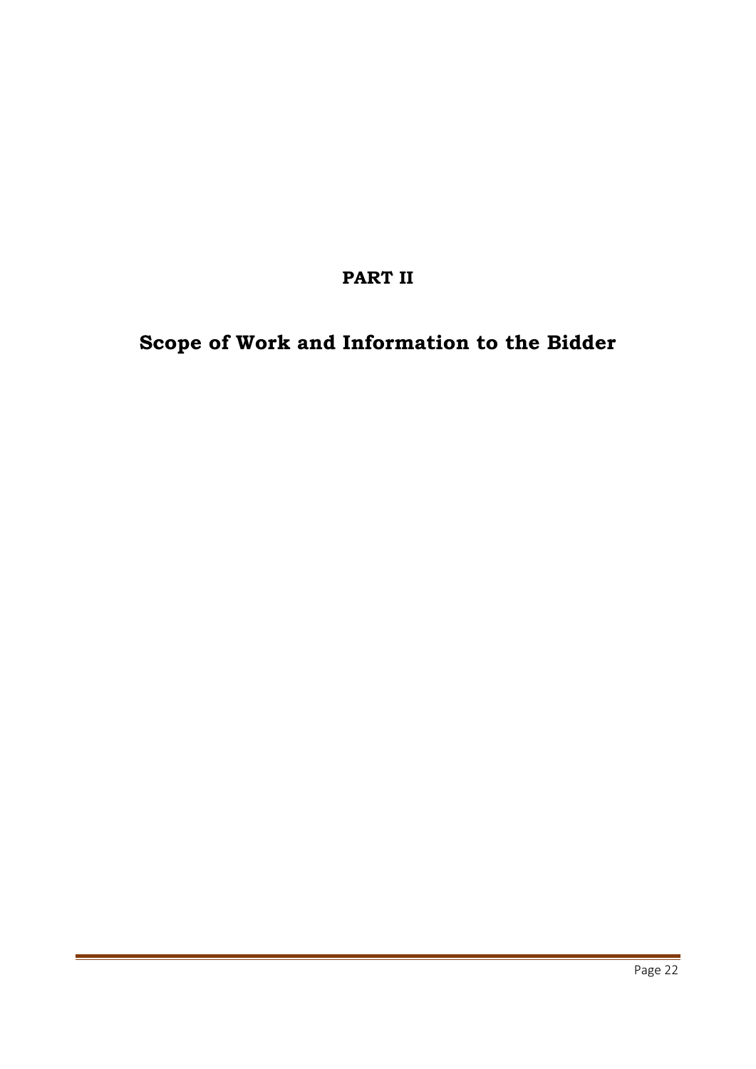# PART II

# Scope of Work and Information to the Bidder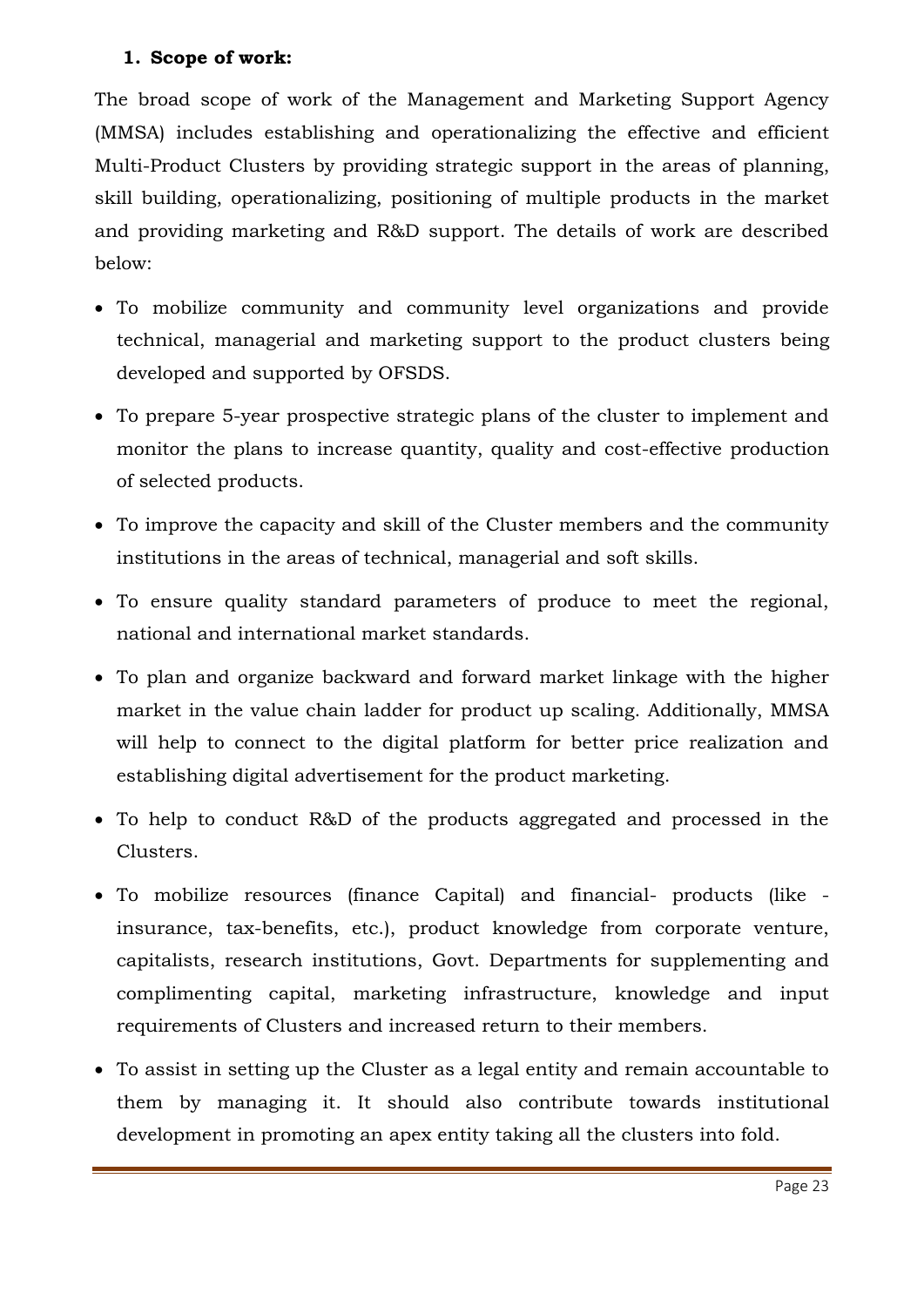**1. Scope of work:**

The broad scope of work of the Management and Marketing Support Agency (MMSA) includes establishing and operationalizing the effective and efficient Multi-Product Clusters by providing strategic support in the areas of planning, skill building, operationalizing, positioning of multiple products in the market and providing marketing and R&D support. The details of work are described below:

- To mobilize community and community level organizations and provide technical, managerial and marketing support to the product clusters being developed and supported by OFSDS.
- To prepare 5-year prospective strategic plans of the cluster to implement and monitor the plans to increase quantity, quality and cost-effective production of selected products.
- To improve the capacity and skill of the Cluster members and the community institutions in the areas of technical, managerial and soft skills.
- To ensure quality standard parameters of produce to meet the regional, national and international market standards.
- To plan and organize backward and forward market linkage with the higher market in the value chain ladder for product up scaling. Additionally, MMSA will help to connect to the digital platform for better price realization and establishing digital advertisement for the product marketing.
- To help to conduct R&D of the products aggregated and processed in the Clusters.
- To mobilize resources (finance Capital) and financial- products (like - insurance, tax-benefits, etc.), product knowledge from corporate venture, capitalists, research institutions, Govt. Departments for supplementing and complimenting capital, marketing infrastructure, knowledge and input requirements of Clusters and increased return to their members.
- To assist in setting up the Cluster as a legal entity and remain accountable to them by managing it. It should also contribute towards institutional development in promoting an apex entity taking all the clusters into fold.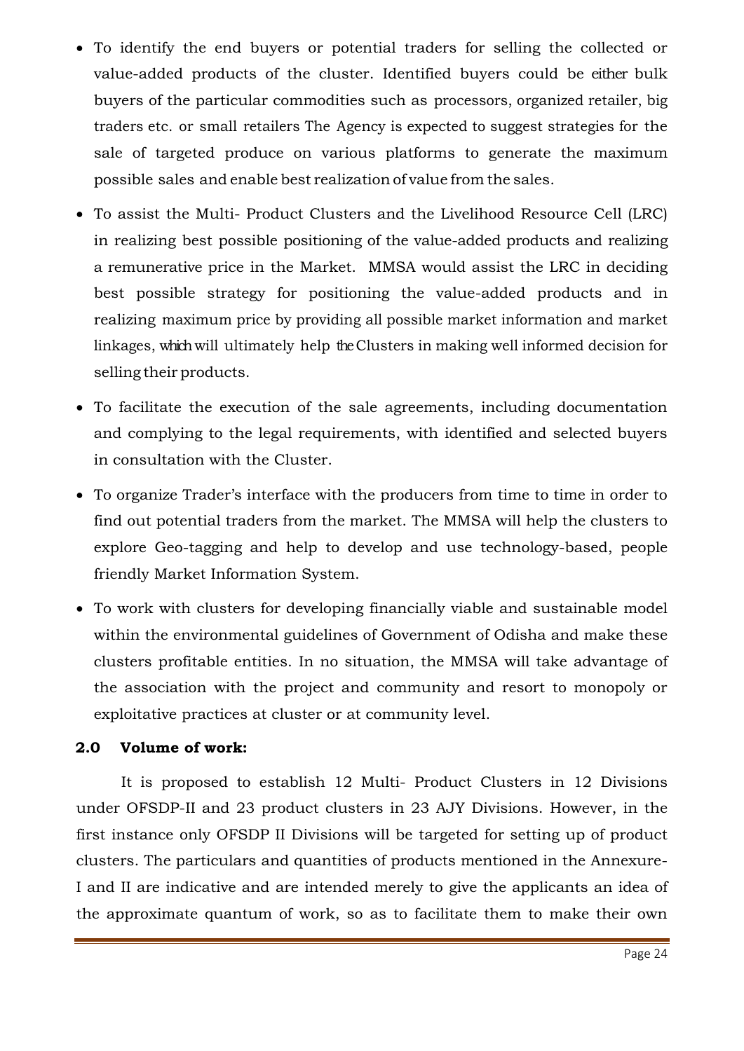- To identify the end buyers or potential traders for selling the collected or value-added products of the cluster. Identified buyers could be either bulk buyers of the particular commodities such as processors, organized retailer, big traders etc. or small retailers The Agency is expected to suggest strategies for the sale of targeted produce on various platforms to generate the maximum possible sales and enable best realization of value from the sales.
- To assist the Multi- Product Clusters and the Livelihood Resource Cell (LRC) in realizing best possible positioning of the value-added products and realizing a remunerative price in the Market. MMSA would assist the LRC in deciding best possible strategy for positioning the value-added products and in realizing maximum price by providing all possible market information and market linkages, which will ultimately help the Clusters in making well informed decision for selling their products.
- To facilitate the execution of the sale agreements, including documentation and complying to the legal requirements, with identified and selected buyers in consultation with the Cluster.
- To organize Trader's interface with the producers from time to time in order to find out potential traders from the market. The MMSA will help the clusters to explore Geo-tagging and help to develop and use technology-based, people friendly Market Information System.
- To work with clusters for developing financially viable and sustainable model within the environmental guidelines of Government of Odisha and make these clusters profitable entities. In no situation, the MMSA will take advantage of the association with the project and community and resort to monopoly or exploitative practices at cluster or at community level.

**2.0 Volume of work:**

It is proposed to establish 12 Multi- Product Clusters in 12 Divisions under OFSDP-II and 23 product clusters in 23 AJY Divisions. However, in the first instance only OFSDP II Divisions will be targeted for setting up of product clusters. The particulars and quantities of products mentioned in the Annexure-I and II are indicative and are intended merely to give the applicants an idea of the approximate quantum of work, so as to facilitate them to make their own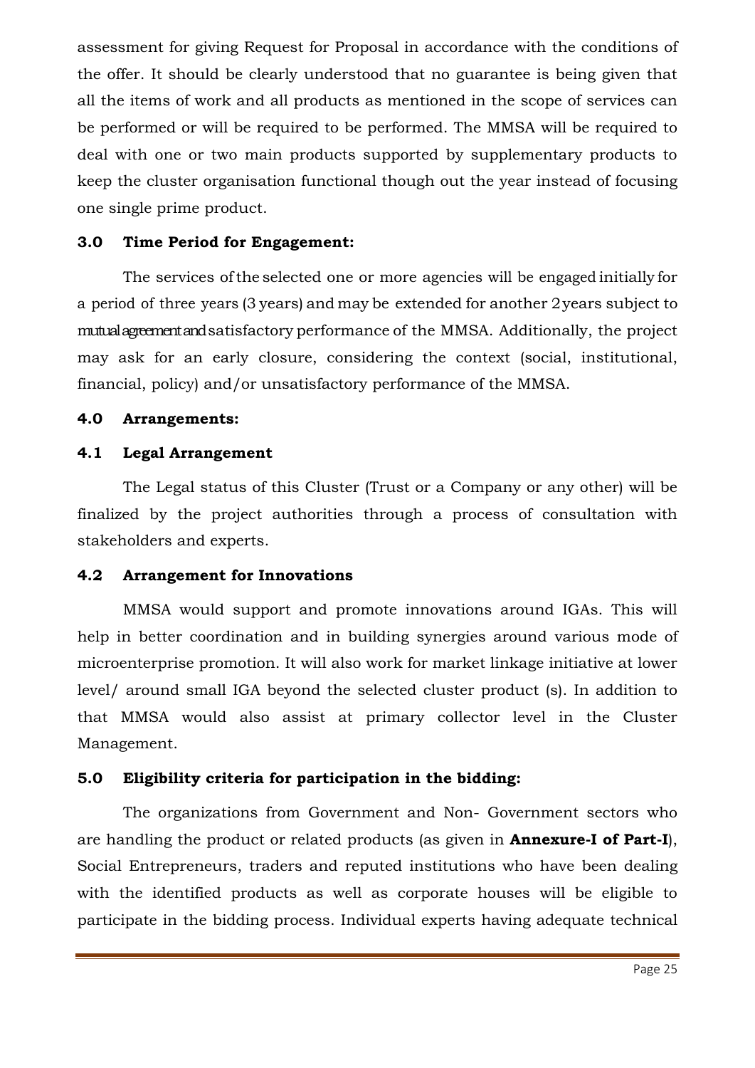assessment for giving Request for Proposal in accordance with the conditions of the offer. It should be clearly understood that no guarantee is being given that all the items of work and all products as mentioned in the scope of services can be performed or will be required to be performed. The MMSA will be required to deal with one or two main products supported by supplementary products to keep the cluster organisation functional though out the year instead of focusing one single prime product.

### 3.0 Time Period for Engagement:

The services of the selected one or more agencies will be engaged initially for a period of three years (3 years) and may be extended for another 2 years subject to mutual agreement and satisfactory performance of the MMSA. Additionally, the project may ask for an early closure, considering the context (social, institutional, financial, policy) and/or unsatisfactory performance of the MMSA.

### 4.0 Arrangements:

#### 4.1 Legal Arrangement

The Legal status of this Cluster (Trust or a Company or any other) will be finalized by the project authorities through a process of consultation with stakeholders and experts.

#### 4.2 Arrangement for Innovations

MMSA would support and promote innovations around IGAs. This will help in better coordination and in building synergies around various mode of microenterprise promotion. It will also work for market linkage initiative at lower level/ around small IGA beyond the selected cluster product (s). In addition to that MMSA would also assist at primary collector level in the Cluster Management.

### 5.0 Eligibility criteria for participation in the bidding:

The organizations from Government and Non- Government sectors who are handling the product or related products (as given in **Annexure-I of Part-I**), Social Entrepreneurs, traders and reputed institutions who have been dealing with the identified products as well as corporate houses will be eligible to participate in the bidding process. Individual experts having adequate technical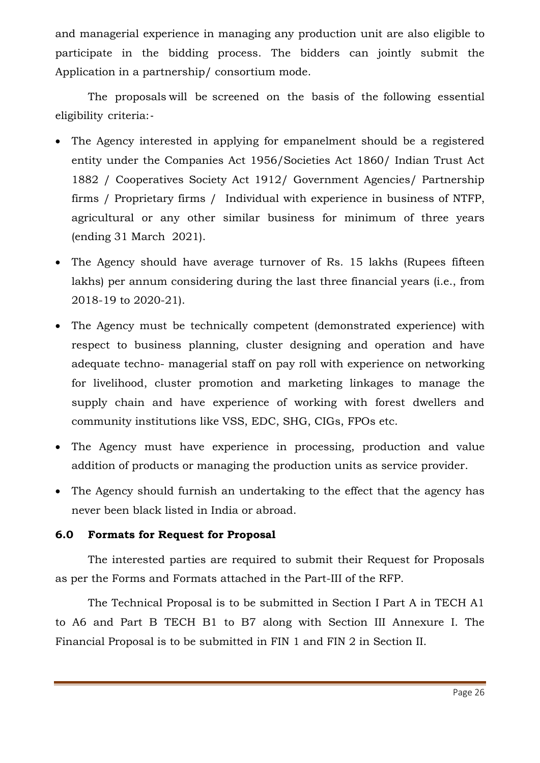and managerial experience in managing any production unit are also eligible to participate in the bidding process. The bidders can jointly submit the Application in a partnership/ consortium mode.

The proposals will be screened on the basis of the following essential eligibility criteria:-

- The Agency interested in applying for empanelment should be a registered entity under the Companies Act 1956/Societies Act 1860/ Indian Trust Act 1882 / Cooperatives Society Act 1912/ Government Agencies/ Partnership firms / Proprietary firms / Individual with experience in business of NTFP, agricultural or any other similar business for minimum of three years (ending 31 March 2021).
- The Agency should have average turnover of Rs. 15 lakhs (Rupees fifteen lakhs) per annum considering during the last three financial years (i.e., from 2018-19 to 2020-21).
- The Agency must be technically competent (demonstrated experience) with respect to business planning, cluster designing and operation and have adequate techno- managerial staff on pay roll with experience on networking for livelihood, cluster promotion and marketing linkages to manage the supply chain and have experience of working with forest dwellers and community institutions like VSS, EDC, SHG, CIGs, FPOs etc.
- The Agency must have experience in processing, production and value addition of products or managing the production units as service provider.
- The Agency should furnish an undertaking to the effect that the agency has never been black listed in India or abroad.

### 6.0 Formats for Request for Proposal

The interested parties are required to submit their Request for Proposals as per the Forms and Formats attached in the Part-III of the RFP.

The Technical Proposal is to be submitted in Section I Part A in TECH A1 to A6 and Part B TECH B1 to B7 along with Section III Annexure I. The Financial Proposal is to be submitted in FIN 1 and FIN 2 in Section II.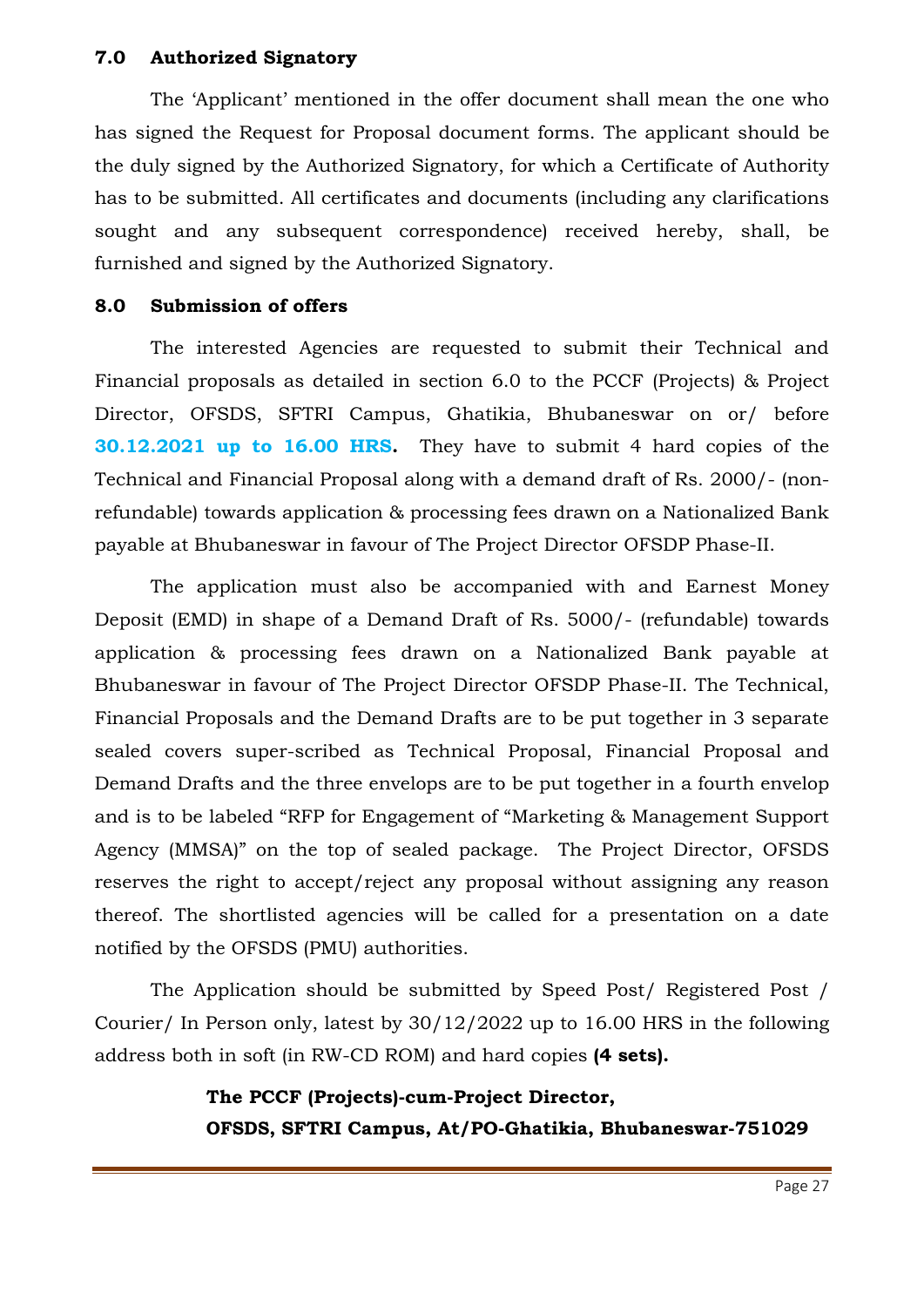### 7.0 Authorized Signatory

The 'Applicant' mentioned in the offer document shall mean the one who has signed the Request for Proposal document forms. The applicant should be the duly signed by the Authorized Signatory, for which a Certificate of Authority has to be submitted. All certificates and documents (including any clarifications sought and any subsequent correspondence) received hereby, shall, be furnished and signed by the Authorized Signatory.

### 8.0 Submission of offers

The interested Agencies are requested to submit their Technical and Financial proposals as detailed in section 6.0 to the PCCF (Projects) & Project Director, OFSDS, SFTRI Campus, Ghatikia, Bhubaneswar on or/ before **30.12.2021 up to 16.00 HRS.** They have to submit 4 hard copies of the Technical and Financial Proposal along with a demand draft of Rs. 2000/- (non-refundable) towards application & processing fees drawn on a Nationalized Bank payable at Bhubaneswar in favour of The Project Director OFSDP Phase-II.

The application must also be accompanied with and Earnest Money Deposit (EMD) in shape of a Demand Draft of Rs. 5000/- (refundable) towards application & processing fees drawn on a Nationalized Bank payable at Bhubaneswar in favour of The Project Director OFSDP Phase-II. The Technical, Financial Proposals and the Demand Drafts are to be put together in 3 separate sealed covers super-scribed as Technical Proposal, Financial Proposal and Demand Drafts and the three envelops are to be put together in a fourth envelop and is to be labeled "RFP for Engagement of "Marketing & Management Support Agency (MMSA)" on the top of sealed package. The Project Director, OFSDS reserves the right to accept/reject any proposal without assigning any reason thereof. The shortlisted agencies will be called for a presentation on a date notified by the OFSDS (PMU) authorities.

The Application should be submitted by Speed Post/ Registered Post / Courier/ In Person only, latest by 30/12/2022 up to 16.00 HRS in the following address both in soft (in RW-CD ROM) and hard copies **(4 sets).**

> **The PCCF (Projects)-cum-Project Director,**
> **OFSDS, SFTRI Campus, At/PO-Ghatikia, Bhubaneswar-751029**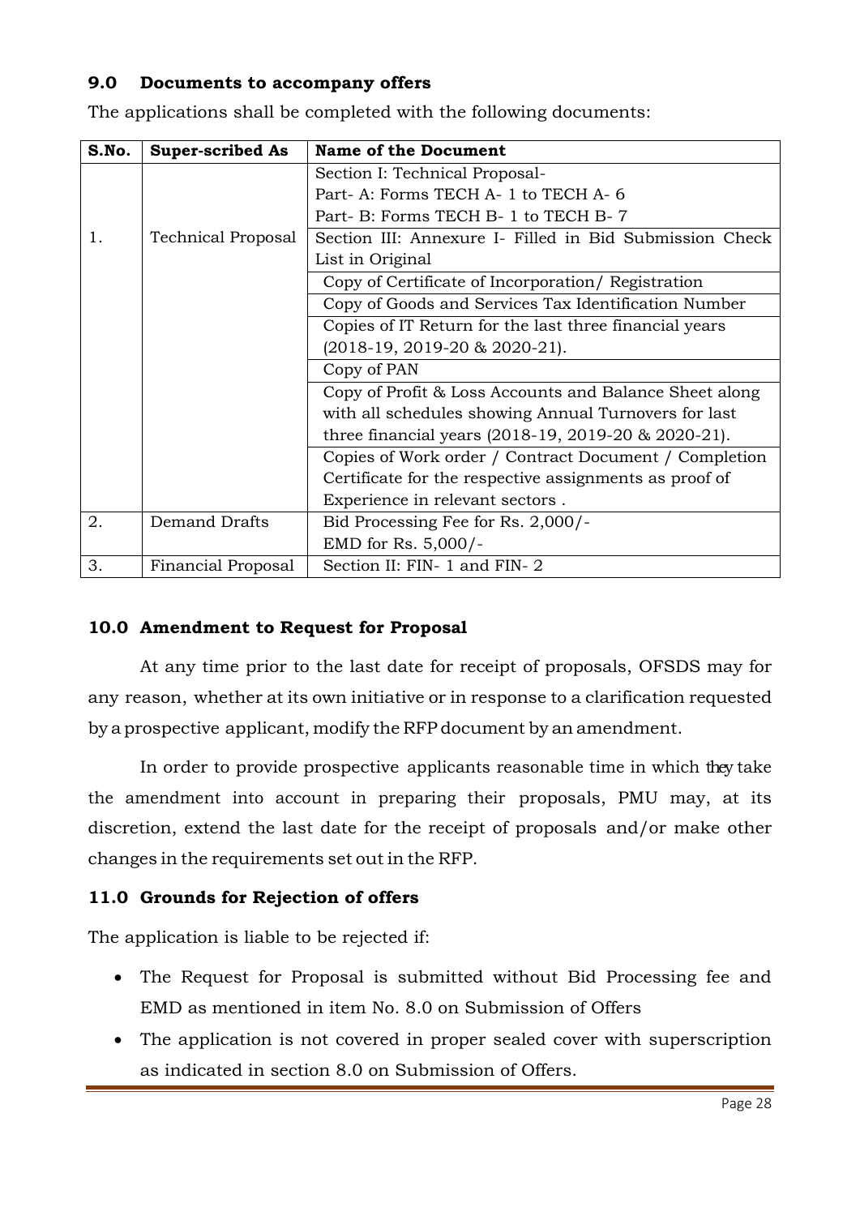### 9.0 Documents to accompany offers

The applications shall be completed with the following documents:

| S.No. | Super-scribed As | Name of the Document |
|---|---|---|
| 1. | Technical Proposal | Section I: Technical Proposal-<br>Part- A: Forms TECH A- 1 to TECH A- 6<br>Part- B: Forms TECH B- 1 to TECH B- 7 |
| | | Section III: Annexure I- Filled in Bid Submission Check List in Original |
| | | Copy of Certificate of Incorporation/ Registration |
| | | Copy of Goods and Services Tax Identification Number |
| | | Copies of IT Return for the last three financial years (2018-19, 2019-20 & 2020-21). |
| | | Copy of PAN |
| | | Copy of Profit & Loss Accounts and Balance Sheet along with all schedules showing Annual Turnovers for last three financial years (2018-19, 2019-20 & 2020-21). |
| | | Copies of Work order / Contract Document / Completion Certificate for the respective assignments as proof of Experience in relevant sectors . |
| 2. | Demand Drafts | Bid Processing Fee for Rs. 2,000/-<br>EMD for Rs. 5,000/- |
| 3. | Financial Proposal | Section II: FIN- 1 and FIN- 2 |

### 10.0 Amendment to Request for Proposal

At any time prior to the last date for receipt of proposals, OFSDS may for any reason, whether at its own initiative or in response to a clarification requested by a prospective applicant, modify the RFP document by an amendment.

In order to provide prospective applicants reasonable time in which they take the amendment into account in preparing their proposals, PMU may, at its discretion, extend the last date for the receipt of proposals and/or make other changes in the requirements set out in the RFP.

### 11.0 Grounds for Rejection of offers

The application is liable to be rejected if:

- The Request for Proposal is submitted without Bid Processing fee and EMD as mentioned in item No. 8.0 on Submission of Offers
- The application is not covered in proper sealed cover with superscription as indicated in section 8.0 on Submission of Offers.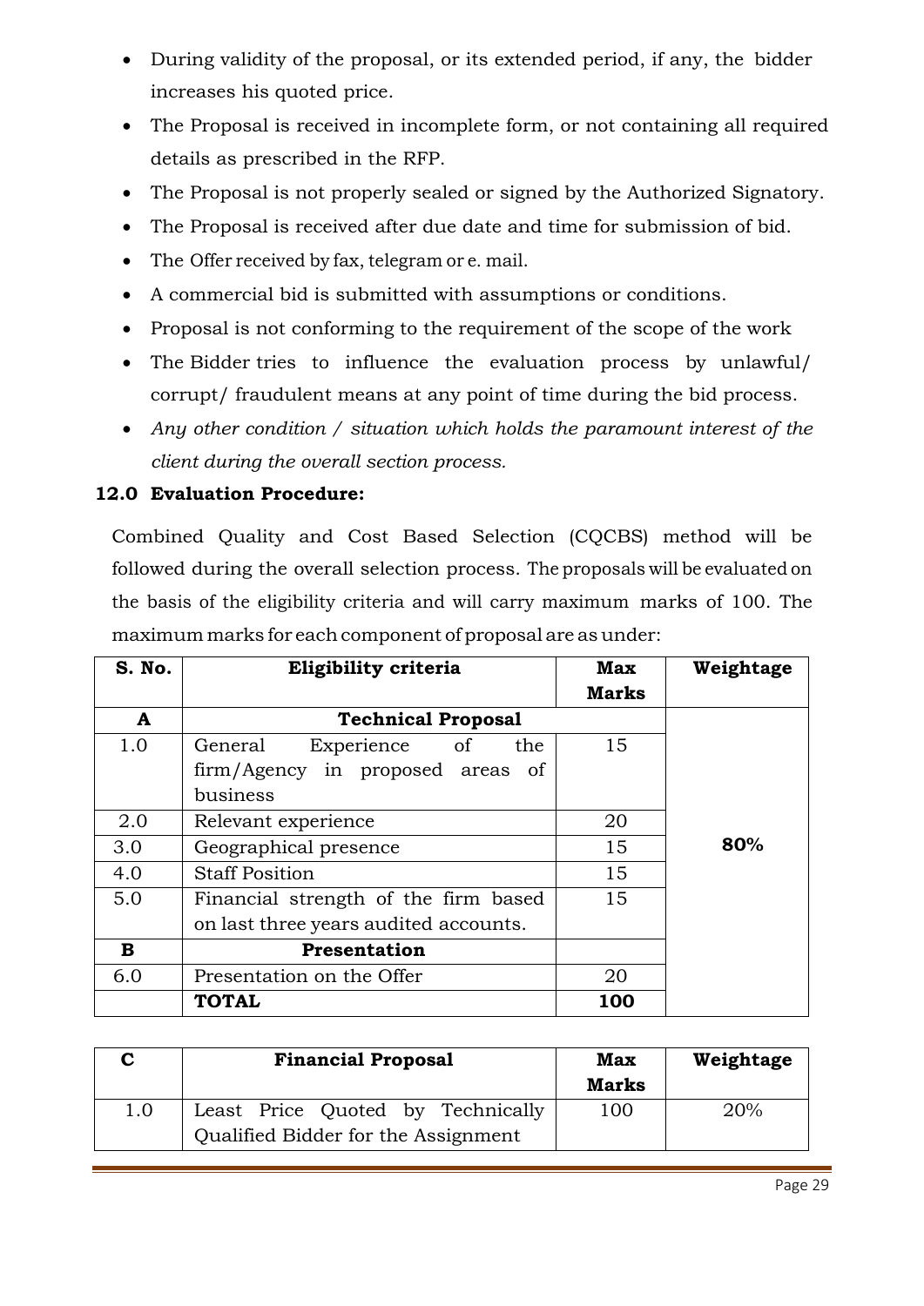- During validity of the proposal, or its extended period, if any, the bidder increases his quoted price.
- The Proposal is received in incomplete form, or not containing all required details as prescribed in the RFP.
- The Proposal is not properly sealed or signed by the Authorized Signatory.
- The Proposal is received after due date and time for submission of bid.
- The Offer received by fax, telegram or e. mail.
- A commercial bid is submitted with assumptions or conditions.
- Proposal is not conforming to the requirement of the scope of the work
- The Bidder tries to influence the evaluation process by unlawful/ corrupt/ fraudulent means at any point of time during the bid process.
- *Any other condition / situation which holds the paramount interest of the client during the overall section process.*

**12.0 Evaluation Procedure:**

Combined Quality and Cost Based Selection (CQCBS) method will be followed during the overall selection process. The proposals will be evaluated on the basis of the eligibility criteria and will carry maximum marks of 100. The maximum marks for each component of proposal are as under:

| S. No. | Eligibility criteria | Max Marks | Weightage |
|---|---|---|---|
| **A** | **Technical Proposal** | | **80%** |
| 1.0 | General Experience of the firm/Agency in proposed areas of business | 15 | |
| 2.0 | Relevant experience | 20 | |
| 3.0 | Geographical presence | 15 | |
| 4.0 | Staff Position | 15 | |
| 5.0 | Financial strength of the firm based on last three years audited accounts. | 15 | |
| **B** | **Presentation** | | |
| 6.0 | Presentation on the Offer | 20 | |
| | **TOTAL** | **100** | |

| C | Financial Proposal | Max Marks | Weightage |
|---|---|---|---|
| 1.0 | Least Price Quoted by Technically Qualified Bidder for the Assignment | 100 | 20% |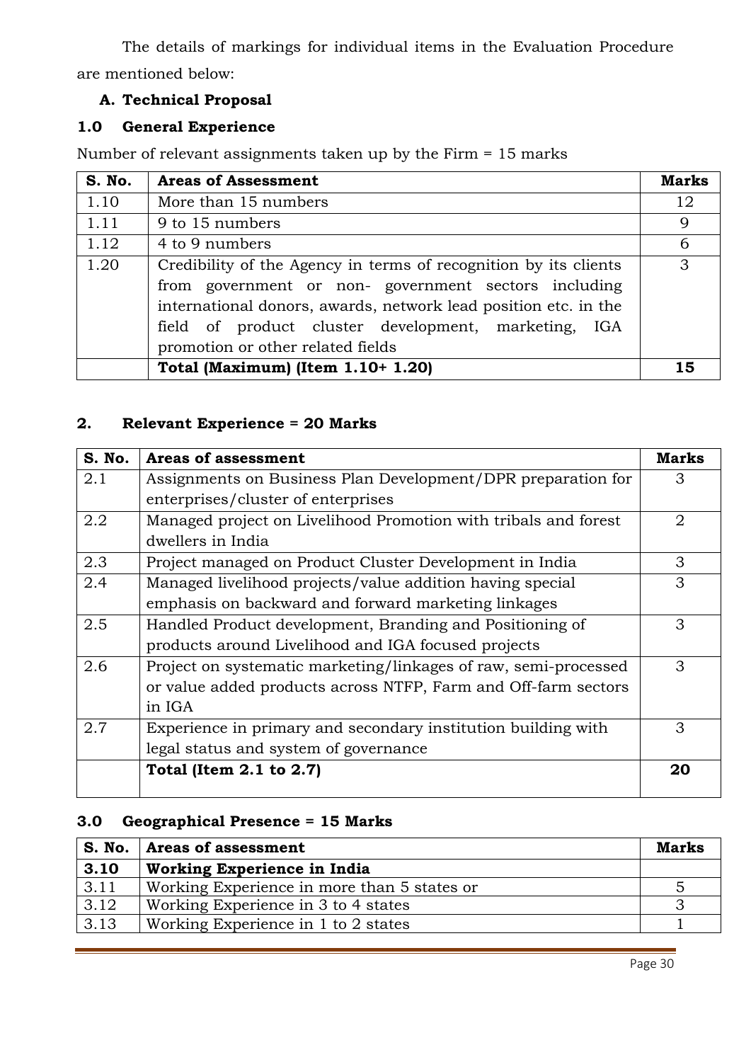The details of markings for individual items in the Evaluation Procedure are mentioned below:

**A. Technical Proposal**

**1.0 General Experience**

Number of relevant assignments taken up by the Firm = 15 marks

| S. No. | Areas of Assessment | Marks |
|---|---|---|
| 1.10 | More than 15 numbers | 12 |
| 1.11 | 9 to 15 numbers | 9 |
| 1.12 | 4 to 9 numbers | 6 |
| 1.20 | Credibility of the Agency in terms of recognition by its clients from government or non- government sectors including international donors, awards, network lead position etc. in the field of product cluster development, marketing, IGA promotion or other related fields | 3 |
| | **Total (Maximum) (Item 1.10+ 1.20)** | **15** |

**2. Relevant Experience = 20 Marks**

| S. No. | Areas of assessment | Marks |
|---|---|---|
| 2.1 | Assignments on Business Plan Development/DPR preparation for enterprises/cluster of enterprises | 3 |
| 2.2 | Managed project on Livelihood Promotion with tribals and forest dwellers in India | 2 |
| 2.3 | Project managed on Product Cluster Development in India | 3 |
| 2.4 | Managed livelihood projects/value addition having special emphasis on backward and forward marketing linkages | 3 |
| 2.5 | Handled Product development, Branding and Positioning of products around Livelihood and IGA focused projects | 3 |
| 2.6 | Project on systematic marketing/linkages of raw, semi-processed or value added products across NTFP, Farm and Off-farm sectors in IGA | 3 |
| 2.7 | Experience in primary and secondary institution building with legal status and system of governance | 3 |
| | **Total (Item 2.1 to 2.7)** | **20** |

**3.0 Geographical Presence = 15 Marks**

| S. No. | Areas of assessment | Marks |
|---|---|---|
| **3.10** | **Working Experience in India** | |
| 3.11 | Working Experience in more than 5 states or | 5 |
| 3.12 | Working Experience in 3 to 4 states | 3 |
| 3.13 | Working Experience in 1 to 2 states | 1 |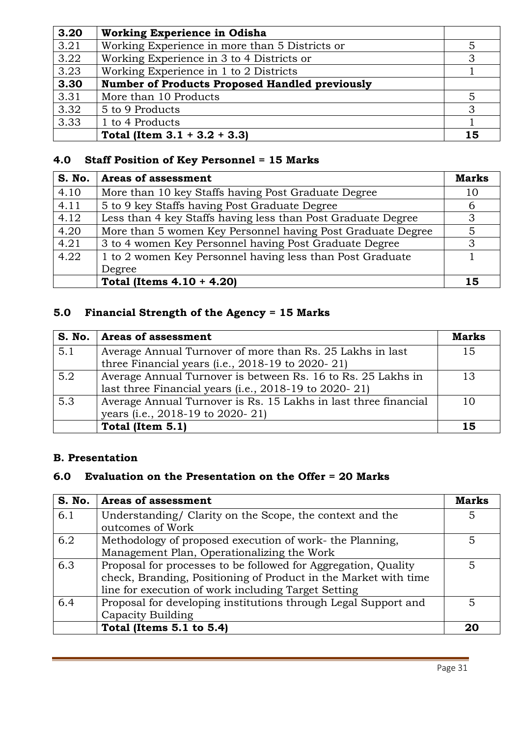| | | |
|---|---|---|
| **3.20** | **Working Experience in Odisha** | |
| 3.21 | Working Experience in more than 5 Districts or | 5 |
| 3.22 | Working Experience in 3 to 4 Districts or | 3 |
| 3.23 | Working Experience in 1 to 2 Districts | 1 |
| **3.30** | **Number of Products Proposed Handled previously** | |
| 3.31 | More than 10 Products | 5 |
| 3.32 | 5 to 9 Products | 3 |
| 3.33 | 1 to 4 Products | 1 |
| | **Total (Item 3.1 + 3.2 + 3.3)** | **15** |

### 4.0 Staff Position of Key Personnel = 15 Marks

| S. No. | Areas of assessment | Marks |
|---|---|---|
| 4.10 | More than 10 key Staffs having Post Graduate Degree | 10 |
| 4.11 | 5 to 9 key Staffs having Post Graduate Degree | 6 |
| 4.12 | Less than 4 key Staffs having less than Post Graduate Degree | 3 |
| 4.20 | More than 5 women Key Personnel having Post Graduate Degree | 5 |
| 4.21 | 3 to 4 women Key Personnel having Post Graduate Degree | 3 |
| 4.22 | 1 to 2 women Key Personnel having less than Post Graduate Degree | 1 |
| | **Total (Items 4.10 + 4.20)** | **15** |

### 5.0 Financial Strength of the Agency = 15 Marks

| S. No. | Areas of assessment | Marks |
|---|---|---|
| 5.1 | Average Annual Turnover of more than Rs. 25 Lakhs in last three Financial years (i.e., 2018-19 to 2020- 21) | 15 |
| 5.2 | Average Annual Turnover is between Rs. 16 to Rs. 25 Lakhs in last three Financial years (i.e., 2018-19 to 2020- 21) | 13 |
| 5.3 | Average Annual Turnover is Rs. 15 Lakhs in last three financial years (i.e., 2018-19 to 2020- 21) | 10 |
| | **Total (Item 5.1)** | **15** |

### B. Presentation

### 6.0 Evaluation on the Presentation on the Offer = 20 Marks

| S. No. | Areas of assessment | Marks |
|---|---|---|
| 6.1 | Understanding/ Clarity on the Scope, the context and the outcomes of Work | 5 |
| 6.2 | Methodology of proposed execution of work- the Planning, Management Plan, Operationalizing the Work | 5 |
| 6.3 | Proposal for processes to be followed for Aggregation, Quality check, Branding, Positioning of Product in the Market with time line for execution of work including Target Setting | 5 |
| 6.4 | Proposal for developing institutions through Legal Support and Capacity Building | 5 |
| | **Total (Items 5.1 to 5.4)** | **20** |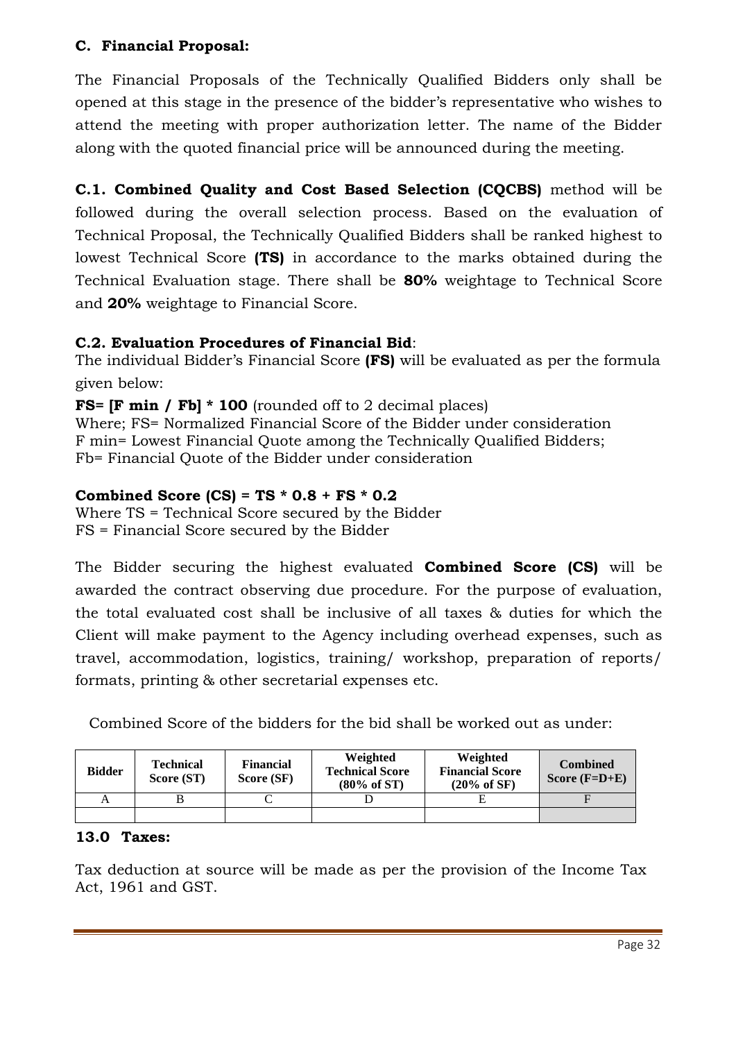### C. Financial Proposal:

The Financial Proposals of the Technically Qualified Bidders only shall be opened at this stage in the presence of the bidder's representative who wishes to attend the meeting with proper authorization letter. The name of the Bidder along with the quoted financial price will be announced during the meeting.

**C.1. Combined Quality and Cost Based Selection (CQCBS)** method will be followed during the overall selection process. Based on the evaluation of Technical Proposal, the Technically Qualified Bidders shall be ranked highest to lowest Technical Score **(TS)** in accordance to the marks obtained during the Technical Evaluation stage. There shall be **80%** weightage to Technical Score and **20%** weightage to Financial Score.

**C.2. Evaluation Procedures of Financial Bid**:

The individual Bidder's Financial Score **(FS)** will be evaluated as per the formula given below:

**FS= [F min / Fb] * 100** (rounded off to 2 decimal places)

Where; FS= Normalized Financial Score of the Bidder under consideration

F min= Lowest Financial Quote among the Technically Qualified Bidders;

Fb= Financial Quote of the Bidder under consideration

**Combined Score (CS) = TS * 0.8 + FS * 0.2**

Where TS = Technical Score secured by the Bidder

FS = Financial Score secured by the Bidder

The Bidder securing the highest evaluated **Combined Score (CS)** will be awarded the contract observing due procedure. For the purpose of evaluation, the total evaluated cost shall be inclusive of all taxes & duties for which the Client will make payment to the Agency including overhead expenses, such as travel, accommodation, logistics, training/ workshop, preparation of reports/ formats, printing & other secretarial expenses etc.

Combined Score of the bidders for the bid shall be worked out as under:

| Bidder | Technical Score (ST) | Financial Score (SF) | Weighted Technical Score (80% of ST) | Weighted Financial Score (20% of SF) | Combined Score (F=D+E) |
|---|---|---|---|---|---|
| A | B | C | D | E | F |
| | | | | | |

### 13.0 Taxes:

Tax deduction at source will be made as per the provision of the Income Tax Act, 1961 and GST.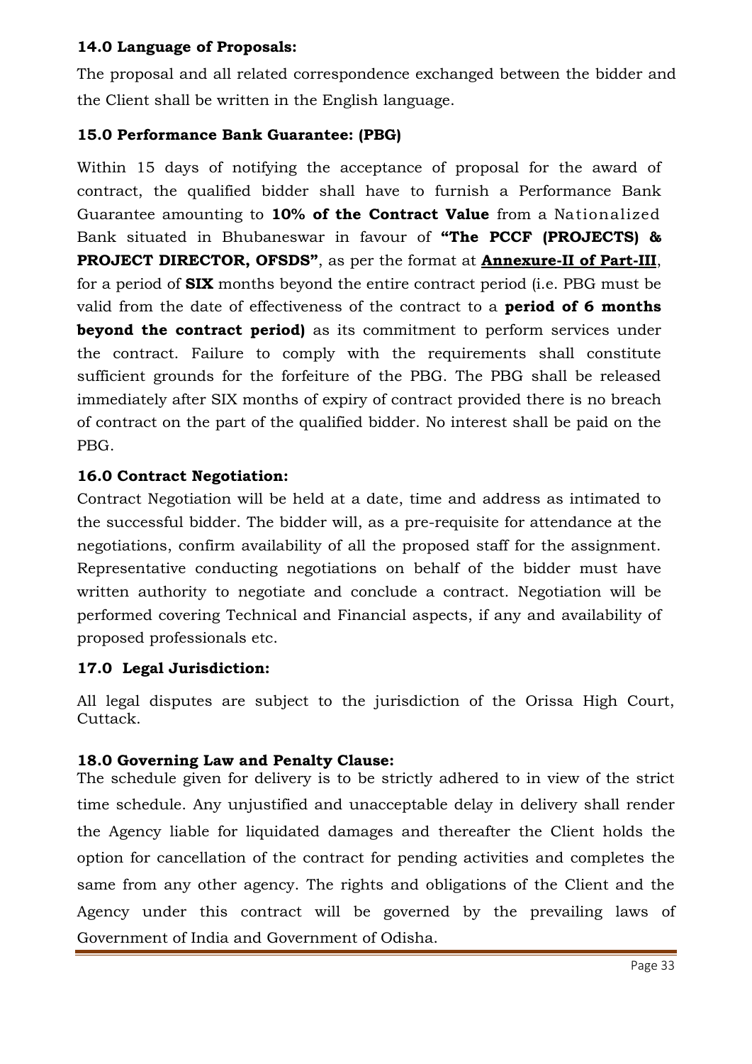#### 14.0 Language of Proposals:

The proposal and all related correspondence exchanged between the bidder and the Client shall be written in the English language.

#### 15.0 Performance Bank Guarantee: (PBG)

Within 15 days of notifying the acceptance of proposal for the award of contract, the qualified bidder shall have to furnish a Performance Bank Guarantee amounting to **10% of the Contract Value** from a Nationalized Bank situated in Bhubaneswar in favour of **"The PCCF (PROJECTS) & PROJECT DIRECTOR, OFSDS"**, as per the format at **Annexure-II of Part-III**, for a period of **SIX** months beyond the entire contract period (i.e. PBG must be valid from the date of effectiveness of the contract to a **period of 6 months beyond the contract period)** as its commitment to perform services under the contract. Failure to comply with the requirements shall constitute sufficient grounds for the forfeiture of the PBG. The PBG shall be released immediately after SIX months of expiry of contract provided there is no breach of contract on the part of the qualified bidder. No interest shall be paid on the PBG.

#### 16.0 Contract Negotiation:

Contract Negotiation will be held at a date, time and address as intimated to the successful bidder. The bidder will, as a pre-requisite for attendance at the negotiations, confirm availability of all the proposed staff for the assignment. Representative conducting negotiations on behalf of the bidder must have written authority to negotiate and conclude a contract. Negotiation will be performed covering Technical and Financial aspects, if any and availability of proposed professionals etc.

#### 17.0 Legal Jurisdiction:

All legal disputes are subject to the jurisdiction of the Orissa High Court, Cuttack.

#### 18.0 Governing Law and Penalty Clause:

The schedule given for delivery is to be strictly adhered to in view of the strict time schedule. Any unjustified and unacceptable delay in delivery shall render the Agency liable for liquidated damages and thereafter the Client holds the option for cancellation of the contract for pending activities and completes the same from any other agency. The rights and obligations of the Client and the Agency under this contract will be governed by the prevailing laws of Government of India and Government of Odisha.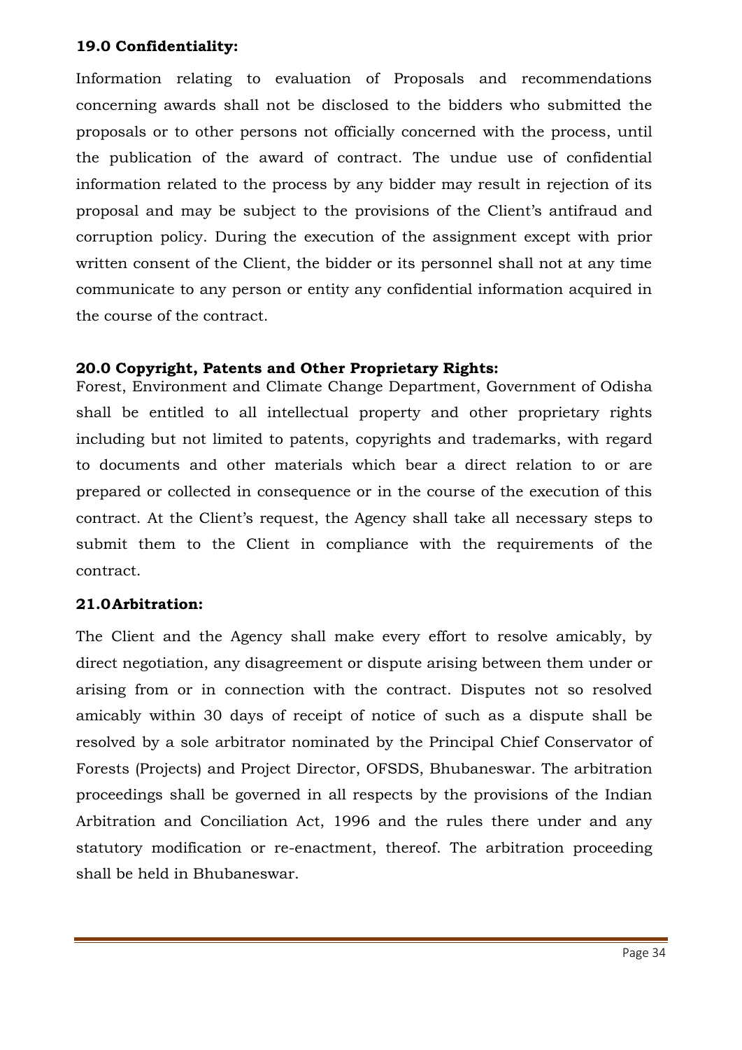**19.0 Confidentiality:**

Information relating to evaluation of Proposals and recommendations concerning awards shall not be disclosed to the bidders who submitted the proposals or to other persons not officially concerned with the process, until the publication of the award of contract. The undue use of confidential information related to the process by any bidder may result in rejection of its proposal and may be subject to the provisions of the Client's antifraud and corruption policy. During the execution of the assignment except with prior written consent of the Client, the bidder or its personnel shall not at any time communicate to any person or entity any confidential information acquired in the course of the contract.

**20.0 Copyright, Patents and Other Proprietary Rights:**

Forest, Environment and Climate Change Department, Government of Odisha shall be entitled to all intellectual property and other proprietary rights including but not limited to patents, copyrights and trademarks, with regard to documents and other materials which bear a direct relation to or are prepared or collected in consequence or in the course of the execution of this contract. At the Client's request, the Agency shall take all necessary steps to submit them to the Client in compliance with the requirements of the contract.

**21.0 Arbitration:**

The Client and the Agency shall make every effort to resolve amicably, by direct negotiation, any disagreement or dispute arising between them under or arising from or in connection with the contract. Disputes not so resolved amicably within 30 days of receipt of notice of such as a dispute shall be resolved by a sole arbitrator nominated by the Principal Chief Conservator of Forests (Projects) and Project Director, OFSDS, Bhubaneswar. The arbitration proceedings shall be governed in all respects by the provisions of the Indian Arbitration and Conciliation Act, 1996 and the rules there under and any statutory modification or re-enactment, thereof. The arbitration proceeding shall be held in Bhubaneswar.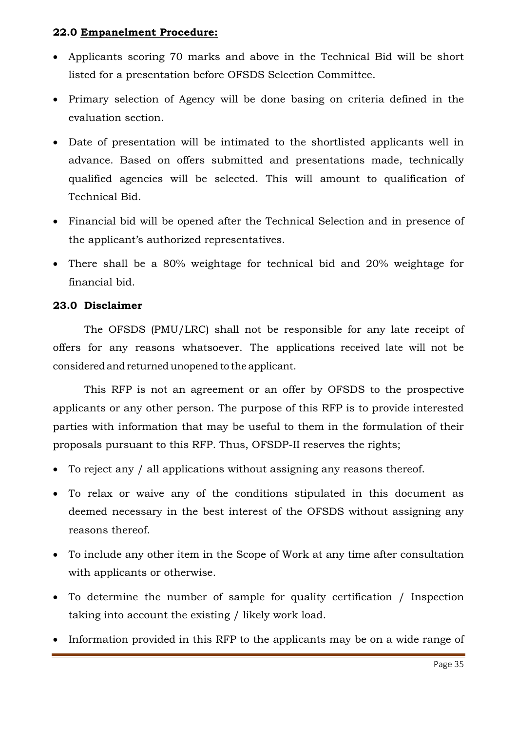### 22.0 Empanelment Procedure:

- Applicants scoring 70 marks and above in the Technical Bid will be short listed for a presentation before OFSDS Selection Committee.
- Primary selection of Agency will be done basing on criteria defined in the evaluation section.
- Date of presentation will be intimated to the shortlisted applicants well in advance. Based on offers submitted and presentations made, technically qualified agencies will be selected. This will amount to qualification of Technical Bid.
- Financial bid will be opened after the Technical Selection and in presence of the applicant's authorized representatives.
- There shall be a 80% weightage for technical bid and 20% weightage for financial bid.

### 23.0 Disclaimer

The OFSDS (PMU/LRC) shall not be responsible for any late receipt of offers for any reasons whatsoever. The applications received late will not be considered and returned unopened to the applicant.

This RFP is not an agreement or an offer by OFSDS to the prospective applicants or any other person. The purpose of this RFP is to provide interested parties with information that may be useful to them in the formulation of their proposals pursuant to this RFP. Thus, OFSDP-II reserves the rights;

- To reject any / all applications without assigning any reasons thereof.
- To relax or waive any of the conditions stipulated in this document as deemed necessary in the best interest of the OFSDS without assigning any reasons thereof.
- To include any other item in the Scope of Work at any time after consultation with applicants or otherwise.
- To determine the number of sample for quality certification / Inspection taking into account the existing / likely work load.
- Information provided in this RFP to the applicants may be on a wide range of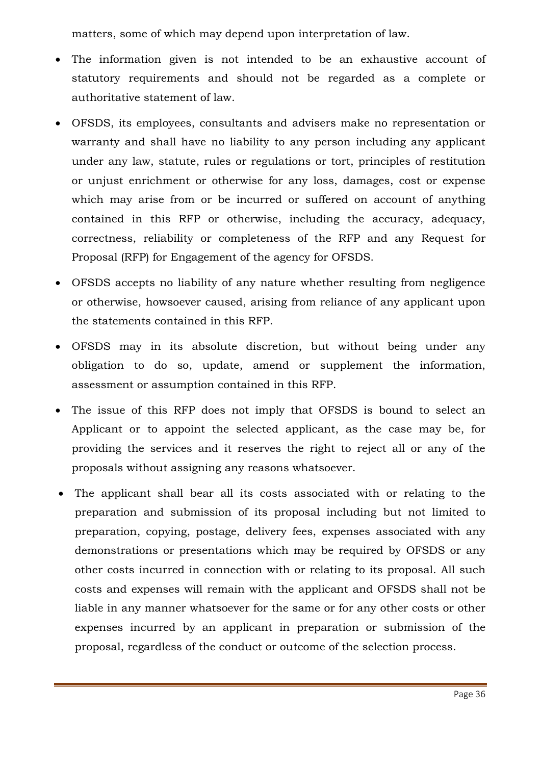matters, some of which may depend upon interpretation of law.

- The information given is not intended to be an exhaustive account of statutory requirements and should not be regarded as a complete or authoritative statement of law.
- OFSDS, its employees, consultants and advisers make no representation or warranty and shall have no liability to any person including any applicant under any law, statute, rules or regulations or tort, principles of restitution or unjust enrichment or otherwise for any loss, damages, cost or expense which may arise from or be incurred or suffered on account of anything contained in this RFP or otherwise, including the accuracy, adequacy, correctness, reliability or completeness of the RFP and any Request for Proposal (RFP) for Engagement of the agency for OFSDS.
- OFSDS accepts no liability of any nature whether resulting from negligence or otherwise, howsoever caused, arising from reliance of any applicant upon the statements contained in this RFP.
- OFSDS may in its absolute discretion, but without being under any obligation to do so, update, amend or supplement the information, assessment or assumption contained in this RFP.
- The issue of this RFP does not imply that OFSDS is bound to select an Applicant or to appoint the selected applicant, as the case may be, for providing the services and it reserves the right to reject all or any of the proposals without assigning any reasons whatsoever.
- The applicant shall bear all its costs associated with or relating to the preparation and submission of its proposal including but not limited to preparation, copying, postage, delivery fees, expenses associated with any demonstrations or presentations which may be required by OFSDS or any other costs incurred in connection with or relating to its proposal. All such costs and expenses will remain with the applicant and OFSDS shall not be liable in any manner whatsoever for the same or for any other costs or other expenses incurred by an applicant in preparation or submission of the proposal, regardless of the conduct or outcome of the selection process.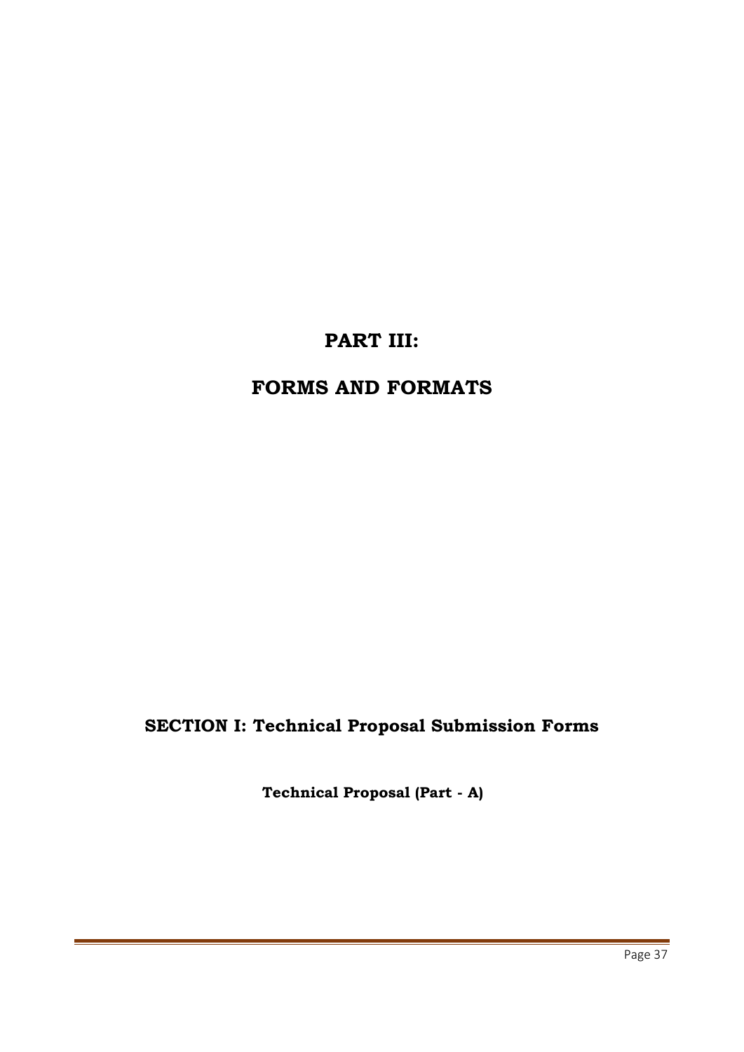# PART III:

# FORMS AND FORMATS

## SECTION I: Technical Proposal Submission Forms

**Technical Proposal (Part - A)**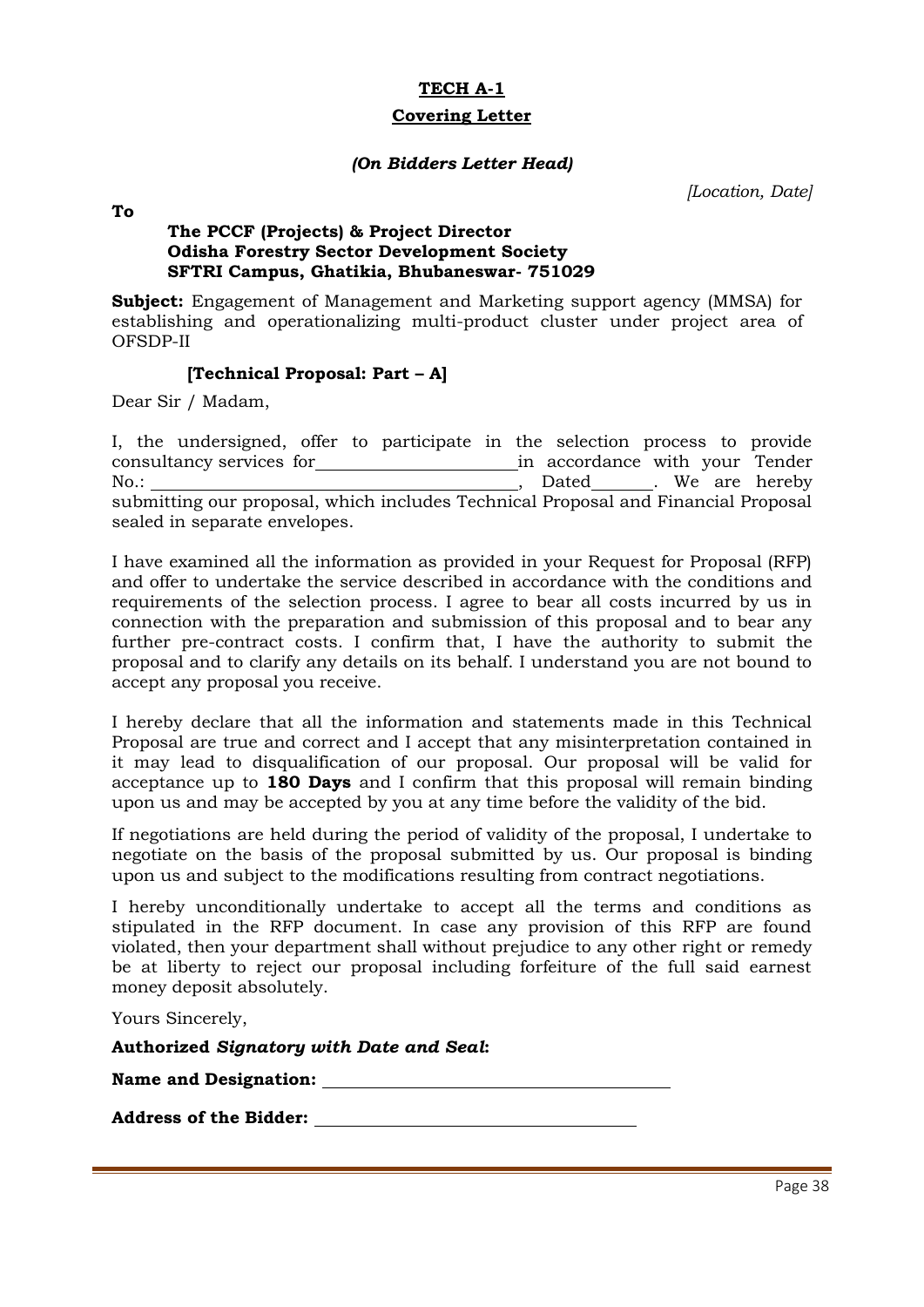**TECH A-1**

**Covering Letter**

***(On Bidders Letter Head)***

*[Location, Date]*

**To**

**The PCCF (Projects) & Project Director**
**Odisha Forestry Sector Development Society**
**SFTRI Campus, Ghatikia, Bhubaneswar- 751029**

**Subject:** Engagement of Management and Marketing support agency (MMSA) for establishing and operationalizing multi-product cluster under project area of OFSDP-II

**[Technical Proposal: Part – A]**

Dear Sir / Madam,

I, the undersigned, offer to participate in the selection process to provide consultancy services for \_\_\_\_\_\_\_\_\_\_\_\_\_\_\_\_\_\_\_\_\_ in accordance with your Tender No.: \_\_\_\_\_\_\_\_\_\_\_\_\_\_\_\_\_\_\_\_\_\_\_\_\_\_\_\_\_\_\_\_\_\_\_\_\_\_\_\_, Dated\_\_\_\_\_\_\_. We are hereby submitting our proposal, which includes Technical Proposal and Financial Proposal sealed in separate envelopes.

I have examined all the information as provided in your Request for Proposal (RFP) and offer to undertake the service described in accordance with the conditions and requirements of the selection process. I agree to bear all costs incurred by us in connection with the preparation and submission of this proposal and to bear any further pre-contract costs. I confirm that, I have the authority to submit the proposal and to clarify any details on its behalf. I understand you are not bound to accept any proposal you receive.

I hereby declare that all the information and statements made in this Technical Proposal are true and correct and I accept that any misinterpretation contained in it may lead to disqualification of our proposal. Our proposal will be valid for acceptance up to **180 Days** and I confirm that this proposal will remain binding upon us and may be accepted by you at any time before the validity of the bid.

If negotiations are held during the period of validity of the proposal, I undertake to negotiate on the basis of the proposal submitted by us. Our proposal is binding upon us and subject to the modifications resulting from contract negotiations.

I hereby unconditionally undertake to accept all the terms and conditions as stipulated in the RFP document. In case any provision of this RFP are found violated, then your department shall without prejudice to any other right or remedy be at liberty to reject our proposal including forfeiture of the full said earnest money deposit absolutely.

Yours Sincerely,

**Authorized *Signatory with Date and Seal*:**

**Name and Designation:** \_\_\_\_\_\_\_\_\_\_\_\_\_\_\_\_\_\_\_\_\_\_\_\_\_\_\_\_\_\_\_\_\_\_\_\_\_\_\_\_

**Address of the Bidder:** \_\_\_\_\_\_\_\_\_\_\_\_\_\_\_\_\_\_\_\_\_\_\_\_\_\_\_\_\_\_\_\_\_\_\_\_\_\_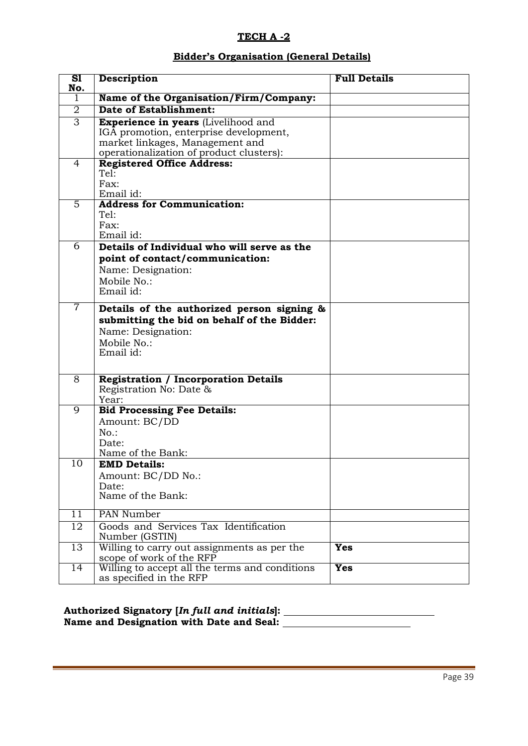## TECH A -2

### Bidder's Organisation (General Details)

| Sl No. | Description | Full Details |
|---|---|---|
| 1 | **Name of the Organisation/Firm/Company:** | |
| 2 | **Date of Establishment:** | |
| 3 | **Experience in years** (Livelihood and IGA promotion, enterprise development, market linkages, Management and operationalization of product clusters): | |
| 4 | **Registered Office Address:**<br>Tel:<br>Fax:<br>Email id: | |
| 5 | **Address for Communication:**<br>Tel:<br>Fax:<br>Email id: | |
| 6 | **Details of Individual who will serve as the point of contact/communication:**<br>Name: Designation:<br>Mobile No.:<br>Email id: | |
| 7 | **Details of the authorized person signing & submitting the bid on behalf of the Bidder:**<br>Name: Designation:<br>Mobile No.:<br>Email id: | |
| 8 | **Registration / Incorporation Details**<br>Registration No: Date & Year: | |
| 9 | **Bid Processing Fee Details:**<br>Amount: BC/DD<br>No.:<br>Date:<br>Name of the Bank: | |
| 10 | **EMD Details:**<br>Amount: BC/DD No.:<br>Date:<br>Name of the Bank: | |
| 11 | PAN Number | |
| 12 | Goods and Services Tax Identification Number (GSTIN) | |
| 13 | Willing to carry out assignments as per the scope of work of the RFP | **Yes** |
| 14 | Willing to accept all the terms and conditions as specified in the RFP | **Yes** |

**Authorized Signatory [*In full and initials*]:** ______________________________

**Name and Designation with Date and Seal:** __________________________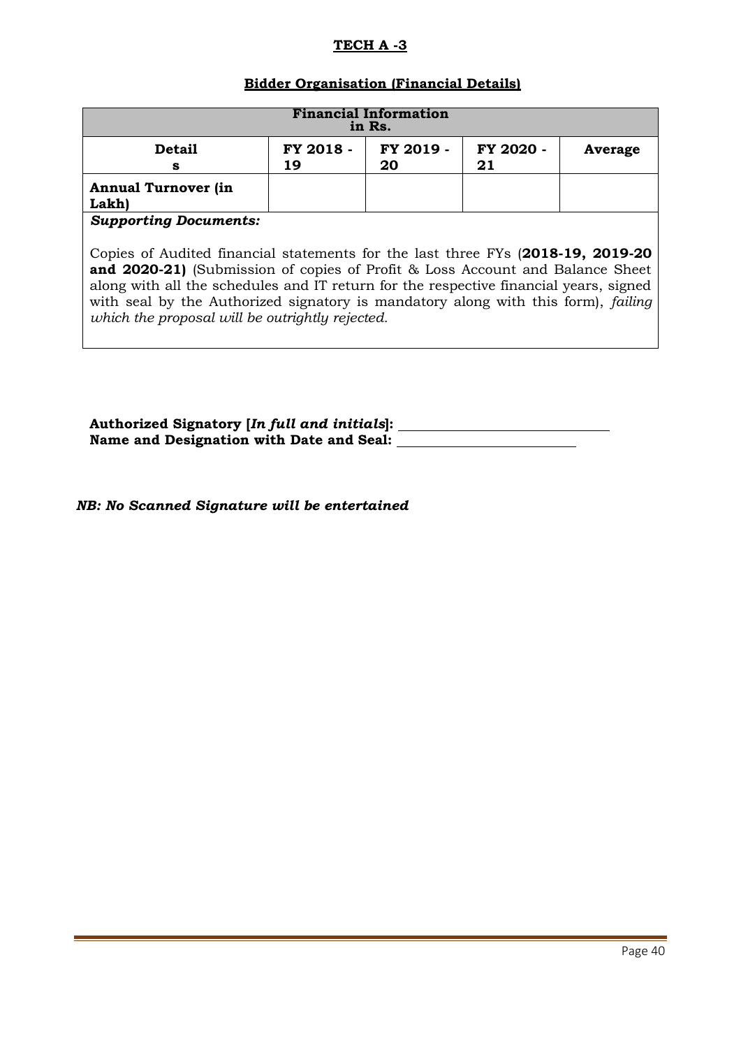**TECH A -3**

**Bidder Organisation (Financial Details)**

| **Financial Information in Rs.** | | | | |
|---|---|---|---|---|
| **Details** | **FY 2018 - 19** | **FY 2019 - 20** | **FY 2020 - 21** | **Average** |
| **Annual Turnover (in Lakh)** | | | | |

***Supporting Documents:***

Copies of Audited financial statements for the last three FYs (**2018-19, 2019-20 and 2020-21)** (Submission of copies of Profit & Loss Account and Balance Sheet along with all the schedules and IT return for the respective financial years, signed with seal by the Authorized signatory is mandatory along with this form), *failing which the proposal will be outrightly rejected.*

**Authorized Signatory [*In full and initials*]:** ______________________________

**Name and Designation with Date and Seal:** ___________________________

***NB: No Scanned Signature will be entertained***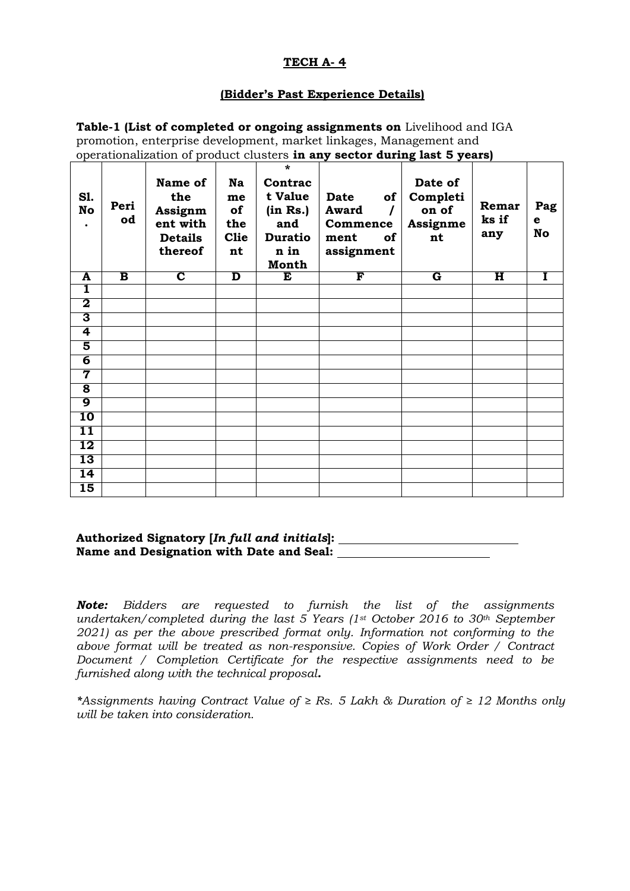**TECH A- 4**

**(Bidder's Past Experience Details)**

**Table-1 (List of completed or ongoing assignments on** Livelihood and IGA promotion, enterprise development, market linkages, Management and operationalization of product clusters **in any sector during last 5 years)**

| Sl. No. | Period | Name of the Assignment with Details thereof | Name of the Client | * Contract Value (in Rs.) and Duration in Month | Date of Award / Commencement of assignment | Date of Completion of Assignment | Remarks if any | Page No |
|---|---|---|---|---|---|---|---|---|
| A | B | C | D | E | F | G | H | I |
| 1 | | | | | | | | |
| 2 | | | | | | | | |
| 3 | | | | | | | | |
| 4 | | | | | | | | |
| 5 | | | | | | | | |
| 6 | | | | | | | | |
| 7 | | | | | | | | |
| 8 | | | | | | | | |
| 9 | | | | | | | | |
| 10 | | | | | | | | |
| 11 | | | | | | | | |
| 12 | | | | | | | | |
| 13 | | | | | | | | |
| 14 | | | | | | | | |
| 15 | | | | | | | | |

**Authorized Signatory [*In full and initials*]:** ______________________________
**Name and Designation with Date and Seal:** ______________________________

***Note:*** *Bidders are requested to furnish the list of the assignments undertaken/completed during the last 5 Years (1st October 2016 to 30th September 2021) as per the above prescribed format only. Information not conforming to the above format will be treated as non-responsive. Copies of Work Order / Contract Document / Completion Certificate for the respective assignments need to be furnished along with the technical proposal.*

*\*Assignments having Contract Value of ≥ Rs. 5 Lakh & Duration of ≥ 12 Months only will be taken into consideration.*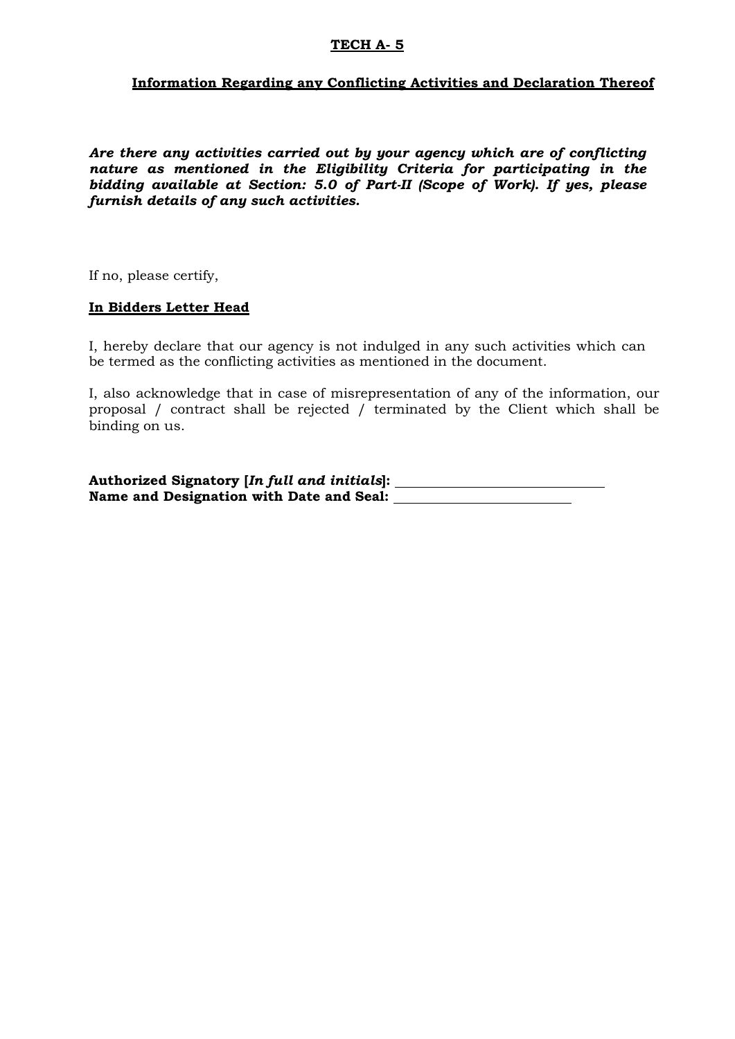## TECH A- 5

### Information Regarding any Conflicting Activities and Declaration Thereof

***Are there any activities carried out by your agency which are of conflicting nature as mentioned in the Eligibility Criteria for participating in the bidding available at Section: 5.0 of Part-II (Scope of Work). If yes, please furnish details of any such activities.***

If no, please certify,

**In Bidders Letter Head**

I, hereby declare that our agency is not indulged in any such activities which can be termed as the conflicting activities as mentioned in the document.

I, also acknowledge that in case of misrepresentation of any of the information, our proposal / contract shall be rejected / terminated by the Client which shall be binding on us.

**Authorized Signatory [*In full and initials*]:** ______________________________
**Name and Designation with Date and Seal:** __________________________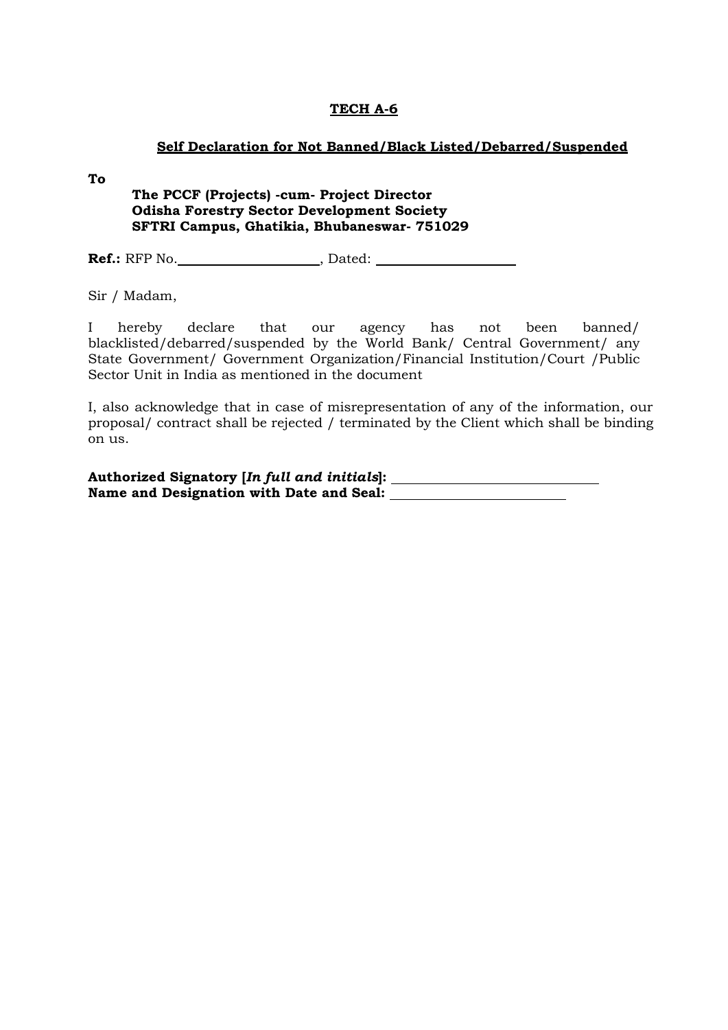**TECH A-6**

**Self Declaration for Not Banned/Black Listed/Debarred/Suspended**

**To**

**The PCCF (Projects) -cum- Project Director**
**Odisha Forestry Sector Development Society**
**SFTRI Campus, Ghatikia, Bhubaneswar- 751029**

**Ref.:** RFP No.____________________, Dated: ____________________

Sir / Madam,

I hereby declare that our agency has not been banned/ blacklisted/debarred/suspended by the World Bank/ Central Government/ any State Government/ Government Organization/Financial Institution/Court /Public Sector Unit in India as mentioned in the document

I, also acknowledge that in case of misrepresentation of any of the information, our proposal/ contract shall be rejected / terminated by the Client which shall be binding on us.

**Authorized Signatory [*In full and initials*]:** ______________________________
**Name and Designation with Date and Seal:** __________________________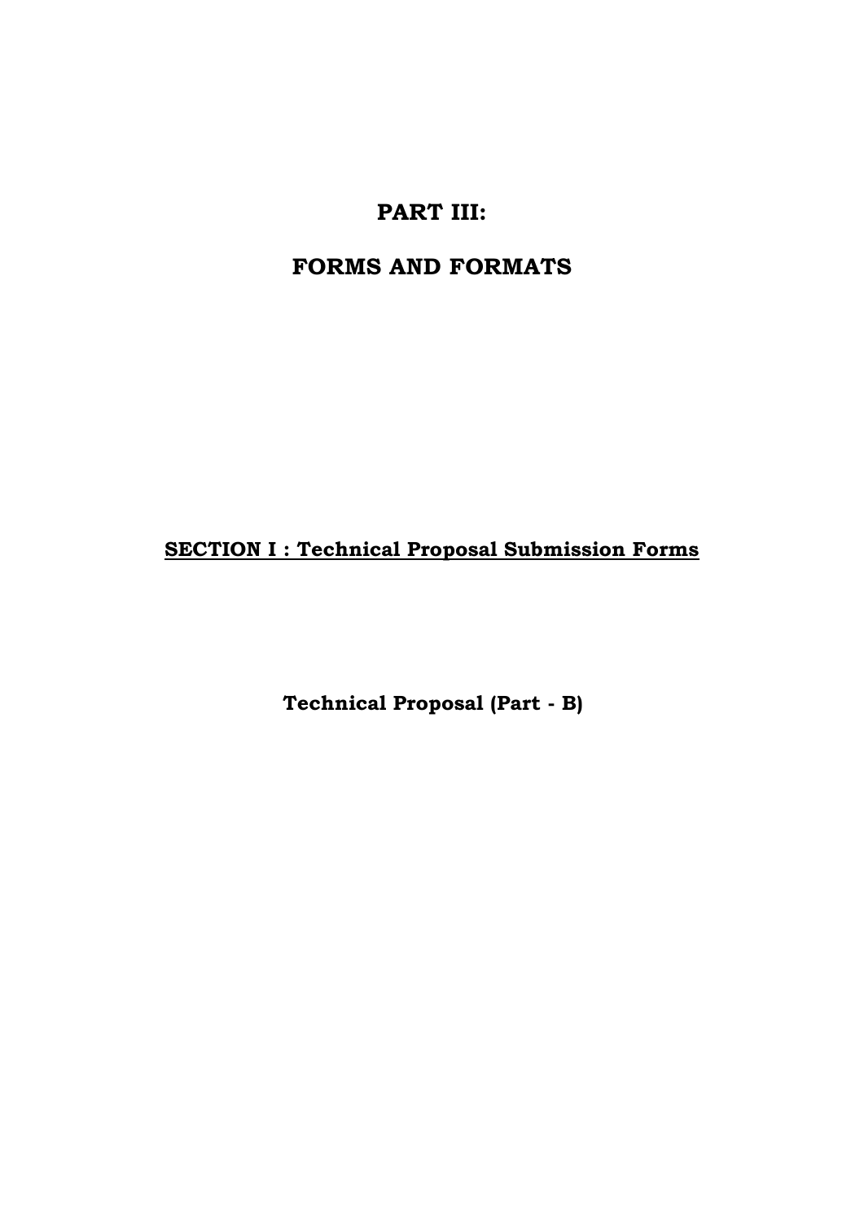# PART III:

# FORMS AND FORMATS

## <u>SECTION I : Technical Proposal Submission Forms</u>

### Technical Proposal (Part - B)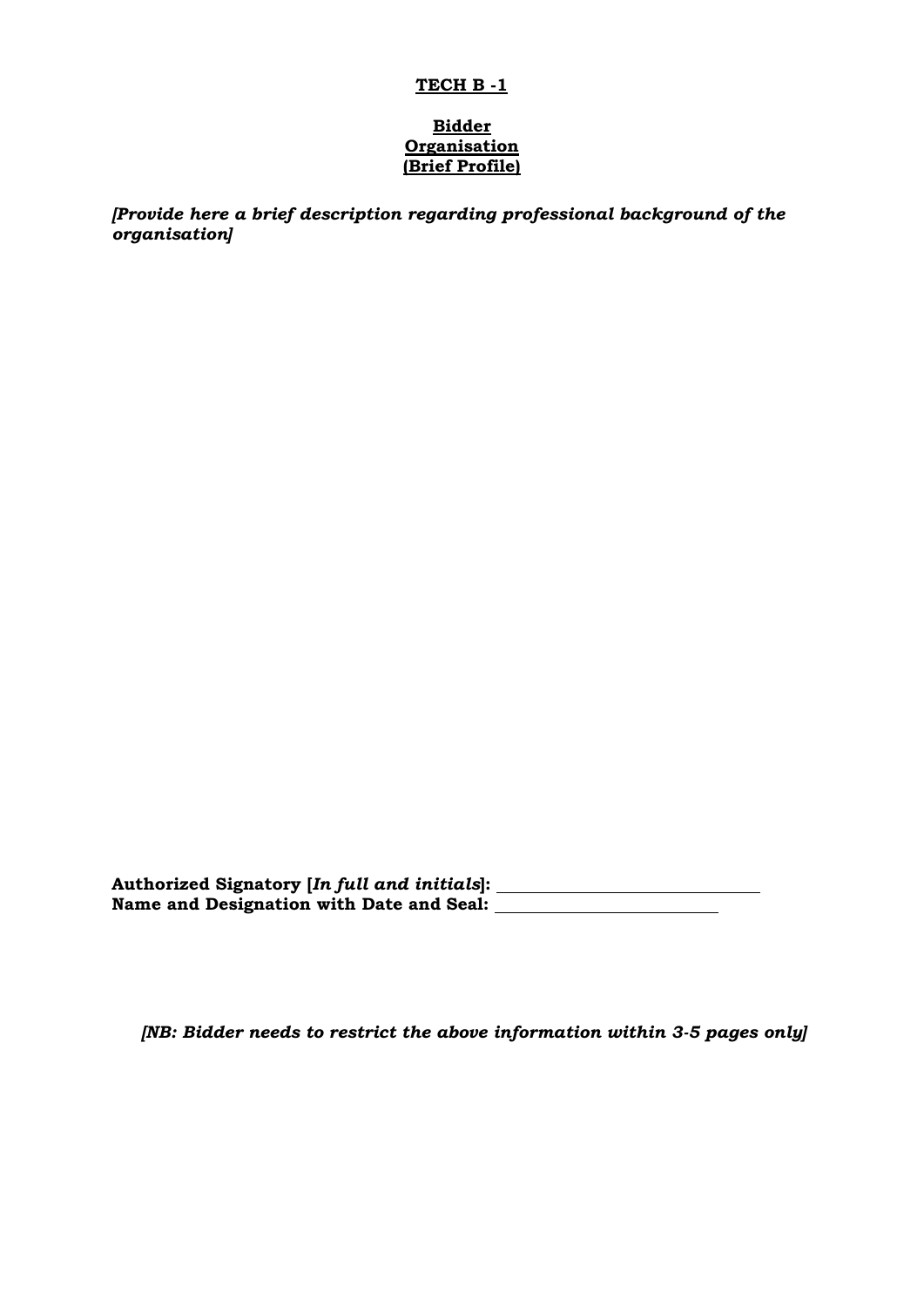**TECH B -1**

**Bidder Organisation (Brief Profile)**

***[Provide here a brief description regarding professional background of the organisation]***

**Authorized Signatory [*In full and initials*]:** \_\_\_\_\_\_\_\_\_\_\_\_\_\_\_\_\_\_\_\_\_\_\_\_\_\_\_\_\_\_
**Name and Designation with Date and Seal:** \_\_\_\_\_\_\_\_\_\_\_\_\_\_\_\_\_\_\_\_\_\_\_\_\_\_

***[NB: Bidder needs to restrict the above information within 3-5 pages only]***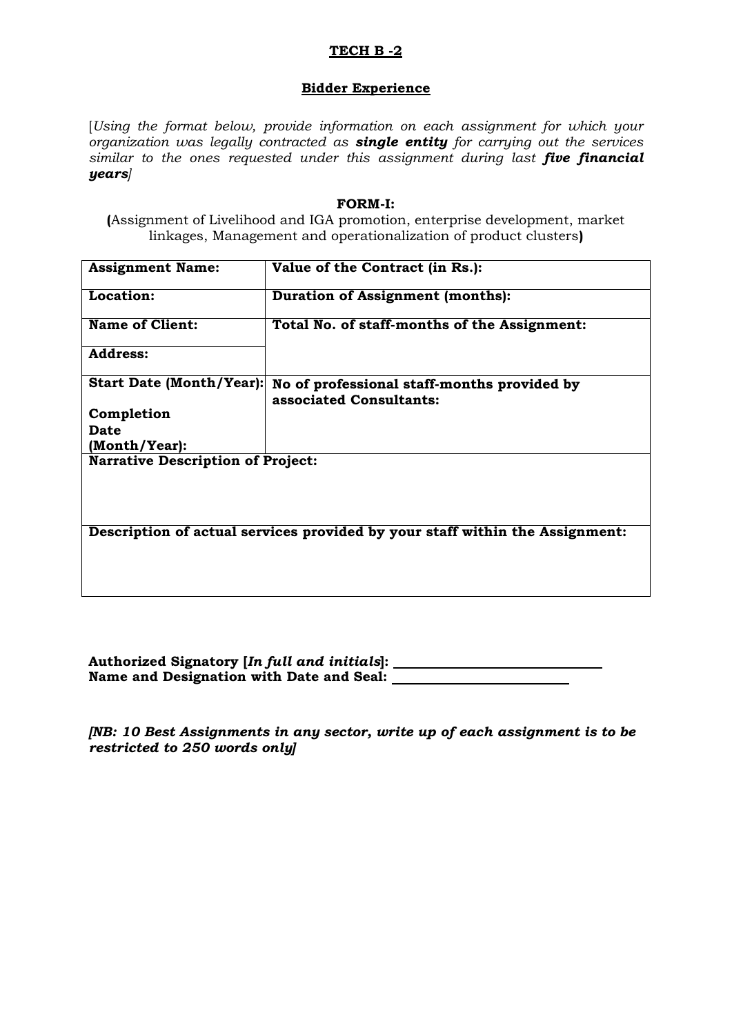**TECH B -2**

**Bidder Experience**

[*Using the format below, provide information on each assignment for which your organization was legally contracted as* ***single entity*** *for carrying out the services similar to the ones requested under this assignment during last* ***five financial years***]

**FORM-I:**

**(**Assignment of Livelihood and IGA promotion, enterprise development, market linkages, Management and operationalization of product clusters**)**

| **Assignment Name:** | **Value of the Contract (in Rs.):** |
|---|---|
| **Location:** | **Duration of Assignment (months):** |
| **Name of Client:** | **Total No. of staff-months of the Assignment:** |
| **Address:** | |
| **Start Date (Month/Year):** **Completion Date (Month/Year):** | **No of professional staff-months provided by associated Consultants:** |
| **Narrative Description of Project:** | |
| **Description of actual services provided by your staff within the Assignment:** | |

**Authorized Signatory [*In full and initials*]:** ____________________________

**Name and Designation with Date and Seal:** ________________________

***[NB: 10 Best Assignments in any sector, write up of each assignment is to be restricted to 250 words only]***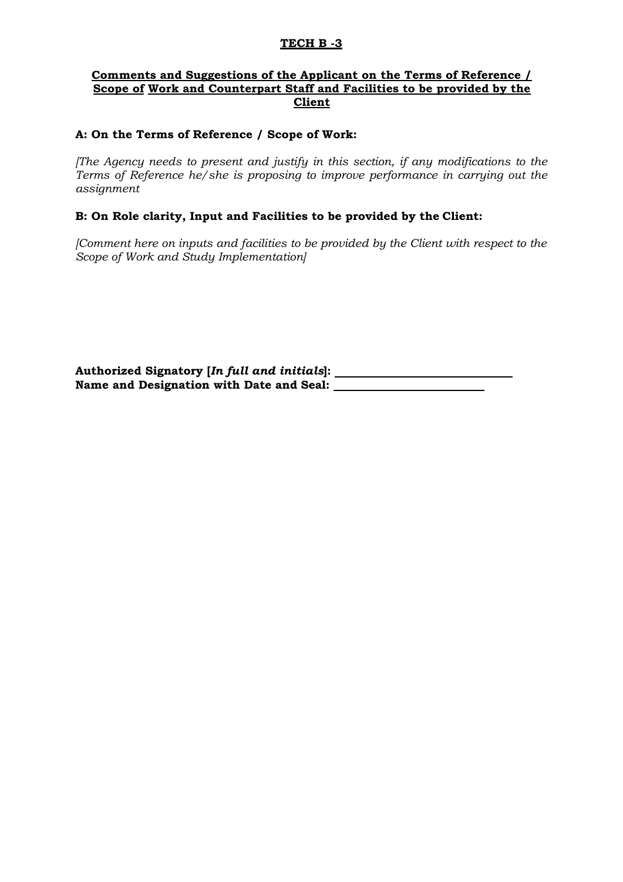**TECH B -3**

**Comments and Suggestions of the Applicant on the Terms of Reference / Scope of Work and Counterpart Staff and Facilities to be provided by the Client**

**A: On the Terms of Reference / Scope of Work:**

*[The Agency needs to present and justify in this section, if any modifications to the Terms of Reference he/she is proposing to improve performance in carrying out the assignment*

**B: On Role clarity, Input and Facilities to be provided by the Client:**

*[Comment here on inputs and facilities to be provided by the Client with respect to the Scope of Work and Study Implementation]*

**Authorized Signatory [*In full and initials*]:** ____________________________

**Name and Designation with Date and Seal:** ________________________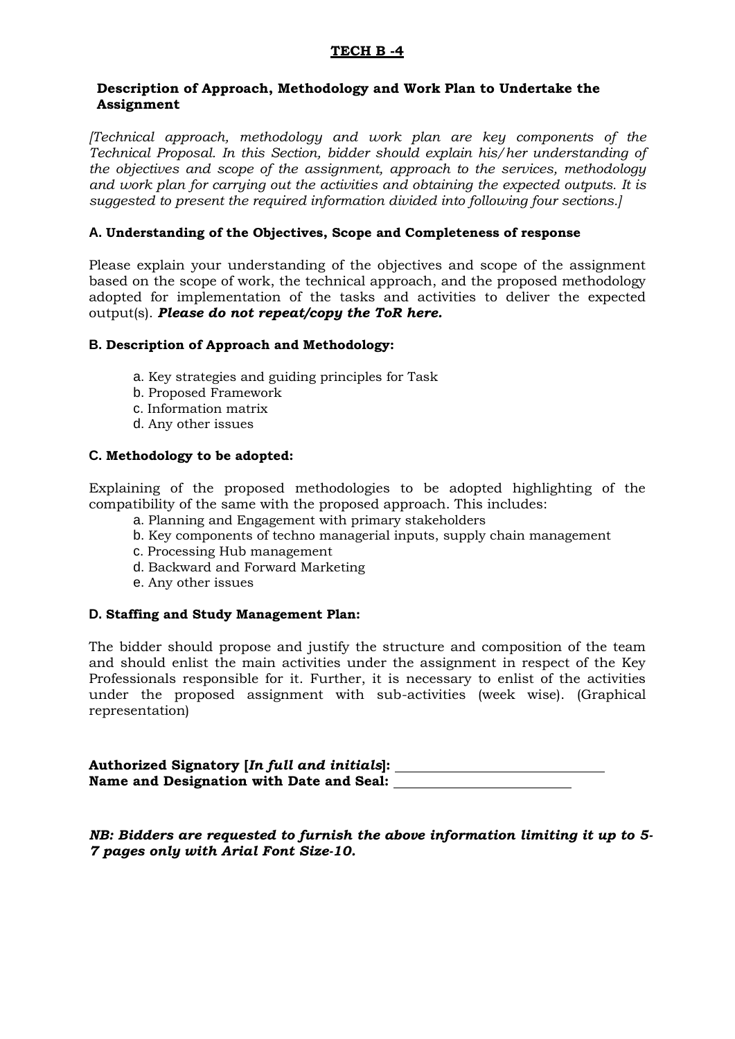**TECH B -4**

**Description of Approach, Methodology and Work Plan to Undertake the Assignment**

*[Technical approach, methodology and work plan are key components of the Technical Proposal. In this Section, bidder should explain his/her understanding of the objectives and scope of the assignment, approach to the services, methodology and work plan for carrying out the activities and obtaining the expected outputs. It is suggested to present the required information divided into following four sections.]*

**A. Understanding of the Objectives, Scope and Completeness of response**

Please explain your understanding of the objectives and scope of the assignment based on the scope of work, the technical approach, and the proposed methodology adopted for implementation of the tasks and activities to deliver the expected output(s). ***Please do not repeat/copy the ToR here.***

**B. Description of Approach and Methodology:**

a. Key strategies and guiding principles for Task
b. Proposed Framework
c. Information matrix
d. Any other issues

**C. Methodology to be adopted:**

Explaining of the proposed methodologies to be adopted highlighting of the compatibility of the same with the proposed approach. This includes:

a. Planning and Engagement with primary stakeholders
b. Key components of techno managerial inputs, supply chain management
c. Processing Hub management
d. Backward and Forward Marketing
e. Any other issues

**D. Staffing and Study Management Plan:**

The bidder should propose and justify the structure and composition of the team and should enlist the main activities under the assignment in respect of the Key Professionals responsible for it. Further, it is necessary to enlist of the activities under the proposed assignment with sub-activities (week wise). (Graphical representation)

**Authorized Signatory [*In full and initials*]:** ______________________________
**Name and Designation with Date and Seal:** ___________________________

***NB: Bidders are requested to furnish the above information limiting it up to 5-7 pages only with Arial Font Size-10.***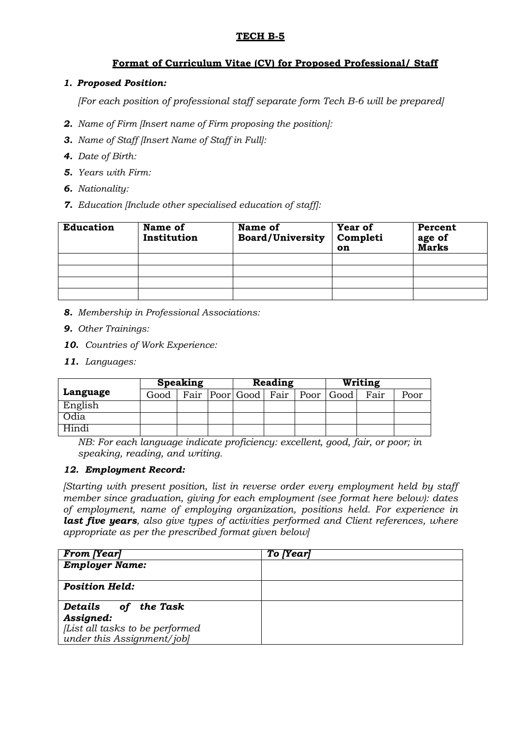**TECH B-5**

**Format of Curriculum Vitae (CV) for Proposed Professional/ Staff**

1. ***Proposed Position:***

   *[For each position of professional staff separate form Tech B-6 will be prepared]*

2. *Name of Firm [Insert name of Firm proposing the position]:*
3. *Name of Staff [Insert Name of Staff in Full]:*
4. *Date of Birth:*
5. *Years with Firm:*
6. *Nationality:*
7. *Education [Include other specialised education of staff]:*

| Education | Name of Institution | Name of Board/University | Year of Completion | Percentage of Marks |
|---|---|---|---|---|
| | | | | |
| | | | | |
| | | | | |
| | | | | |

8. *Membership in Professional Associations:*
9. *Other Trainings:*
10. *Countries of Work Experience:*
11. *Languages:*

| Language | Speaking | | | Reading | | | Writing | | |
|---|---|---|---|---|---|---|---|---|---|
| | Good | Fair | Poor | Good | Fair | Poor | Good | Fair | Poor |
| English | | | | | | | | | |
| Odia | | | | | | | | | |
| Hindi | | | | | | | | | |

*NB: For each language indicate proficiency: excellent, good, fair, or poor; in speaking, reading, and writing.*

12. ***Employment Record:***

*[Starting with present position, list in reverse order every employment held by staff member since graduation, giving for each employment (see format here below): dates of employment, name of employing organization, positions held. For experience in **last five years**, also give types of activities performed and Client references, where appropriate as per the prescribed format given below]*

| ***From [Year]*** | ***To [Year]*** |
|---|---|
| ***Employer Name:*** | |
| ***Position Held:*** | |
| ***Details of the Task Assigned:*** *[List all tasks to be performed under this Assignment/job]* | |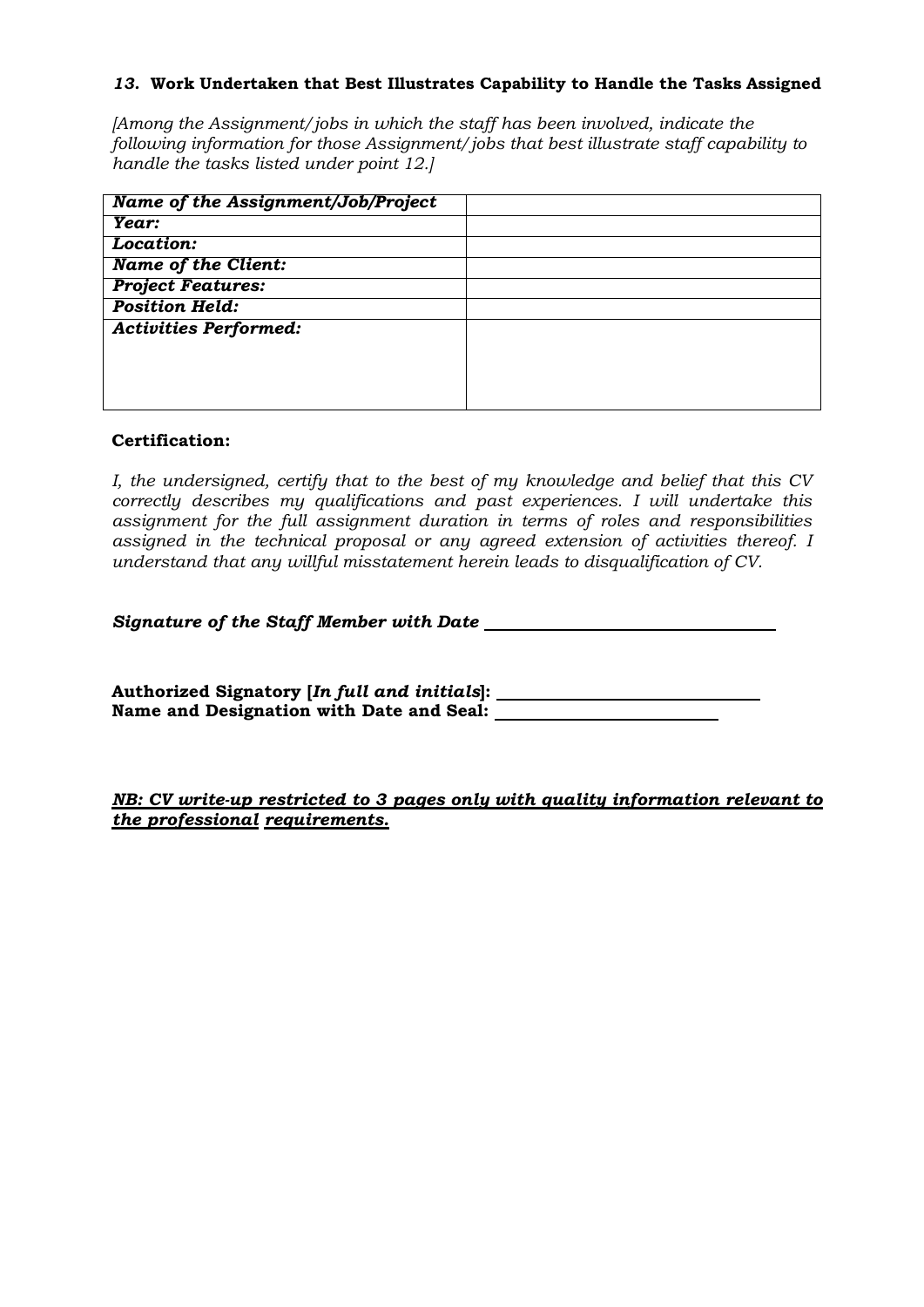### *13.* **Work Undertaken that Best Illustrates Capability to Handle the Tasks Assigned**

*[Among the Assignment/jobs in which the staff has been involved, indicate the following information for those Assignment/jobs that best illustrate staff capability to handle the tasks listed under point 12.]*

| ***Name of the Assignment/Job/Project*** | |
|---|---|
| ***Year:*** | |
| ***Location:*** | |
| ***Name of the Client:*** | |
| ***Project Features:*** | |
| ***Position Held:*** | |
| ***Activities Performed:*** | |

**Certification:**

*I, the undersigned, certify that to the best of my knowledge and belief that this CV correctly describes my qualifications and past experiences. I will undertake this assignment for the full assignment duration in terms of roles and responsibilities assigned in the technical proposal or any agreed extension of activities thereof. I understand that any willful misstatement herein leads to disqualification of CV.*

***Signature of the Staff Member with Date*** ______________________________

**Authorized Signatory [*In full and initials*]:** ___________________________
**Name and Designation with Date and Seal:** _______________________

***NB: CV write-up restricted to 3 pages only with quality information relevant to the professional requirements.***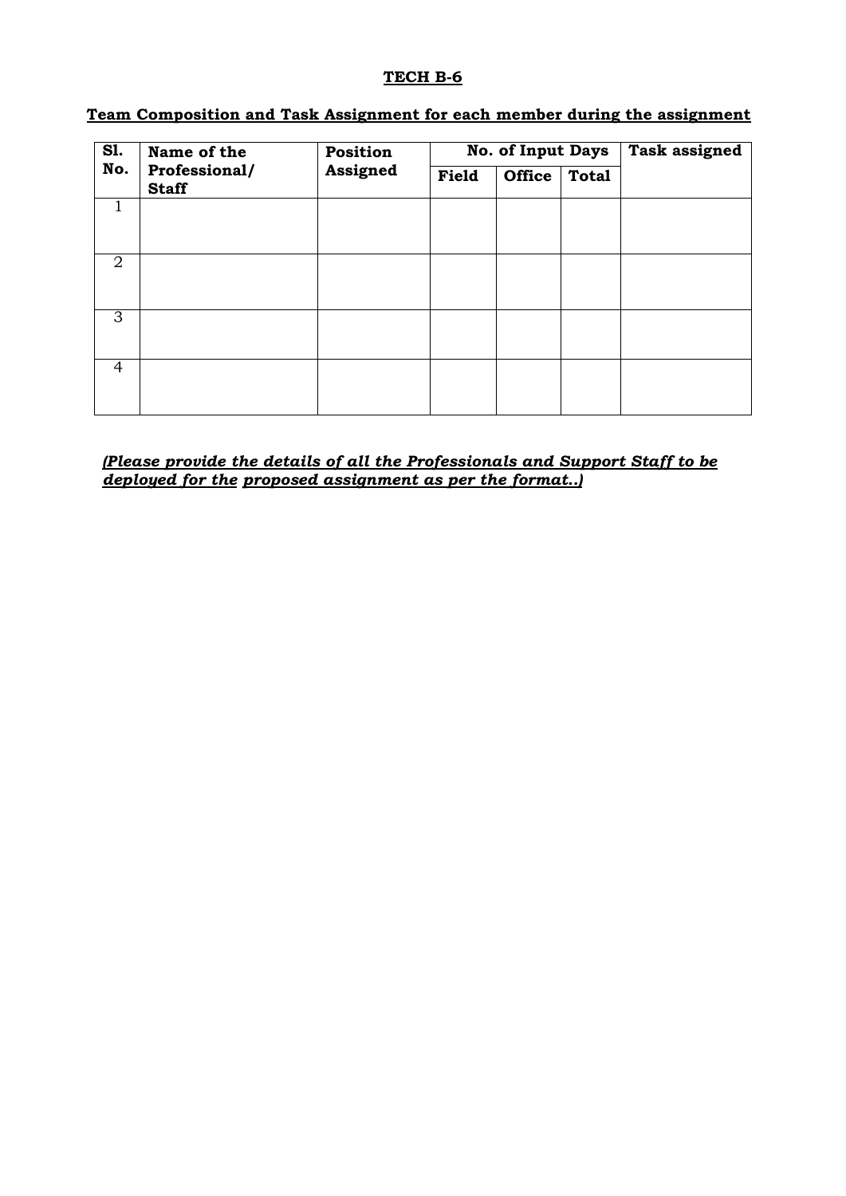**TECH B-6**

**Team Composition and Task Assignment for each member during the assignment**

| Sl. No. | Name of the Professional/ Staff | Position Assigned | No. of Input Days | | | Task assigned |
|---|---|---|---|---|---|---|
| | | | Field | Office | Total | |
| 1 | | | | | | |
| 2 | | | | | | |
| 3 | | | | | | |
| 4 | | | | | | |

*(Please provide the details of all the Professionals and Support Staff to be deployed for the proposed assignment as per the format..)*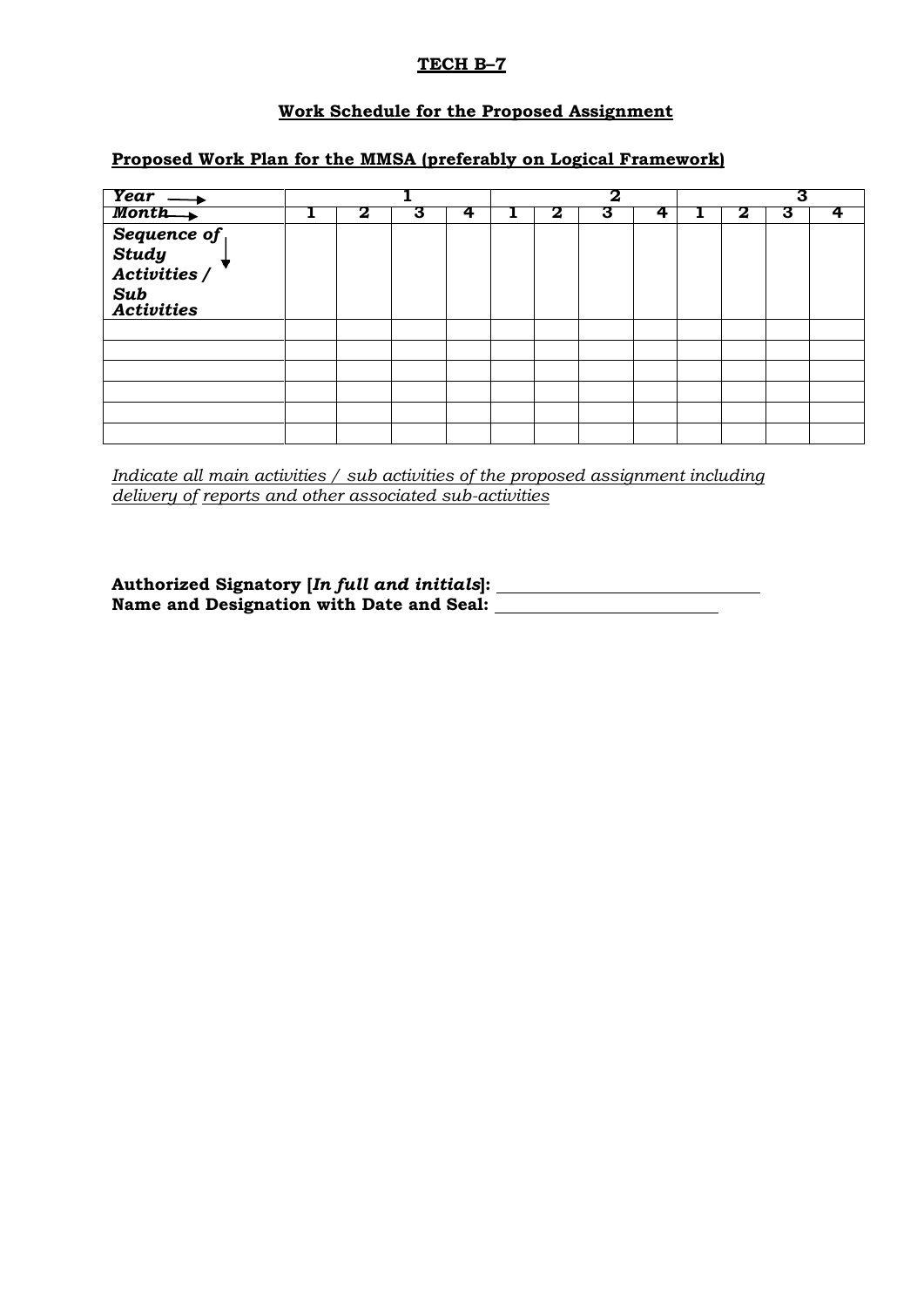**TECH B–7**

**Work Schedule for the Proposed Assignment**

**Proposed Work Plan for the MMSA (preferably on Logical Framework)**

| *Year* → | 1 | | | | 2 | | | | 3 | | | |
|---|---|---|---|---|---|---|---|---|---|---|---|---|
| *Month* → | 1 | 2 | 3 | 4 | 1 | 2 | 3 | 4 | 1 | 2 | 3 | 4 |
| *Sequence of Study Activities / Sub Activities* ↓ | | | | | | | | | | | | |
| | | | | | | | | | | | | |
| | | | | | | | | | | | | |
| | | | | | | | | | | | | |
| | | | | | | | | | | | | |
| | | | | | | | | | | | | |
| | | | | | | | | | | | | |

*Indicate all main activities / sub activities of the proposed assignment including delivery of reports and other associated sub-activities*

**Authorized Signatory [*In full and initials*]:** ______________________________
**Name and Designation with Date and Seal:** ___________________________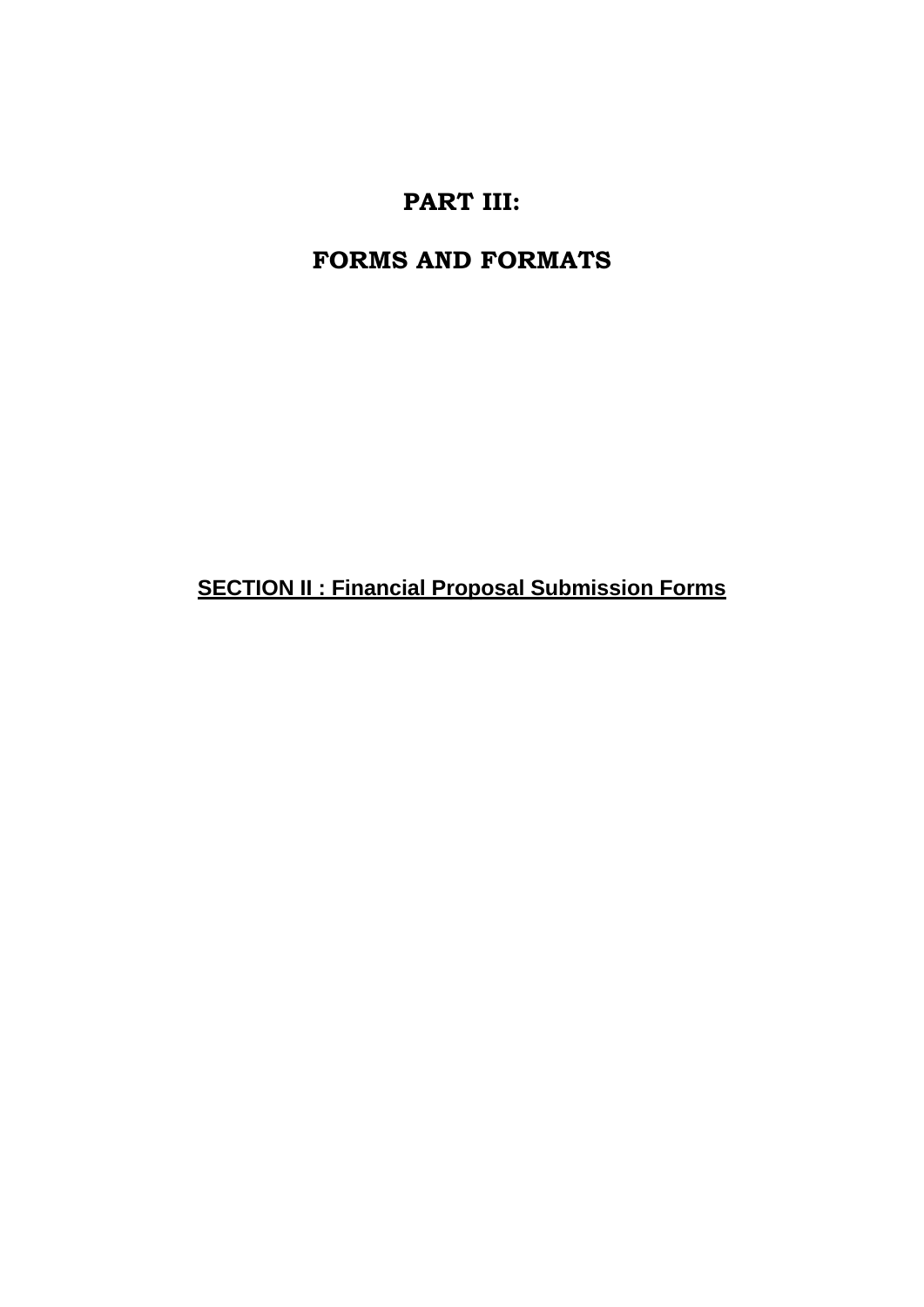# PART III:

# FORMS AND FORMATS

**SECTION II : Financial Proposal Submission Forms**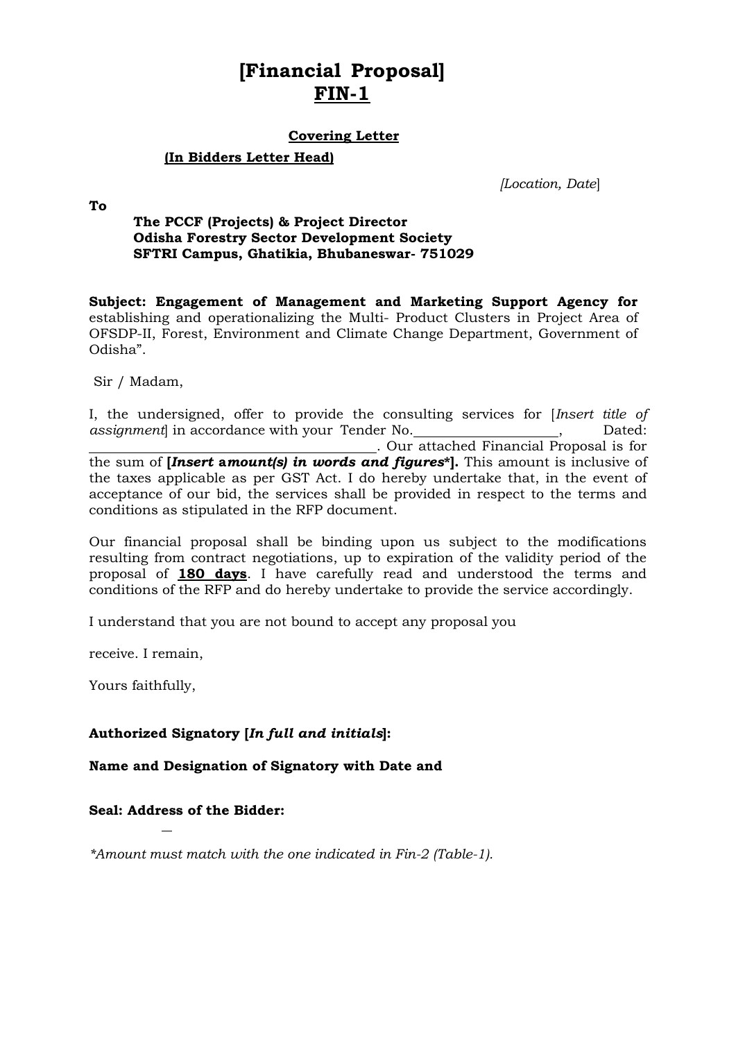# [Financial Proposal]
# FIN-1

**Covering Letter**

**(In Bidders Letter Head)**

*[Location, Date*]

**To**

**The PCCF (Projects) & Project Director**
**Odisha Forestry Sector Development Society**
**SFTRI Campus, Ghatikia, Bhubaneswar- 751029**

**Subject: Engagement of Management and Marketing Support Agency for** establishing and operationalizing the Multi- Product Clusters in Project Area of OFSDP-II, Forest, Environment and Climate Change Department, Government of Odisha".

Sir / Madam,

I, the undersigned, offer to provide the consulting services for [*Insert title of assignment*] in accordance with your Tender No.____________________, Dated: ____________________________________. Our attached Financial Proposal is for the sum of **[*Insert* a*mount(s) in words and figures**\*]. This amount is inclusive of the taxes applicable as per GST Act. I do hereby undertake that, in the event of acceptance of our bid, the services shall be provided in respect to the terms and conditions as stipulated in the RFP document.

Our financial proposal shall be binding upon us subject to the modifications resulting from contract negotiations, up to expiration of the validity period of the proposal of **180 days**. I have carefully read and understood the terms and conditions of the RFP and do hereby undertake to provide the service accordingly.

I understand that you are not bound to accept any proposal you

receive. I remain,

Yours faithfully,

**Authorized Signatory [*In full and initials*]:**

**Name and Designation of Signatory with Date and**

**Seal: Address of the Bidder:**

*\*Amount must match with the one indicated in Fin-2 (Table-1).*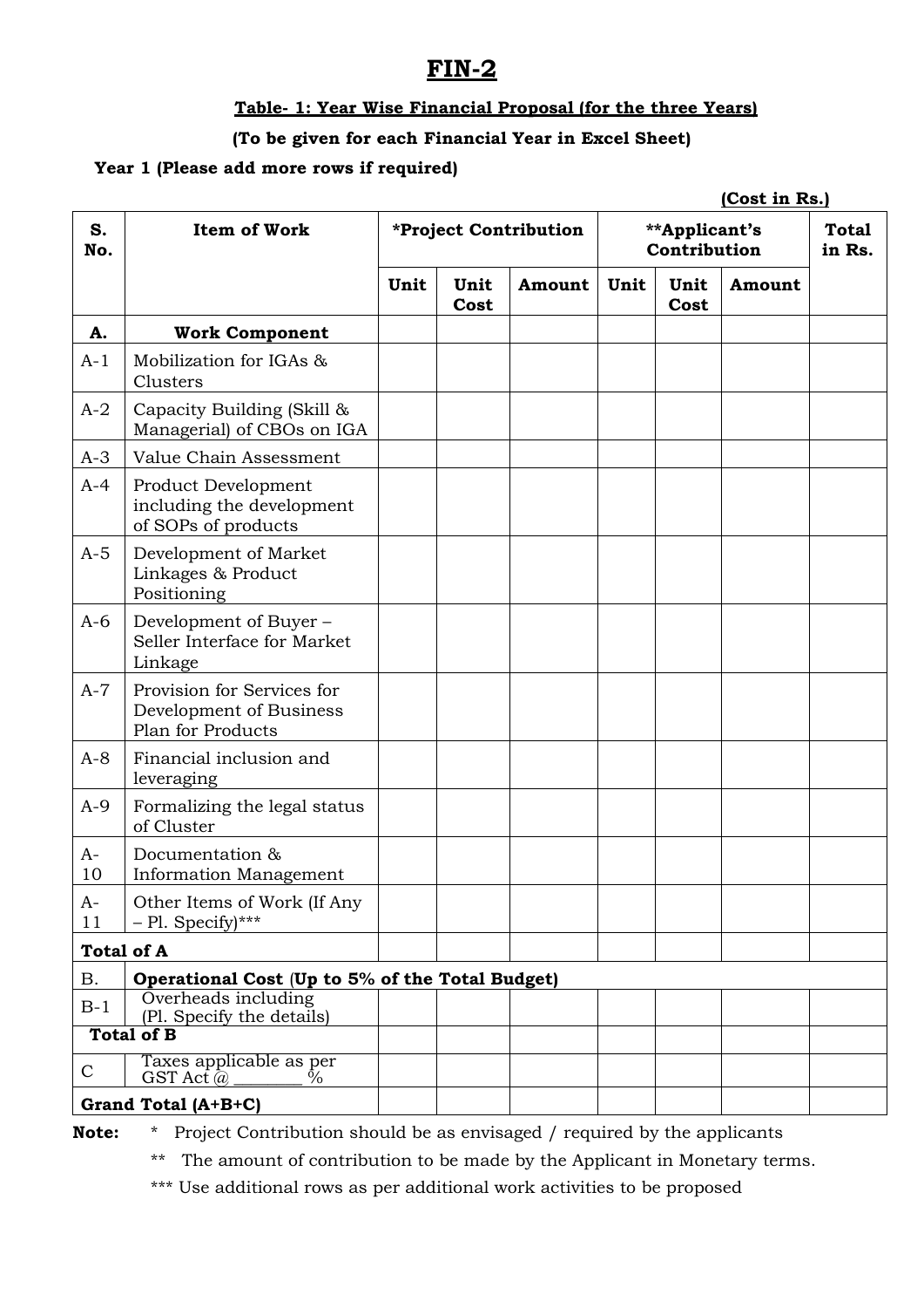# FIN-2

**Table- 1: Year Wise Financial Proposal (for the three Years)**

**(To be given for each Financial Year in Excel Sheet)**

**Year 1 (Please add more rows if required)**

**(Cost in Rs.)**

| S. No. | Item of Work | *Project Contribution | | | **Applicant's Contribution | | | Total in Rs. |
|---|---|---|---|---|---|---|---|---|
| | | Unit | Unit Cost | Amount | Unit | Unit Cost | Amount | |
| **A.** | **Work Component** | | | | | | | |
| A-1 | Mobilization for IGAs & Clusters | | | | | | | |
| A-2 | Capacity Building (Skill & Managerial) of CBOs on IGA | | | | | | | |
| A-3 | Value Chain Assessment | | | | | | | |
| A-4 | Product Development including the development of SOPs of products | | | | | | | |
| A-5 | Development of Market Linkages & Product Positioning | | | | | | | |
| A-6 | Development of Buyer – Seller Interface for Market Linkage | | | | | | | |
| A-7 | Provision for Services for Development of Business Plan for Products | | | | | | | |
| A-8 | Financial inclusion and leveraging | | | | | | | |
| A-9 | Formalizing the legal status of Cluster | | | | | | | |
| A-10 | Documentation & Information Management | | | | | | | |
| A-11 | Other Items of Work (If Any – Pl. Specify)*** | | | | | | | |
| **Total of A** | | | | | | | | |
| B. | **Operational Cost (Up to 5% of the Total Budget)** | | | | | | | |
| B-1 | Overheads including (Pl. Specify the details) | | | | | | | |
| **Total of B** | | | | | | | | |
| C | Taxes applicable as per GST Act @ _______ % | | | | | | | |
| **Grand Total (A+B+C)** | | | | | | | | |

**Note:** * Project Contribution should be as envisaged / required by the applicants

** The amount of contribution to be made by the Applicant in Monetary terms.

*** Use additional rows as per additional work activities to be proposed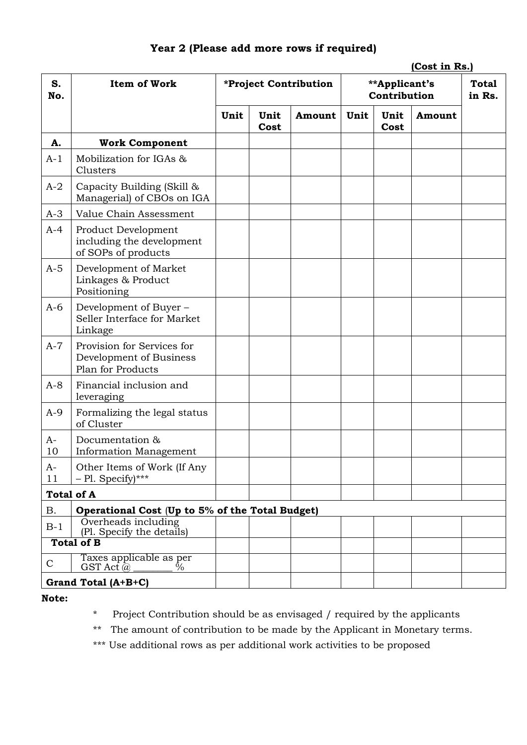## Year 2 (Please add more rows if required)

**(Cost in Rs.)**

| S. No. | Item of Work | *Project Contribution | | | **Applicant's Contribution | | | Total in Rs. |
|---|---|---|---|---|---|---|---|---|
| | | Unit | Unit Cost | Amount | Unit | Unit Cost | Amount | |
| **A.** | **Work Component** | | | | | | | |
| A-1 | Mobilization for IGAs & Clusters | | | | | | | |
| A-2 | Capacity Building (Skill & Managerial) of CBOs on IGA | | | | | | | |
| A-3 | Value Chain Assessment | | | | | | | |
| A-4 | Product Development including the development of SOPs of products | | | | | | | |
| A-5 | Development of Market Linkages & Product Positioning | | | | | | | |
| A-6 | Development of Buyer – Seller Interface for Market Linkage | | | | | | | |
| A-7 | Provision for Services for Development of Business Plan for Products | | | | | | | |
| A-8 | Financial inclusion and leveraging | | | | | | | |
| A-9 | Formalizing the legal status of Cluster | | | | | | | |
| A-10 | Documentation & Information Management | | | | | | | |
| A-11 | Other Items of Work (If Any – Pl. Specify)*** | | | | | | | |
| **Total of A** | | | | | | | | |
| B. | **Operational Cost (Up to 5% of the Total Budget)** | | | | | | | |
| B-1 | Overheads including (Pl. Specify the details) | | | | | | | |
| **Total of B** | | | | | | | | |
| C | Taxes applicable as per GST Act @ ________ % | | | | | | | |
| **Grand Total (A+B+C)** | | | | | | | | |

**Note:**

\* Project Contribution should be as envisaged / required by the applicants

** The amount of contribution to be made by the Applicant in Monetary terms.

*** Use additional rows as per additional work activities to be proposed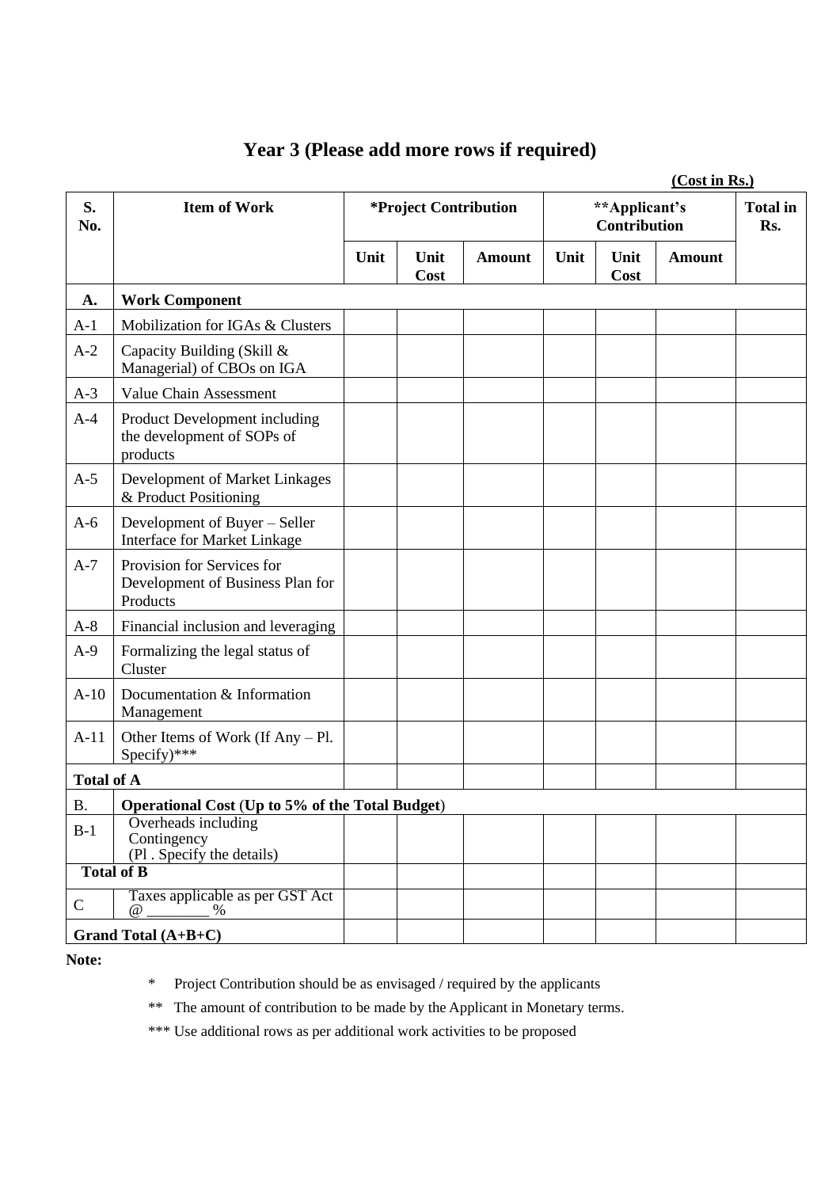## Year 3 (Please add more rows if required)

**(Cost in Rs.)**

| S. No. | Item of Work | *Project Contribution | | | **Applicant's Contribution | | | Total in Rs. |
|---|---|---|---|---|---|---|---|---|
| | | Unit | Unit Cost | Amount | Unit | Unit Cost | Amount | |
| **A.** | **Work Component** | | | | | | | |
| A-1 | Mobilization for IGAs & Clusters | | | | | | | |
| A-2 | Capacity Building (Skill & Managerial) of CBOs on IGA | | | | | | | |
| A-3 | Value Chain Assessment | | | | | | | |
| A-4 | Product Development including the development of SOPs of products | | | | | | | |
| A-5 | Development of Market Linkages & Product Positioning | | | | | | | |
| A-6 | Development of Buyer – Seller Interface for Market Linkage | | | | | | | |
| A-7 | Provision for Services for Development of Business Plan for Products | | | | | | | |
| A-8 | Financial inclusion and leveraging | | | | | | | |
| A-9 | Formalizing the legal status of Cluster | | | | | | | |
| A-10 | Documentation & Information Management | | | | | | | |
| A-11 | Other Items of Work (If Any – Pl. Specify)*** | | | | | | | |
| **Total of A** | | | | | | | | |
| B. | **Operational Cost** (**Up to 5% of the Total Budget**) | | | | | | | |
| B-1 | Overheads including Contingency (Pl . Specify the details) | | | | | | | |
| **Total of B** | | | | | | | | |
| C | Taxes applicable as per GST Act @ ________ % | | | | | | | |
| **Grand Total (A+B+C)** | | | | | | | | |

**Note:**

\* Project Contribution should be as envisaged / required by the applicants

** The amount of contribution to be made by the Applicant in Monetary terms.

*** Use additional rows as per additional work activities to be proposed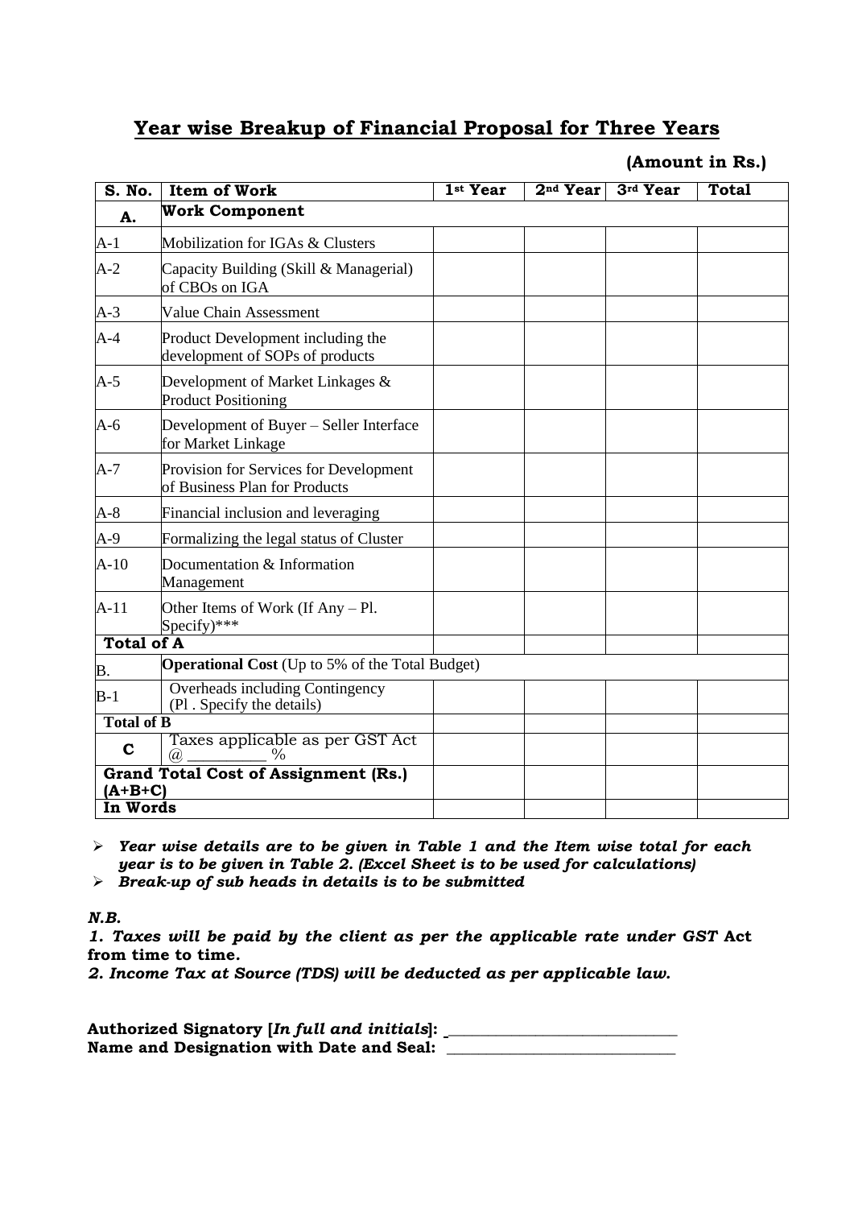## Year wise Breakup of Financial Proposal for Three Years

**(Amount in Rs.)**

| S. No. | Item of Work | 1st Year | 2nd Year | 3rd Year | Total |
|---|---|---|---|---|---|
| **A.** | **Work Component** | | | | |
| A-1 | Mobilization for IGAs & Clusters | | | | |
| A-2 | Capacity Building (Skill & Managerial) of CBOs on IGA | | | | |
| A-3 | Value Chain Assessment | | | | |
| A-4 | Product Development including the development of SOPs of products | | | | |
| A-5 | Development of Market Linkages & Product Positioning | | | | |
| A-6 | Development of Buyer – Seller Interface for Market Linkage | | | | |
| A-7 | Provision for Services for Development of Business Plan for Products | | | | |
| A-8 | Financial inclusion and leveraging | | | | |
| A-9 | Formalizing the legal status of Cluster | | | | |
| A-10 | Documentation & Information Management | | | | |
| A-11 | Other Items of Work (If Any – Pl. Specify)*** | | | | |
| **Total of A** | | | | | |
| B. | **Operational Cost** (Up to 5% of the Total Budget) | | | | |
| B-1 | Overheads including Contingency (Pl . Specify the details) | | | | |
| **Total of B** | | | | | |
| **C** | Taxes applicable as per GST Act @ _________ % | | | | |
| **Grand Total Cost of Assignment (Rs.) (A+B+C)** | | | | | |
| **In Words** | | | | | |

- ***Year wise details are to be given in Table 1 and the Item wise total for each year is to be given in Table 2. (Excel Sheet is to be used for calculations)***
- ***Break-up of sub heads in details is to be submitted***

***N.B.***

***1. Taxes will be paid by the client as per the applicable rate under GST* Act from time to time.**

***2. Income Tax at Source (TDS) will be deducted as per applicable law.***

**Authorized Signatory [*In full and initials*]:** ____________________________

**Name and Designation with Date and Seal:** ____________________________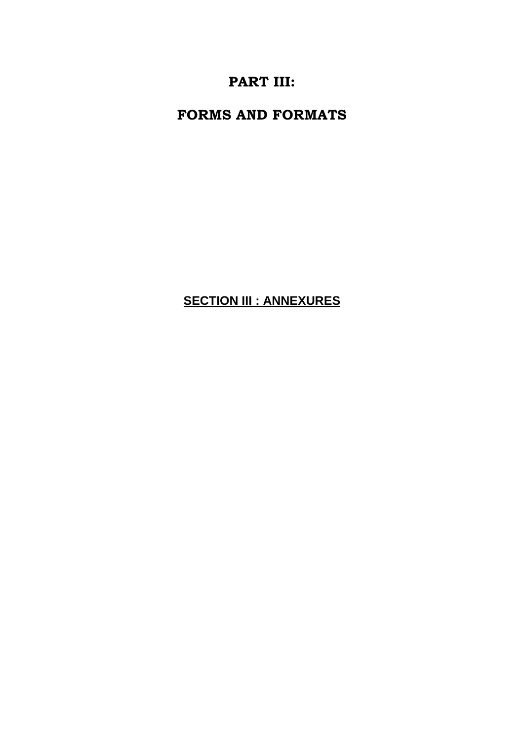# PART III:

# FORMS AND FORMATS

## <u>SECTION III : ANNEXURES</u>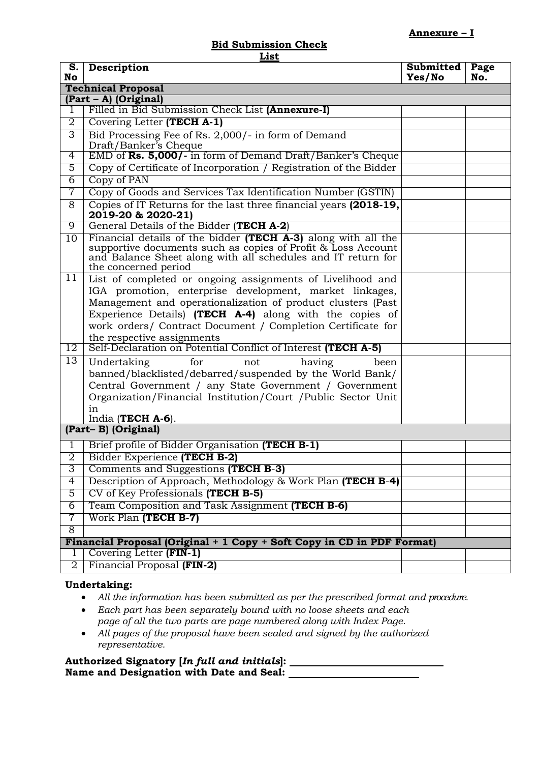**Annexure – I**

## Bid Submission Check List

| S. No | Description | Submitted Yes/No | Page No. |
|---|---|---|---|
| **Technical Proposal** | | | |
| **(Part – A) (Original)** | | | |
| 1 | Filled in Bid Submission Check List **(Annexure-I)** | | |
| 2 | Covering Letter **(TECH A-1)** | | |
| 3 | Bid Processing Fee of Rs. 2,000/- in form of Demand Draft/Banker's Cheque | | |
| 4 | EMD of **Rs. 5,000/-** in form of Demand Draft/Banker's Cheque | | |
| 5 | Copy of Certificate of Incorporation / Registration of the Bidder | | |
| 6 | Copy of PAN | | |
| 7 | Copy of Goods and Services Tax Identification Number (GSTIN) | | |
| 8 | Copies of IT Returns for the last three financial years **(2018-19, 2019-20 & 2020-21)** | | |
| 9 | General Details of the Bidder (**TECH A-2**) | | |
| 10 | Financial details of the bidder **(TECH A-3)** along with all the supportive documents such as copies of Profit & Loss Account and Balance Sheet along with all schedules and IT return for the concerned period | | |
| 11 | List of completed or ongoing assignments of Livelihood and IGA promotion, enterprise development, market linkages, Management and operationalization of product clusters (Past Experience Details) **(TECH A-4)** along with the copies of work orders/ Contract Document / Completion Certificate for the respective assignments | | |
| 12 | Self-Declaration on Potential Conflict of Interest **(TECH A-5)** | | |
| 13 | Undertaking for not having been banned/blacklisted/debarred/suspended by the World Bank/ Central Government / any State Government / Government Organization/Financial Institution/Court /Public Sector Unit in India (**TECH A-6**). | | |
| **(Part– B) (Original)** | | | |
| 1 | Brief profile of Bidder Organisation **(TECH B-1)** | | |
| 2 | Bidder Experience **(TECH B-2)** | | |
| 3 | Comments and Suggestions **(TECH B-3)** | | |
| 4 | Description of Approach, Methodology & Work Plan **(TECH B-4)** | | |
| 5 | CV of Key Professionals **(TECH B-5)** | | |
| 6 | Team Composition and Task Assignment **(TECH B-6)** | | |
| 7 | Work Plan **(TECH B-7)** | | |
| 8 | | | |
| **Financial Proposal (Original + 1 Copy + Soft Copy in CD in PDF Format)** | | | |
| 1 | Covering Letter **(FIN-1)** | | |
| 2 | Financial Proposal **(FIN-2)** | | |

**Undertaking:**

- *All the information has been submitted as per the prescribed format and procedure.*
- *Each part has been separately bound with no loose sheets and each page of all the two parts are page numbered along with Index Page.*
- *All pages of the proposal have been sealed and signed by the authorized representative.*

**Authorized Signatory [*In full and initials*]:** ______________________________

**Name and Designation with Date and Seal:** __________________________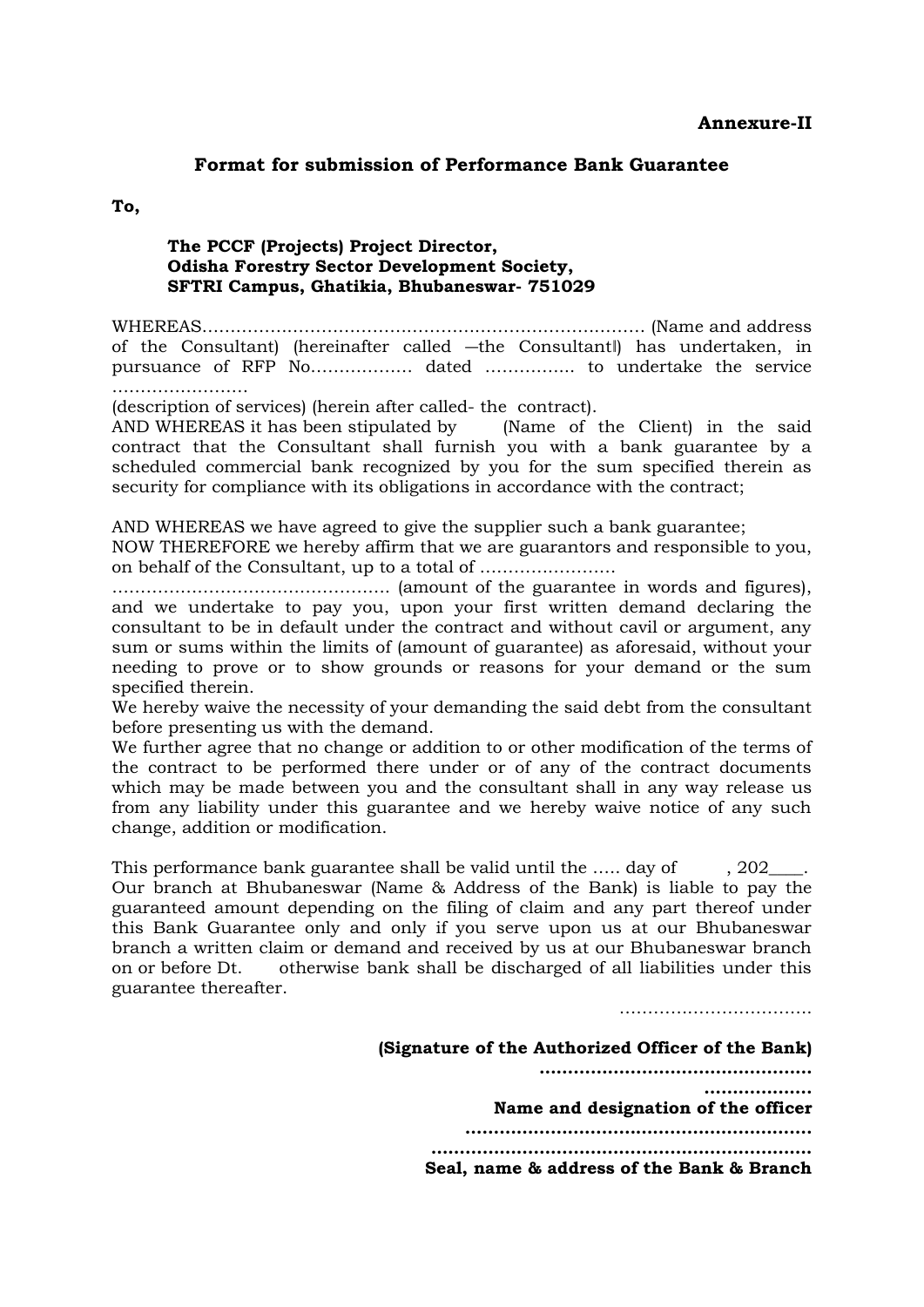**Annexure-II**

## Format for submission of Performance Bank Guarantee

**To,**

> **The PCCF (Projects) Project Director,**
> **Odisha Forestry Sector Development Society,**
> **SFTRI Campus, Ghatikia, Bhubaneswar- 751029**

WHEREAS…………………………………………………………………… (Name and address of the Consultant) (hereinafter called ―the Consultant‖) has undertaken, in pursuance of RFP No……………… dated ……………. to undertake the service ……………………
(description of services) (herein after called- the contract).
AND WHEREAS it has been stipulated by (Name of the Client) in the said contract that the Consultant shall furnish you with a bank guarantee by a scheduled commercial bank recognized by you for the sum specified therein as security for compliance with its obligations in accordance with the contract;

AND WHEREAS we have agreed to give the supplier such a bank guarantee;
NOW THEREFORE we hereby affirm that we are guarantors and responsible to you, on behalf of the Consultant, up to a total of ……………………
………………………………………… (amount of the guarantee in words and figures), and we undertake to pay you, upon your first written demand declaring the consultant to be in default under the contract and without cavil or argument, any sum or sums within the limits of (amount of guarantee) as aforesaid, without your needing to prove or to show grounds or reasons for your demand or the sum specified therein.
We hereby waive the necessity of your demanding the said debt from the consultant before presenting us with the demand.
We further agree that no change or addition to or other modification of the terms of the contract to be performed there under or of any of the contract documents which may be made between you and the consultant shall in any way release us from any liability under this guarantee and we hereby waive notice of any such change, addition or modification.

This performance bank guarantee shall be valid until the ….. day of , 202____.
Our branch at Bhubaneswar (Name & Address of the Bank) is liable to pay the guaranteed amount depending on the filing of claim and any part thereof under this Bank Guarantee only and only if you serve upon us at our Bhubaneswar branch a written claim or demand and received by us at our Bhubaneswar branch on or before Dt. otherwise bank shall be discharged of all liabilities under this guarantee thereafter.

……………………………

**(Signature of the Authorized Officer of the Bank)**

**…………………………………………**
**………………**

**Name and designation of the officer**

**……………………………………………………**
**……………………………………………………**

**Seal, name & address of the Bank & Branch**